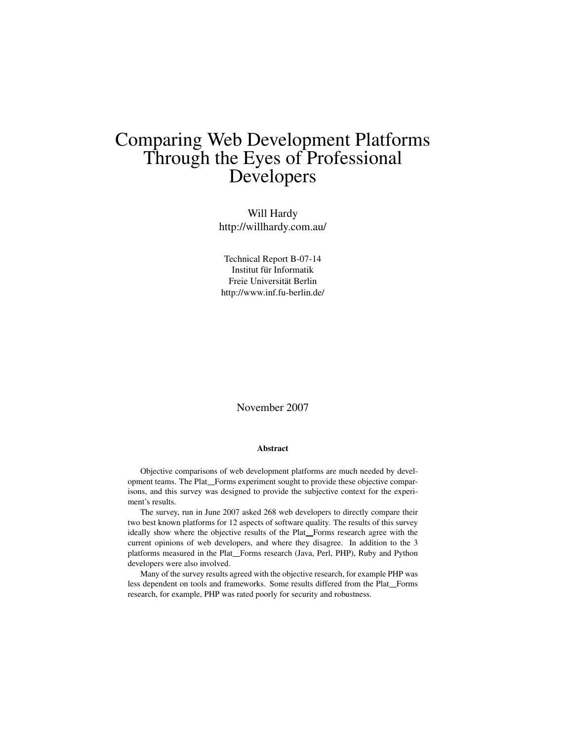# Comparing Web Development Platforms Through the Eyes of Professional Developers

Will Hardy
http://willhardy.com.au/

Technical Report B-07-14
Institut für Informatik
Freie Universität Berlin
http://www.inf.fu-berlin.de/

November 2007

**Abstract**

Objective comparisons of web development platforms are much needed by development teams. The Plat_Forms experiment sought to provide these objective comparisons, and this survey was designed to provide the subjective context for the experiment's results.

The survey, run in June 2007 asked 268 web developers to directly compare their two best known platforms for 12 aspects of software quality. The results of this survey ideally show where the objective results of the Plat_Forms research agree with the current opinions of web developers, and where they disagree. In addition to the 3 platforms measured in the Plat_Forms research (Java, Perl, PHP), Ruby and Python developers were also involved.

Many of the survey results agreed with the objective research, for example PHP was less dependent on tools and frameworks. Some results differed from the Plat_Forms research, for example, PHP was rated poorly for security and robustness.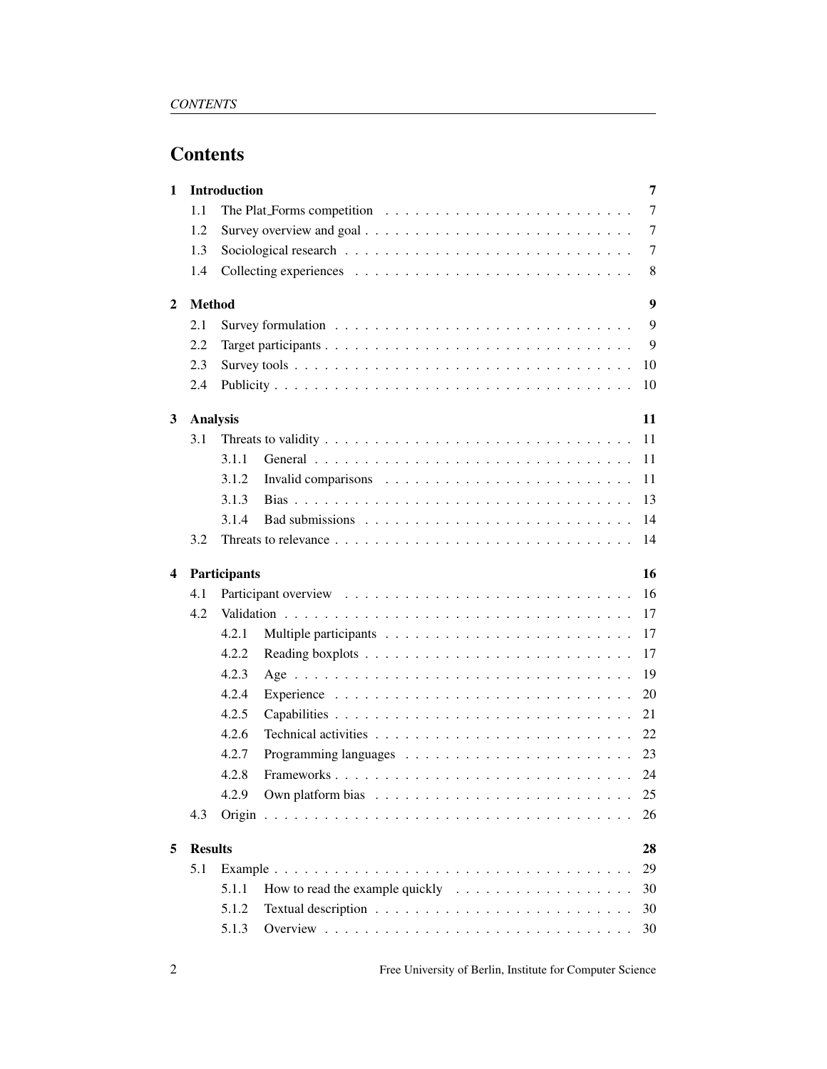# Contents

**1 Introduction** — 7
- 1.1 The Plat_Forms competition — 7
- 1.2 Survey overview and goal — 7
- 1.3 Sociological research — 7
- 1.4 Collecting experiences — 8

**2 Method** — 9
- 2.1 Survey formulation — 9
- 2.2 Target participants — 9
- 2.3 Survey tools — 10
- 2.4 Publicity — 10

**3 Analysis** — 11
- 3.1 Threats to validity — 11
  - 3.1.1 General — 11
  - 3.1.2 Invalid comparisons — 11
  - 3.1.3 Bias — 13
  - 3.1.4 Bad submissions — 14
- 3.2 Threats to relevance — 14

**4 Participants** — 16
- 4.1 Participant overview — 16
- 4.2 Validation — 17
  - 4.2.1 Multiple participants — 17
  - 4.2.2 Reading boxplots — 17
  - 4.2.3 Age — 19
  - 4.2.4 Experience — 20
  - 4.2.5 Capabilities — 21
  - 4.2.6 Technical activities — 22
  - 4.2.7 Programming languages — 23
  - 4.2.8 Frameworks — 24
  - 4.2.9 Own platform bias — 25
- 4.3 Origin — 26

**5 Results** — 28
- 5.1 Example — 29
  - 5.1.1 How to read the example quickly — 30
  - 5.1.2 Textual description — 30
  - 5.1.3 Overview — 30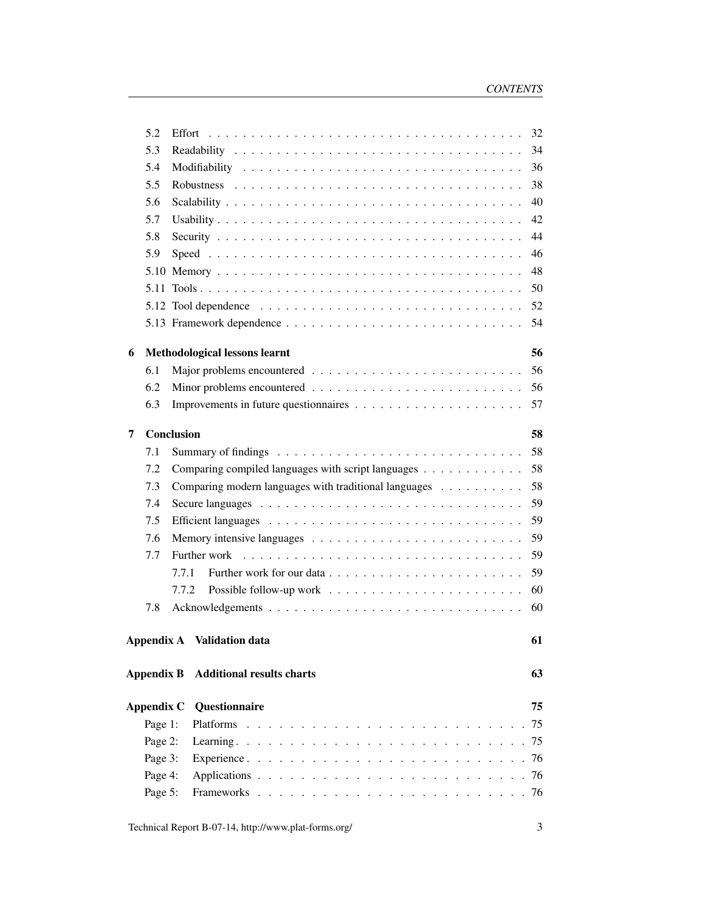- 5.2 Effort . . . . . 32
- 5.3 Readability . . . . . 34
- 5.4 Modifiability . . . . . 36
- 5.5 Robustness . . . . . 38
- 5.6 Scalability . . . . . 40
- 5.7 Usability . . . . . 42
- 5.8 Security . . . . . 44
- 5.9 Speed . . . . . 46
- 5.10 Memory . . . . . 48
- 5.11 Tools . . . . . 50
- 5.12 Tool dependence . . . . . 52
- 5.13 Framework dependence . . . . . 54

**6 Methodological lessons learnt** **56**

- 6.1 Major problems encountered . . . . . 56
- 6.2 Minor problems encountered . . . . . 56
- 6.3 Improvements in future questionnaires . . . . . 57

**7 Conclusion** **58**

- 7.1 Summary of findings . . . . . 58
- 7.2 Comparing compiled languages with script languages . . . . . 58
- 7.3 Comparing modern languages with traditional languages . . . . . 58
- 7.4 Secure languages . . . . . 59
- 7.5 Efficient languages . . . . . 59
- 7.6 Memory intensive languages . . . . . 59
- 7.7 Further work . . . . . 59
  - 7.7.1 Further work for our data . . . . . 59
  - 7.7.2 Possible follow-up work . . . . . 60
- 7.8 Acknowledgements . . . . . 60

**Appendix A Validation data** **61**

**Appendix B Additional results charts** **63**

**Appendix C Questionnaire** **75**

- Page 1: Platforms . . . . . 75
- Page 2: Learning . . . . . 75
- Page 3: Experience . . . . . 76
- Page 4: Applications . . . . . 76
- Page 5: Frameworks . . . . . 76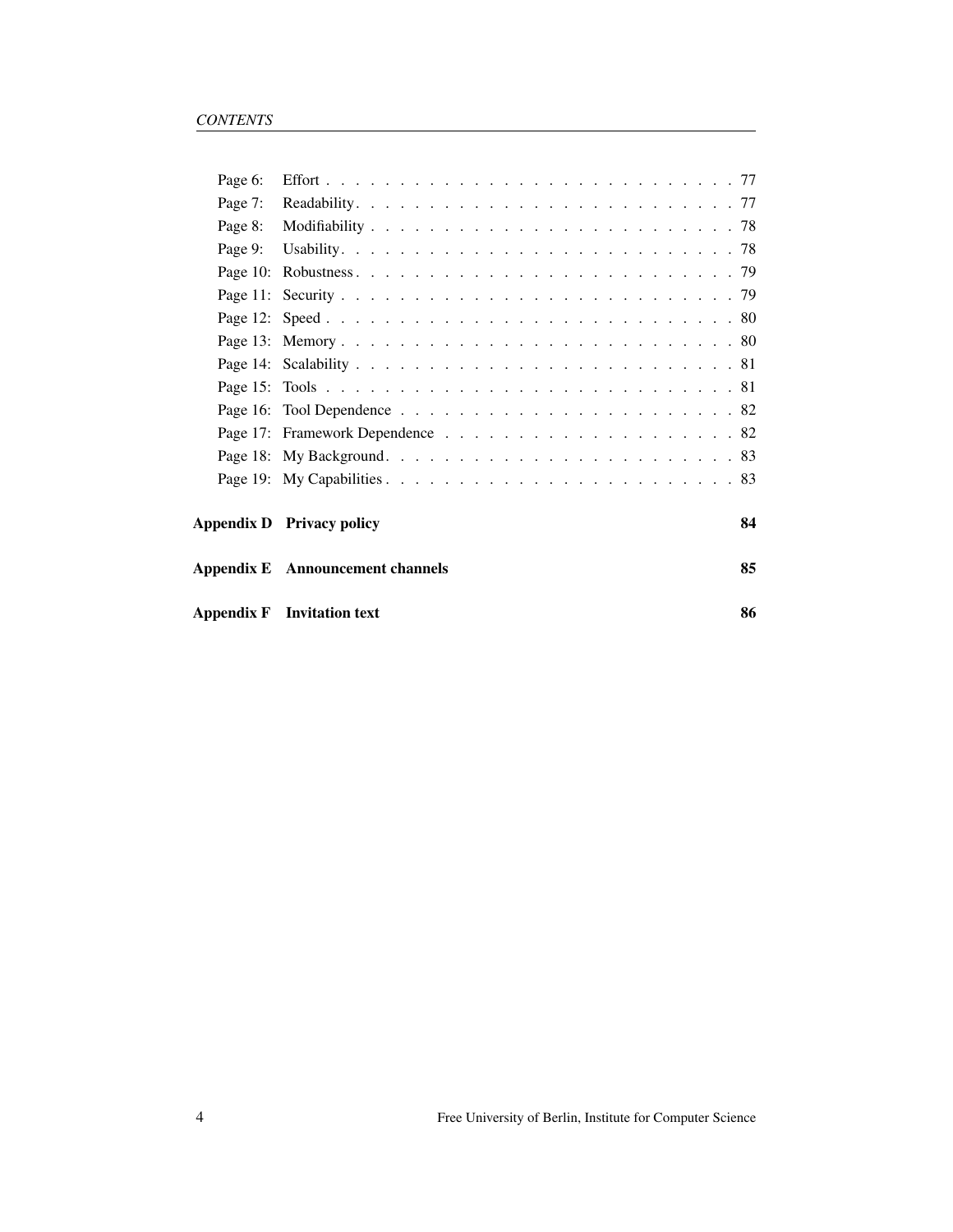Page 6: Effort . . . . . . . . . . . . . . . . . . . . . . . . . . . . 77
Page 7: Readability . . . . . . . . . . . . . . . . . . . . . . . . . . 77
Page 8: Modifiability . . . . . . . . . . . . . . . . . . . . . . . . . 78
Page 9: Usability . . . . . . . . . . . . . . . . . . . . . . . . . . 78
Page 10: Robustness . . . . . . . . . . . . . . . . . . . . . . . . . 79
Page 11: Security . . . . . . . . . . . . . . . . . . . . . . . . . . 79
Page 12: Speed . . . . . . . . . . . . . . . . . . . . . . . . . . . 80
Page 13: Memory . . . . . . . . . . . . . . . . . . . . . . . . . . 80
Page 14: Scalability . . . . . . . . . . . . . . . . . . . . . . . . . 81
Page 15: Tools . . . . . . . . . . . . . . . . . . . . . . . . . . . 81
Page 16: Tool Dependence . . . . . . . . . . . . . . . . . . . . . . 82
Page 17: Framework Dependence . . . . . . . . . . . . . . . . . . . 82
Page 18: My Background . . . . . . . . . . . . . . . . . . . . . . . 83
Page 19: My Capabilities . . . . . . . . . . . . . . . . . . . . . . 83

**Appendix D Privacy policy** **84**

**Appendix E Announcement channels** **85**

**Appendix F Invitation text** **86**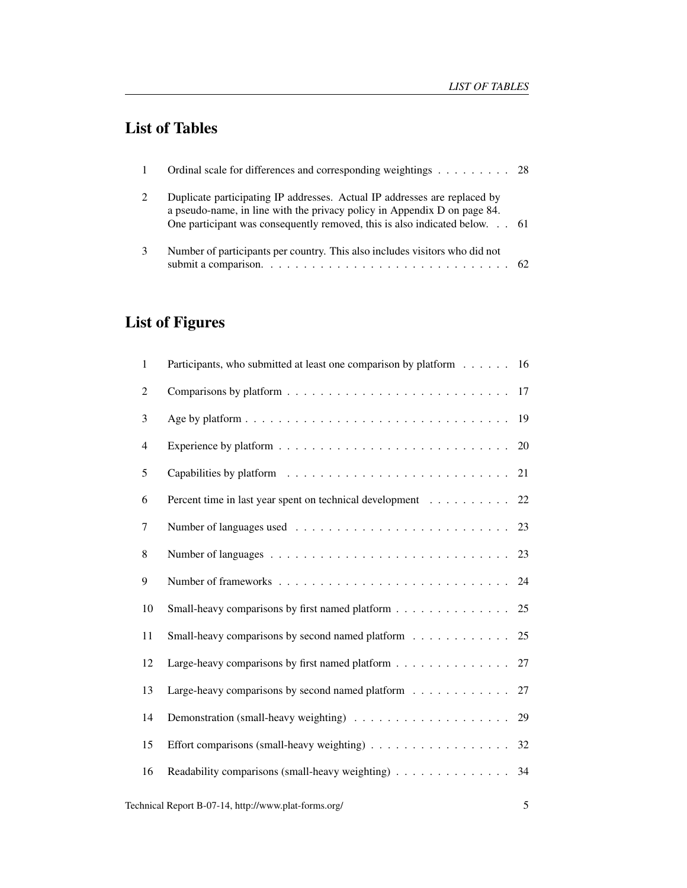## List of Tables

| | | |
|---|---|---|
| 1 | Ordinal scale for differences and corresponding weightings | 28 |
| 2 | Duplicate participating IP addresses. Actual IP addresses are replaced by a pseudo-name, in line with the privacy policy in Appendix D on page 84. One participant was consequently removed, this is also indicated below. | 61 |
| 3 | Number of participants per country. This also includes visitors who did not submit a comparison. | 62 |

## List of Figures

| | | |
|---|---|---|
| 1 | Participants, who submitted at least one comparison by platform | 16 |
| 2 | Comparisons by platform | 17 |
| 3 | Age by platform | 19 |
| 4 | Experience by platform | 20 |
| 5 | Capabilities by platform | 21 |
| 6 | Percent time in last year spent on technical development | 22 |
| 7 | Number of languages used | 23 |
| 8 | Number of languages | 23 |
| 9 | Number of frameworks | 24 |
| 10 | Small-heavy comparisons by first named platform | 25 |
| 11 | Small-heavy comparisons by second named platform | 25 |
| 12 | Large-heavy comparisons by first named platform | 27 |
| 13 | Large-heavy comparisons by second named platform | 27 |
| 14 | Demonstration (small-heavy weighting) | 29 |
| 15 | Effort comparisons (small-heavy weighting) | 32 |
| 16 | Readability comparisons (small-heavy weighting) | 34 |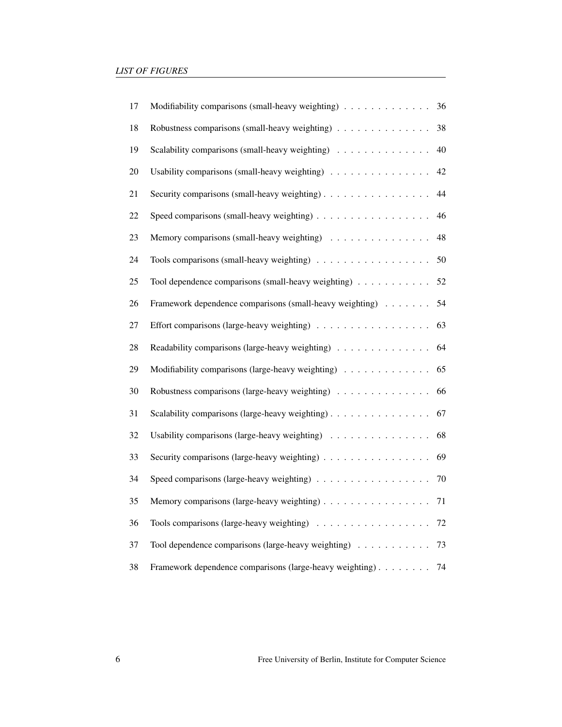| | | |
|---|---|---|
| 17 | Modifiability comparisons (small-heavy weighting) | 36 |
| 18 | Robustness comparisons (small-heavy weighting) | 38 |
| 19 | Scalability comparisons (small-heavy weighting) | 40 |
| 20 | Usability comparisons (small-heavy weighting) | 42 |
| 21 | Security comparisons (small-heavy weighting) | 44 |
| 22 | Speed comparisons (small-heavy weighting) | 46 |
| 23 | Memory comparisons (small-heavy weighting) | 48 |
| 24 | Tools comparisons (small-heavy weighting) | 50 |
| 25 | Tool dependence comparisons (small-heavy weighting) | 52 |
| 26 | Framework dependence comparisons (small-heavy weighting) | 54 |
| 27 | Effort comparisons (large-heavy weighting) | 63 |
| 28 | Readability comparisons (large-heavy weighting) | 64 |
| 29 | Modifiability comparisons (large-heavy weighting) | 65 |
| 30 | Robustness comparisons (large-heavy weighting) | 66 |
| 31 | Scalability comparisons (large-heavy weighting) | 67 |
| 32 | Usability comparisons (large-heavy weighting) | 68 |
| 33 | Security comparisons (large-heavy weighting) | 69 |
| 34 | Speed comparisons (large-heavy weighting) | 70 |
| 35 | Memory comparisons (large-heavy weighting) | 71 |
| 36 | Tools comparisons (large-heavy weighting) | 72 |
| 37 | Tool dependence comparisons (large-heavy weighting) | 73 |
| 38 | Framework dependence comparisons (large-heavy weighting) | 74 |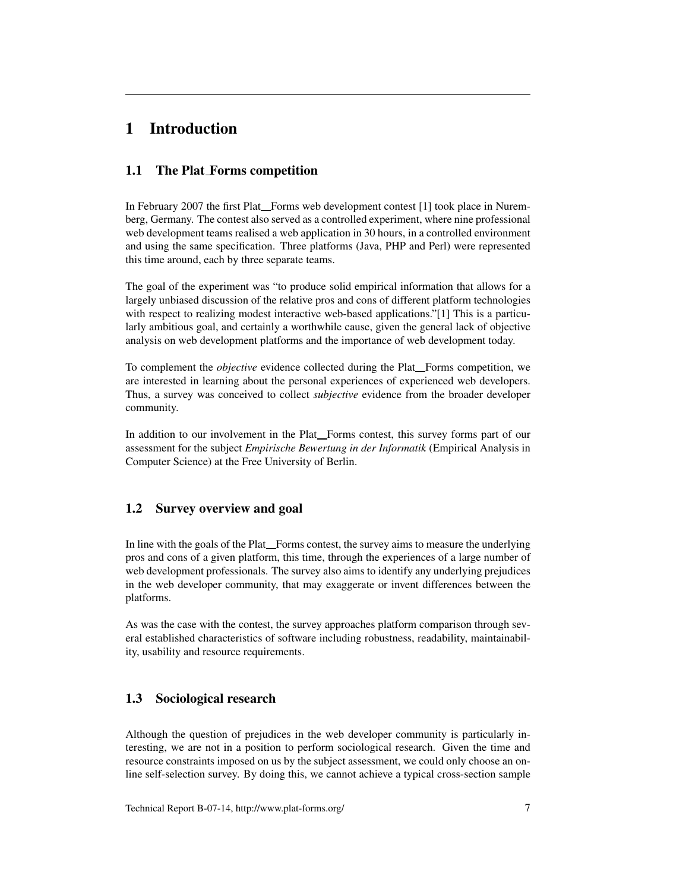# 1 Introduction

## 1.1 The Plat_Forms competition

In February 2007 the first Plat_Forms web development contest [1] took place in Nuremberg, Germany. The contest also served as a controlled experiment, where nine professional web development teams realised a web application in 30 hours, in a controlled environment and using the same specification. Three platforms (Java, PHP and Perl) were represented this time around, each by three separate teams.

The goal of the experiment was "to produce solid empirical information that allows for a largely unbiased discussion of the relative pros and cons of different platform technologies with respect to realizing modest interactive web-based applications."[1] This is a particularly ambitious goal, and certainly a worthwhile cause, given the general lack of objective analysis on web development platforms and the importance of web development today.

To complement the *objective* evidence collected during the Plat_Forms competition, we are interested in learning about the personal experiences of experienced web developers. Thus, a survey was conceived to collect *subjective* evidence from the broader developer community.

In addition to our involvement in the Plat_Forms contest, this survey forms part of our assessment for the subject *Empirische Bewertung in der Informatik* (Empirical Analysis in Computer Science) at the Free University of Berlin.

## 1.2 Survey overview and goal

In line with the goals of the Plat_Forms contest, the survey aims to measure the underlying pros and cons of a given platform, this time, through the experiences of a large number of web development professionals. The survey also aims to identify any underlying prejudices in the web developer community, that may exaggerate or invent differences between the platforms.

As was the case with the contest, the survey approaches platform comparison through several established characteristics of software including robustness, readability, maintainability, usability and resource requirements.

## 1.3 Sociological research

Although the question of prejudices in the web developer community is particularly interesting, we are not in a position to perform sociological research. Given the time and resource constraints imposed on us by the subject assessment, we could only choose an online self-selection survey. By doing this, we cannot achieve a typical cross-section sample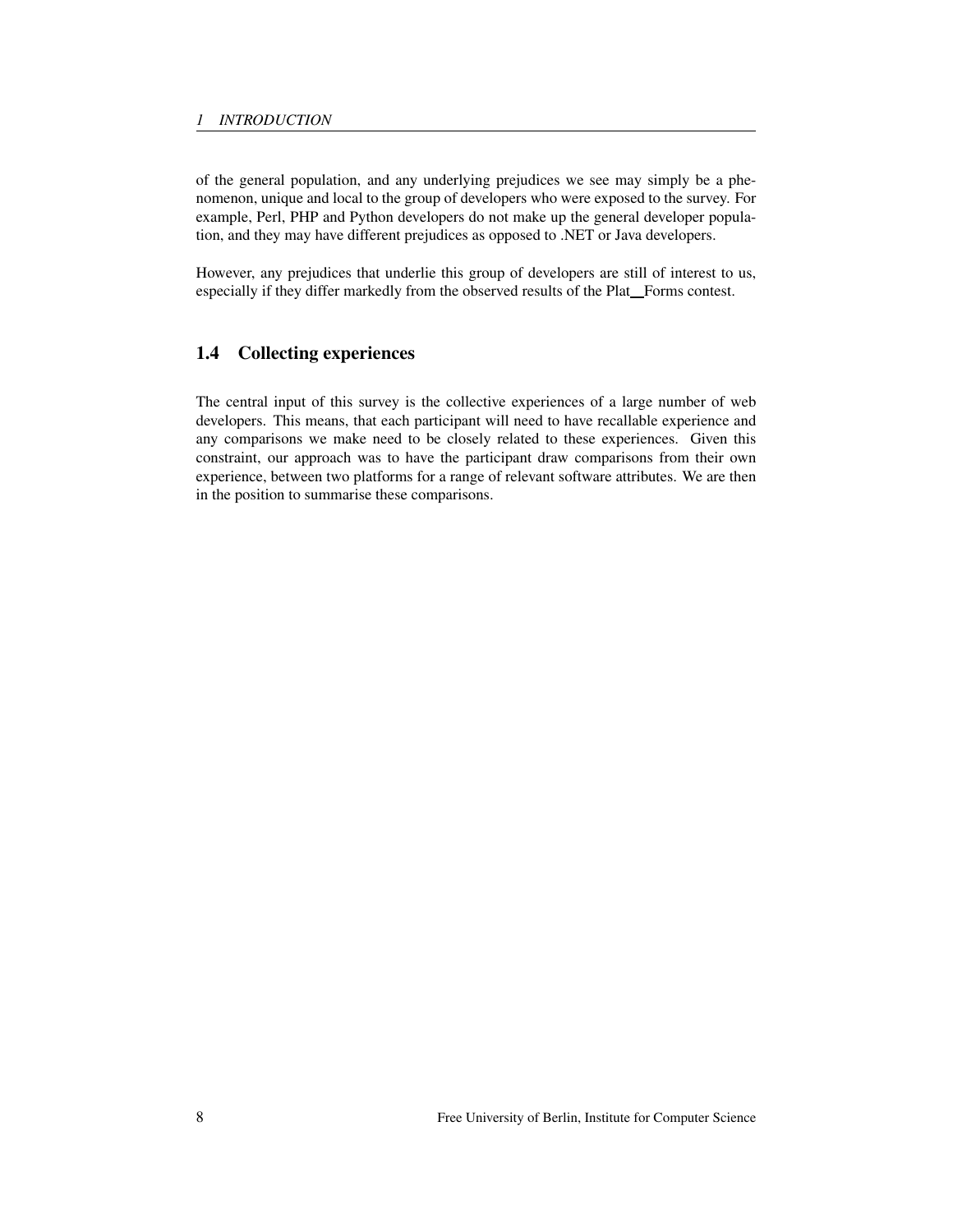of the general population, and any underlying prejudices we see may simply be a phenomenon, unique and local to the group of developers who were exposed to the survey. For example, Perl, PHP and Python developers do not make up the general developer population, and they may have different prejudices as opposed to .NET or Java developers.

However, any prejudices that underlie this group of developers are still of interest to us, especially if they differ markedly from the observed results of the Plat_Forms contest.

## 1.4 Collecting experiences

The central input of this survey is the collective experiences of a large number of web developers. This means, that each participant will need to have recallable experience and any comparisons we make need to be closely related to these experiences. Given this constraint, our approach was to have the participant draw comparisons from their own experience, between two platforms for a range of relevant software attributes. We are then in the position to summarise these comparisons.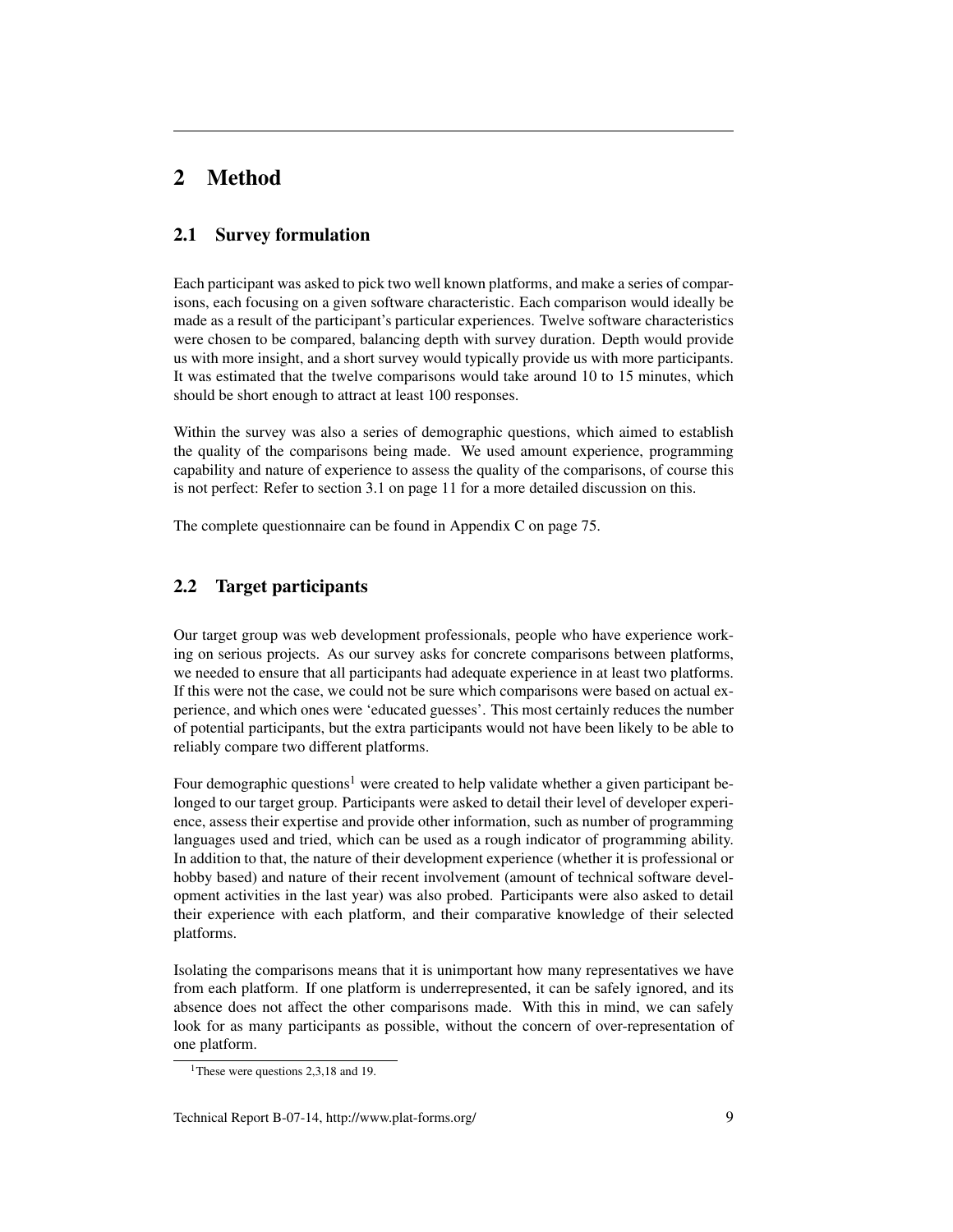# 2 Method

## 2.1 Survey formulation

Each participant was asked to pick two well known platforms, and make a series of comparisons, each focusing on a given software characteristic. Each comparison would ideally be made as a result of the participant's particular experiences. Twelve software characteristics were chosen to be compared, balancing depth with survey duration. Depth would provide us with more insight, and a short survey would typically provide us with more participants. It was estimated that the twelve comparisons would take around 10 to 15 minutes, which should be short enough to attract at least 100 responses.

Within the survey was also a series of demographic questions, which aimed to establish the quality of the comparisons being made. We used amount experience, programming capability and nature of experience to assess the quality of the comparisons, of course this is not perfect: Refer to section 3.1 on page 11 for a more detailed discussion on this.

The complete questionnaire can be found in Appendix C on page 75.

## 2.2 Target participants

Our target group was web development professionals, people who have experience working on serious projects. As our survey asks for concrete comparisons between platforms, we needed to ensure that all participants had adequate experience in at least two platforms. If this were not the case, we could not be sure which comparisons were based on actual experience, and which ones were 'educated guesses'. This most certainly reduces the number of potential participants, but the extra participants would not have been likely to be able to reliably compare two different platforms.

Four demographic questions[1] were created to help validate whether a given participant belonged to our target group. Participants were asked to detail their level of developer experience, assess their expertise and provide other information, such as number of programming languages used and tried, which can be used as a rough indicator of programming ability. In addition to that, the nature of their development experience (whether it is professional or hobby based) and nature of their recent involvement (amount of technical software development activities in the last year) was also probed. Participants were also asked to detail their experience with each platform, and their comparative knowledge of their selected platforms.

Isolating the comparisons means that it is unimportant how many representatives we have from each platform. If one platform is underrepresented, it can be safely ignored, and its absence does not affect the other comparisons made. With this in mind, we can safely look for as many participants as possible, without the concern of over-representation of one platform.

[1] These were questions 2,3,18 and 19.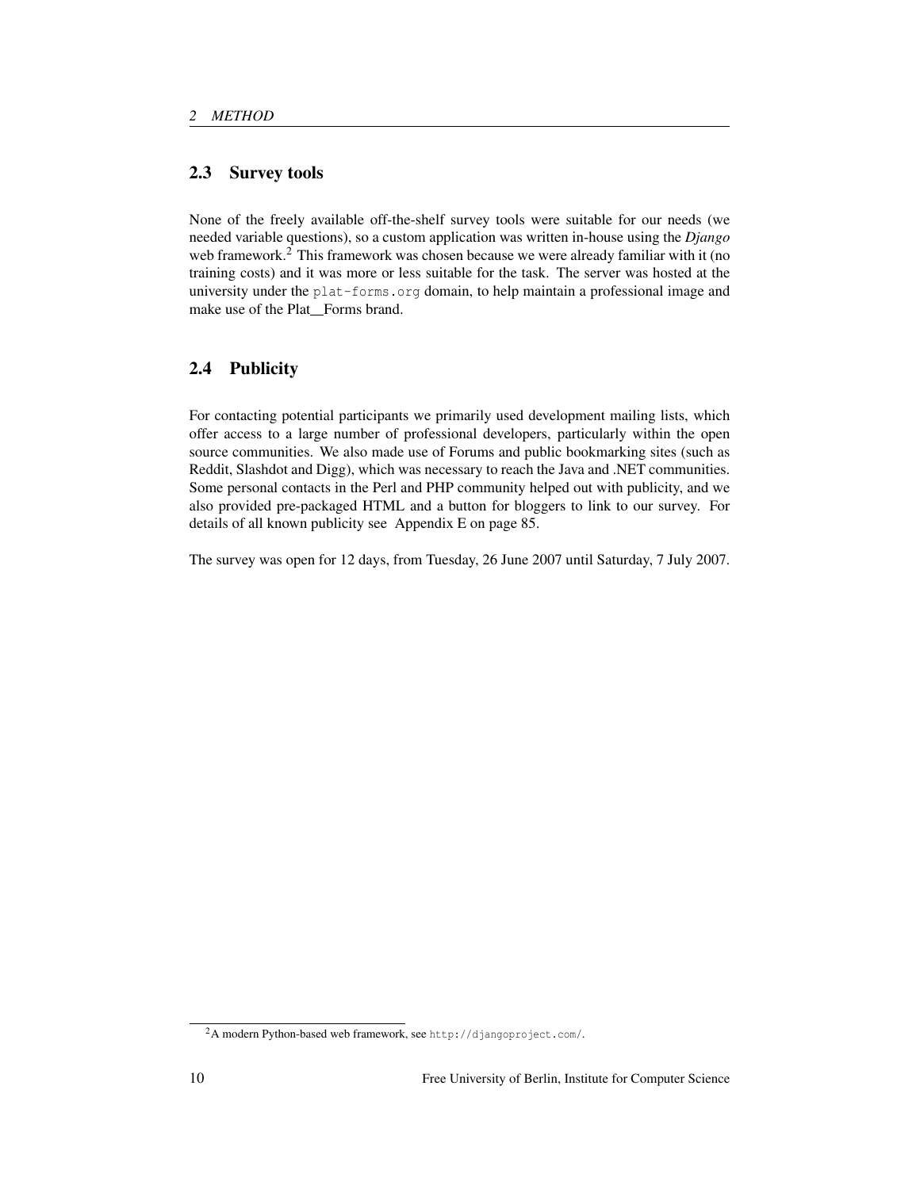## 2.3 Survey tools

None of the freely available off-the-shelf survey tools were suitable for our needs (we needed variable questions), so a custom application was written in-house using the *Django* web framework.[2] This framework was chosen because we were already familiar with it (no training costs) and it was more or less suitable for the task. The server was hosted at the university under the `plat-forms.org` domain, to help maintain a professional image and make use of the Plat_Forms brand.

## 2.4 Publicity

For contacting potential participants we primarily used development mailing lists, which offer access to a large number of professional developers, particularly within the open source communities. We also made use of Forums and public bookmarking sites (such as Reddit, Slashdot and Digg), which was necessary to reach the Java and .NET communities. Some personal contacts in the Perl and PHP community helped out with publicity, and we also provided pre-packaged HTML and a button for bloggers to link to our survey. For details of all known publicity see Appendix E on page 85.

The survey was open for 12 days, from Tuesday, 26 June 2007 until Saturday, 7 July 2007.

[2] A modern Python-based web framework, see `http://djangoproject.com/`.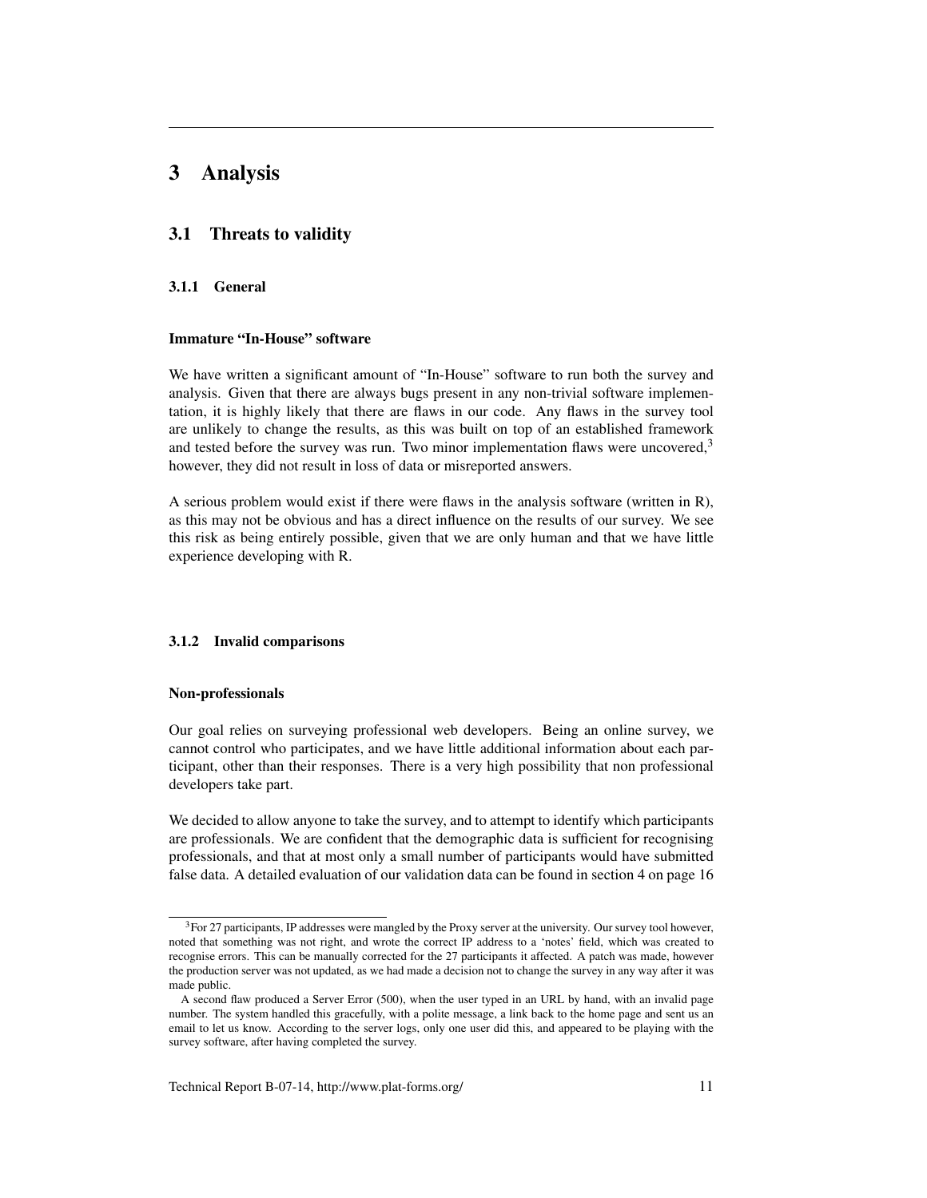# 3 Analysis

## 3.1 Threats to validity

### 3.1.1 General

**Immature "In-House" software**

We have written a significant amount of "In-House" software to run both the survey and analysis. Given that there are always bugs present in any non-trivial software implementation, it is highly likely that there are flaws in our code. Any flaws in the survey tool are unlikely to change the results, as this was built on top of an established framework and tested before the survey was run. Two minor implementation flaws were uncovered,[3] however, they did not result in loss of data or misreported answers.

A serious problem would exist if there were flaws in the analysis software (written in R), as this may not be obvious and has a direct influence on the results of our survey. We see this risk as being entirely possible, given that we are only human and that we have little experience developing with R.

### 3.1.2 Invalid comparisons

**Non-professionals**

Our goal relies on surveying professional web developers. Being an online survey, we cannot control who participates, and we have little additional information about each participant, other than their responses. There is a very high possibility that non professional developers take part.

We decided to allow anyone to take the survey, and to attempt to identify which participants are professionals. We are confident that the demographic data is sufficient for recognising professionals, and that at most only a small number of participants would have submitted false data. A detailed evaluation of our validation data can be found in section 4 on page 16

---

[3] For 27 participants, IP addresses were mangled by the Proxy server at the university. Our survey tool however, noted that something was not right, and wrote the correct IP address to a 'notes' field, which was created to recognise errors. This can be manually corrected for the 27 participants it affected. A patch was made, however the production server was not updated, as we had made a decision not to change the survey in any way after it was made public.

A second flaw produced a Server Error (500), when the user typed in an URL by hand, with an invalid page number. The system handled this gracefully, with a polite message, a link back to the home page and sent us an email to let us know. According to the server logs, only one user did this, and appeared to be playing with the survey software, after having completed the survey.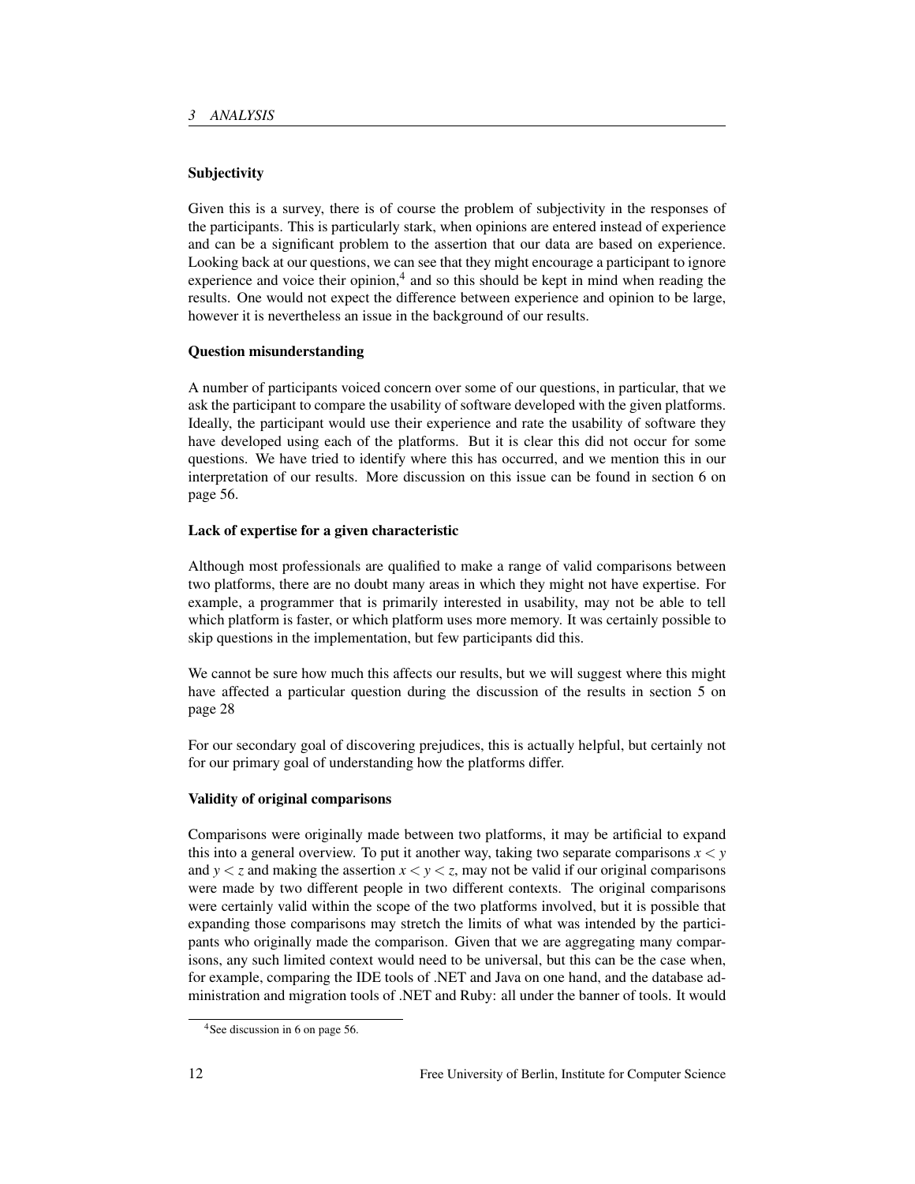### Subjectivity

Given this is a survey, there is of course the problem of subjectivity in the responses of the participants. This is particularly stark, when opinions are entered instead of experience and can be a significant problem to the assertion that our data are based on experience. Looking back at our questions, we can see that they might encourage a participant to ignore experience and voice their opinion,[4] and so this should be kept in mind when reading the results. One would not expect the difference between experience and opinion to be large, however it is nevertheless an issue in the background of our results.

### Question misunderstanding

A number of participants voiced concern over some of our questions, in particular, that we ask the participant to compare the usability of software developed with the given platforms. Ideally, the participant would use their experience and rate the usability of software they have developed using each of the platforms. But it is clear this did not occur for some questions. We have tried to identify where this has occurred, and we mention this in our interpretation of our results. More discussion on this issue can be found in section 6 on page 56.

### Lack of expertise for a given characteristic

Although most professionals are qualified to make a range of valid comparisons between two platforms, there are no doubt many areas in which they might not have expertise. For example, a programmer that is primarily interested in usability, may not be able to tell which platform is faster, or which platform uses more memory. It was certainly possible to skip questions in the implementation, but few participants did this.

We cannot be sure how much this affects our results, but we will suggest where this might have affected a particular question during the discussion of the results in section 5 on page 28

For our secondary goal of discovering prejudices, this is actually helpful, but certainly not for our primary goal of understanding how the platforms differ.

### Validity of original comparisons

Comparisons were originally made between two platforms, it may be artificial to expand this into a general overview. To put it another way, taking two separate comparisons $x < y$ and $y < z$ and making the assertion $x < y < z$, may not be valid if our original comparisons were made by two different people in two different contexts. The original comparisons were certainly valid within the scope of the two platforms involved, but it is possible that expanding those comparisons may stretch the limits of what was intended by the participants who originally made the comparison. Given that we are aggregating many comparisons, any such limited context would need to be universal, but this can be the case when, for example, comparing the IDE tools of .NET and Java on one hand, and the database administration and migration tools of .NET and Ruby: all under the banner of tools. It would

[4] See discussion in 6 on page 56.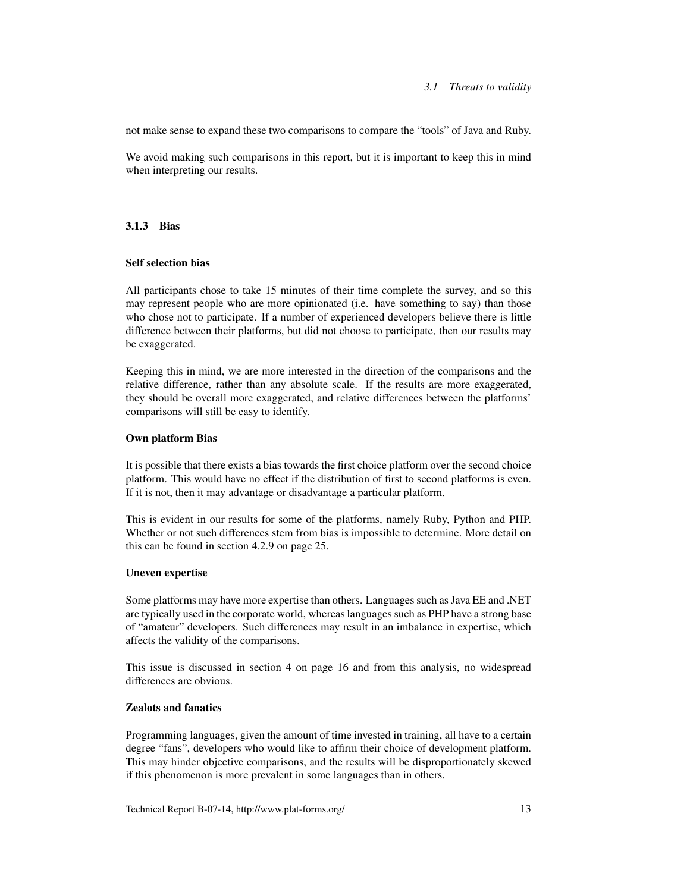not make sense to expand these two comparisons to compare the "tools" of Java and Ruby.

We avoid making such comparisons in this report, but it is important to keep this in mind when interpreting our results.

### 3.1.3 Bias

#### Self selection bias

All participants chose to take 15 minutes of their time complete the survey, and so this may represent people who are more opinionated (i.e. have something to say) than those who chose not to participate. If a number of experienced developers believe there is little difference between their platforms, but did not choose to participate, then our results may be exaggerated.

Keeping this in mind, we are more interested in the direction of the comparisons and the relative difference, rather than any absolute scale. If the results are more exaggerated, they should be overall more exaggerated, and relative differences between the platforms' comparisons will still be easy to identify.

#### Own platform Bias

It is possible that there exists a bias towards the first choice platform over the second choice platform. This would have no effect if the distribution of first to second platforms is even. If it is not, then it may advantage or disadvantage a particular platform.

This is evident in our results for some of the platforms, namely Ruby, Python and PHP. Whether or not such differences stem from bias is impossible to determine. More detail on this can be found in section 4.2.9 on page 25.

#### Uneven expertise

Some platforms may have more expertise than others. Languages such as Java EE and .NET are typically used in the corporate world, whereas languages such as PHP have a strong base of "amateur" developers. Such differences may result in an imbalance in expertise, which affects the validity of the comparisons.

This issue is discussed in section 4 on page 16 and from this analysis, no widespread differences are obvious.

#### Zealots and fanatics

Programming languages, given the amount of time invested in training, all have to a certain degree "fans", developers who would like to affirm their choice of development platform. This may hinder objective comparisons, and the results will be disproportionately skewed if this phenomenon is more prevalent in some languages than in others.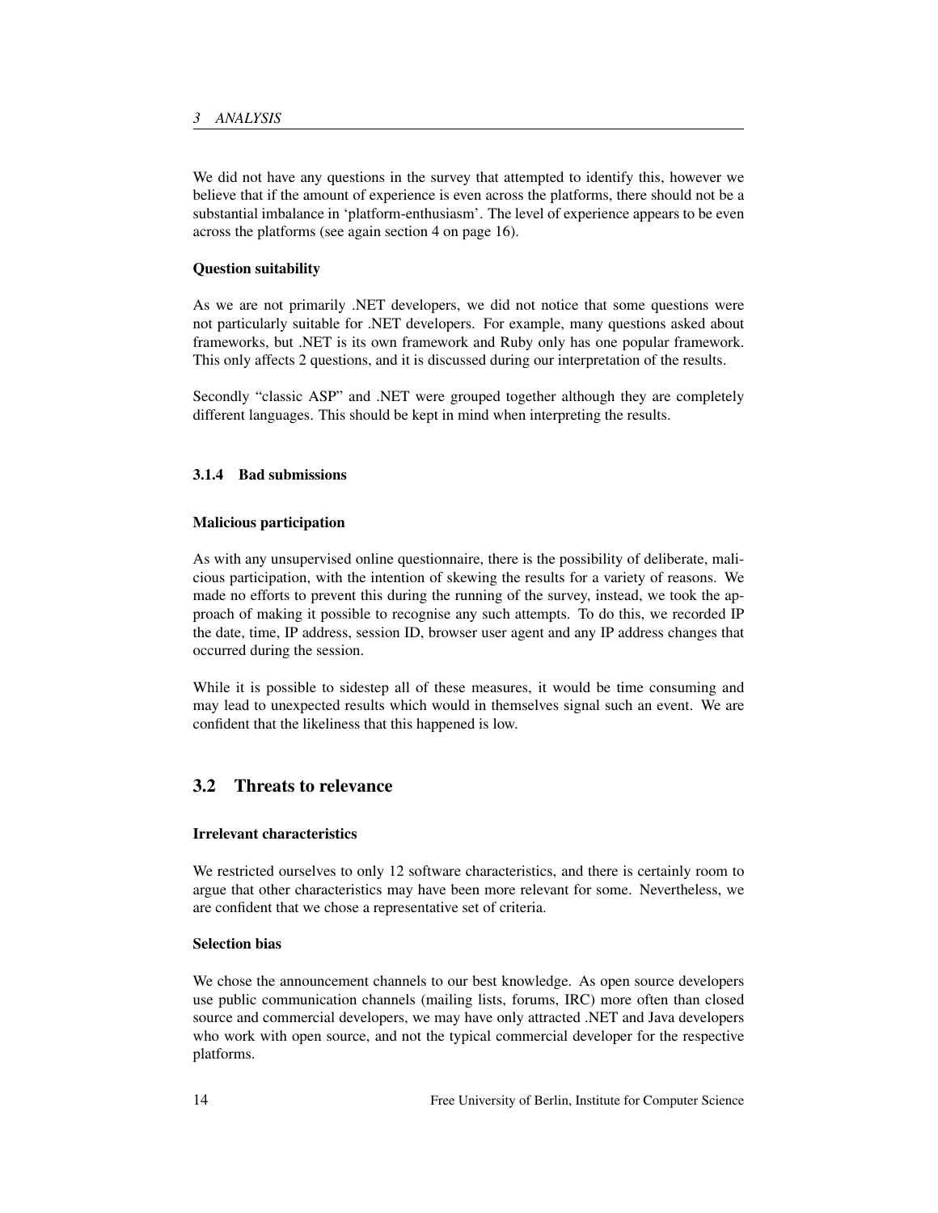We did not have any questions in the survey that attempted to identify this, however we believe that if the amount of experience is even across the platforms, there should not be a substantial imbalance in 'platform-enthusiasm'. The level of experience appears to be even across the platforms (see again section 4 on page 16).

**Question suitability**

As we are not primarily .NET developers, we did not notice that some questions were not particularly suitable for .NET developers. For example, many questions asked about frameworks, but .NET is its own framework and Ruby only has one popular framework. This only affects 2 questions, and it is discussed during our interpretation of the results.

Secondly "classic ASP" and .NET were grouped together although they are completely different languages. This should be kept in mind when interpreting the results.

### 3.1.4 Bad submissions

**Malicious participation**

As with any unsupervised online questionnaire, there is the possibility of deliberate, malicious participation, with the intention of skewing the results for a variety of reasons. We made no efforts to prevent this during the running of the survey, instead, we took the approach of making it possible to recognise any such attempts. To do this, we recorded IP the date, time, IP address, session ID, browser user agent and any IP address changes that occurred during the session.

While it is possible to sidestep all of these measures, it would be time consuming and may lead to unexpected results which would in themselves signal such an event. We are confident that the likeliness that this happened is low.

## 3.2 Threats to relevance

**Irrelevant characteristics**

We restricted ourselves to only 12 software characteristics, and there is certainly room to argue that other characteristics may have been more relevant for some. Nevertheless, we are confident that we chose a representative set of criteria.

**Selection bias**

We chose the announcement channels to our best knowledge. As open source developers use public communication channels (mailing lists, forums, IRC) more often than closed source and commercial developers, we may have only attracted .NET and Java developers who work with open source, and not the typical commercial developer for the respective platforms.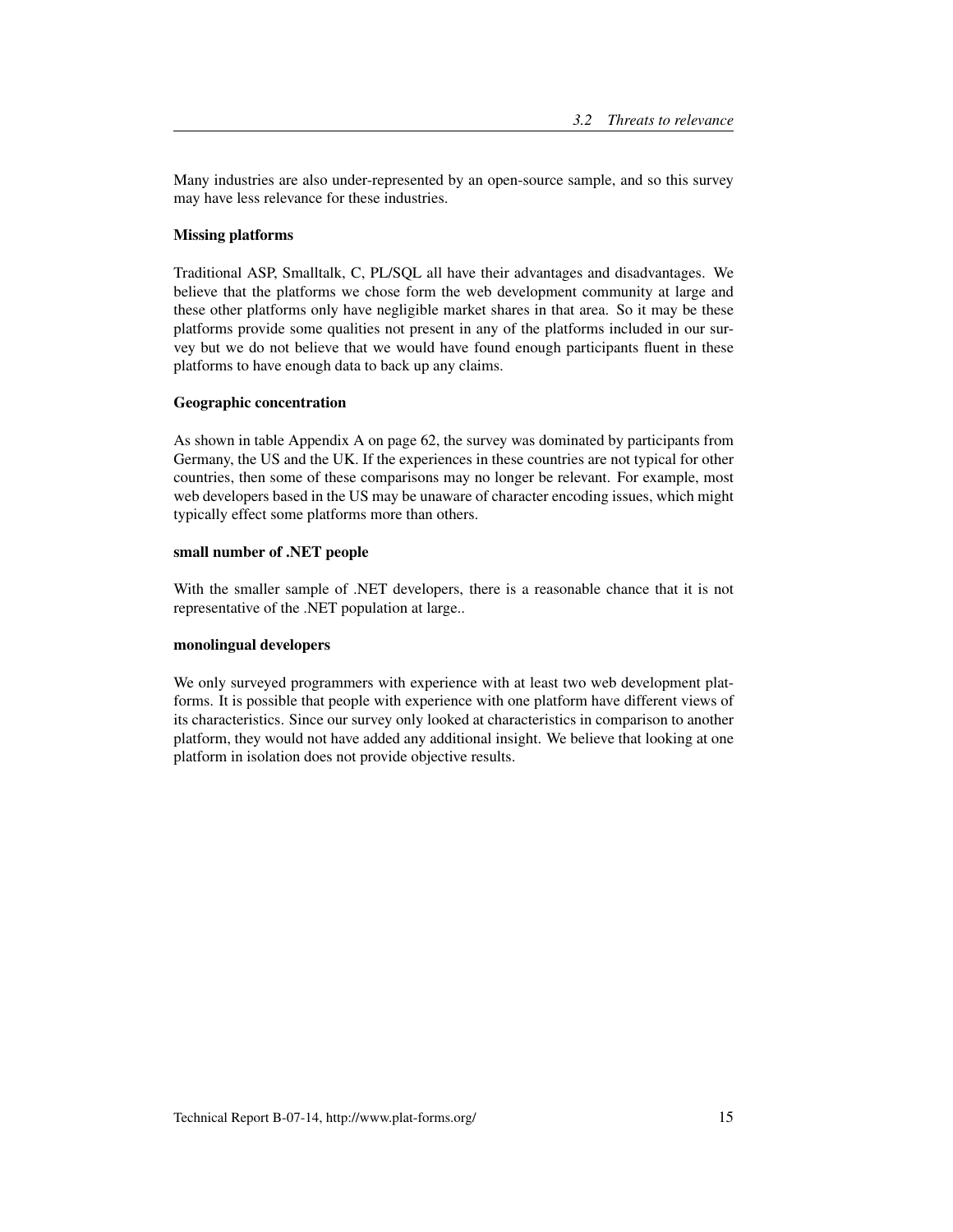Many industries are also under-represented by an open-source sample, and so this survey may have less relevance for these industries.

#### Missing platforms

Traditional ASP, Smalltalk, C, PL/SQL all have their advantages and disadvantages. We believe that the platforms we chose form the web development community at large and these other platforms only have negligible market shares in that area. So it may be these platforms provide some qualities not present in any of the platforms included in our survey but we do not believe that we would have found enough participants fluent in these platforms to have enough data to back up any claims.

#### Geographic concentration

As shown in table Appendix A on page 62, the survey was dominated by participants from Germany, the US and the UK. If the experiences in these countries are not typical for other countries, then some of these comparisons may no longer be relevant. For example, most web developers based in the US may be unaware of character encoding issues, which might typically effect some platforms more than others.

#### small number of .NET people

With the smaller sample of .NET developers, there is a reasonable chance that it is not representative of the .NET population at large..

#### monolingual developers

We only surveyed programmers with experience with at least two web development platforms. It is possible that people with experience with one platform have different views of its characteristics. Since our survey only looked at characteristics in comparison to another platform, they would not have added any additional insight. We believe that looking at one platform in isolation does not provide objective results.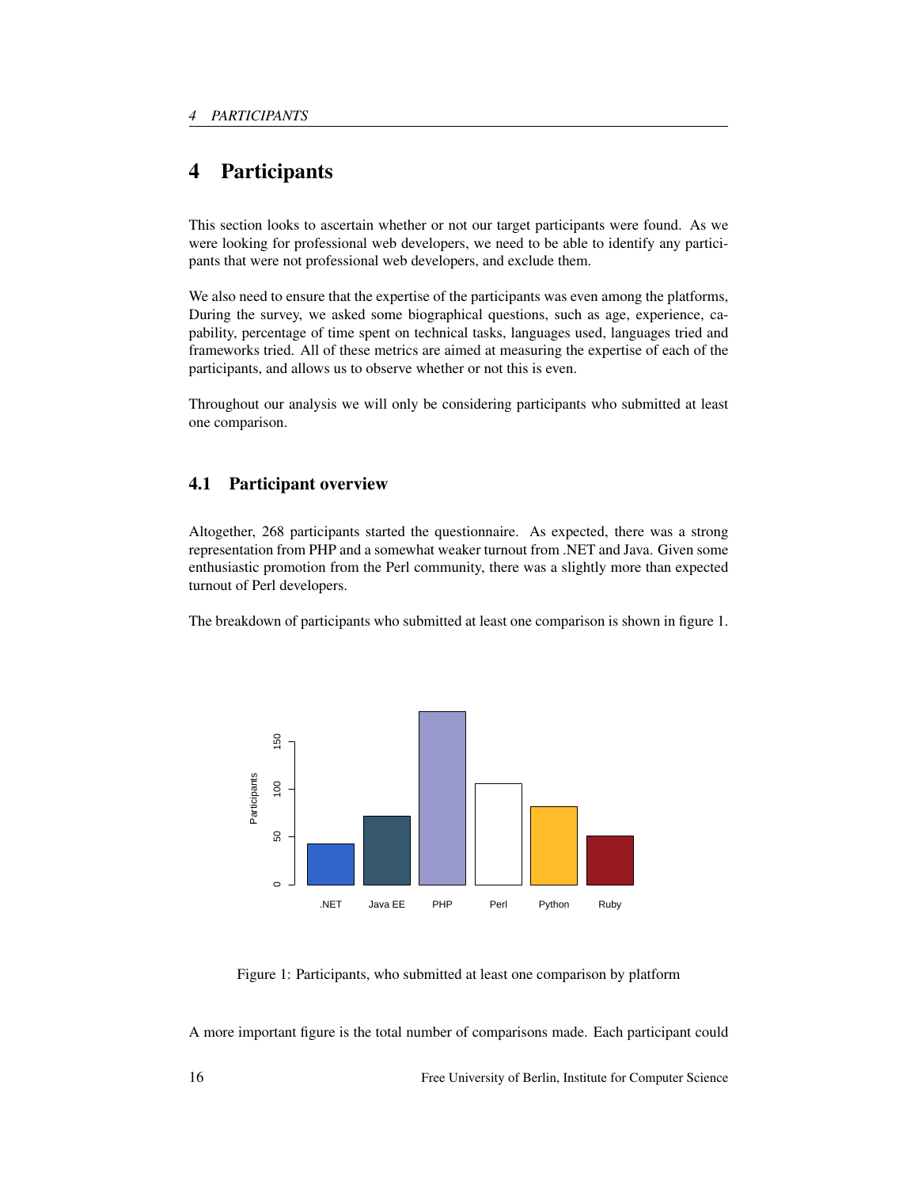# 4 Participants

This section looks to ascertain whether or not our target participants were found. As we were looking for professional web developers, we need to be able to identify any participants that were not professional web developers, and exclude them.

We also need to ensure that the expertise of the participants was even among the platforms, During the survey, we asked some biographical questions, such as age, experience, capability, percentage of time spent on technical tasks, languages used, languages tried and frameworks tried. All of these metrics are aimed at measuring the expertise of each of the participants, and allows us to observe whether or not this is even.

Throughout our analysis we will only be considering participants who submitted at least one comparison.

## 4.1 Participant overview

Altogether, 268 participants started the questionnaire. As expected, there was a strong representation from PHP and a somewhat weaker turnout from .NET and Java. Given some enthusiastic promotion from the Perl community, there was a slightly more than expected turnout of Perl developers.

The breakdown of participants who submitted at least one comparison is shown in figure 1.

Figure 1: Participants, who submitted at least one comparison by platform

A more important figure is the total number of comparisons made. Each participant could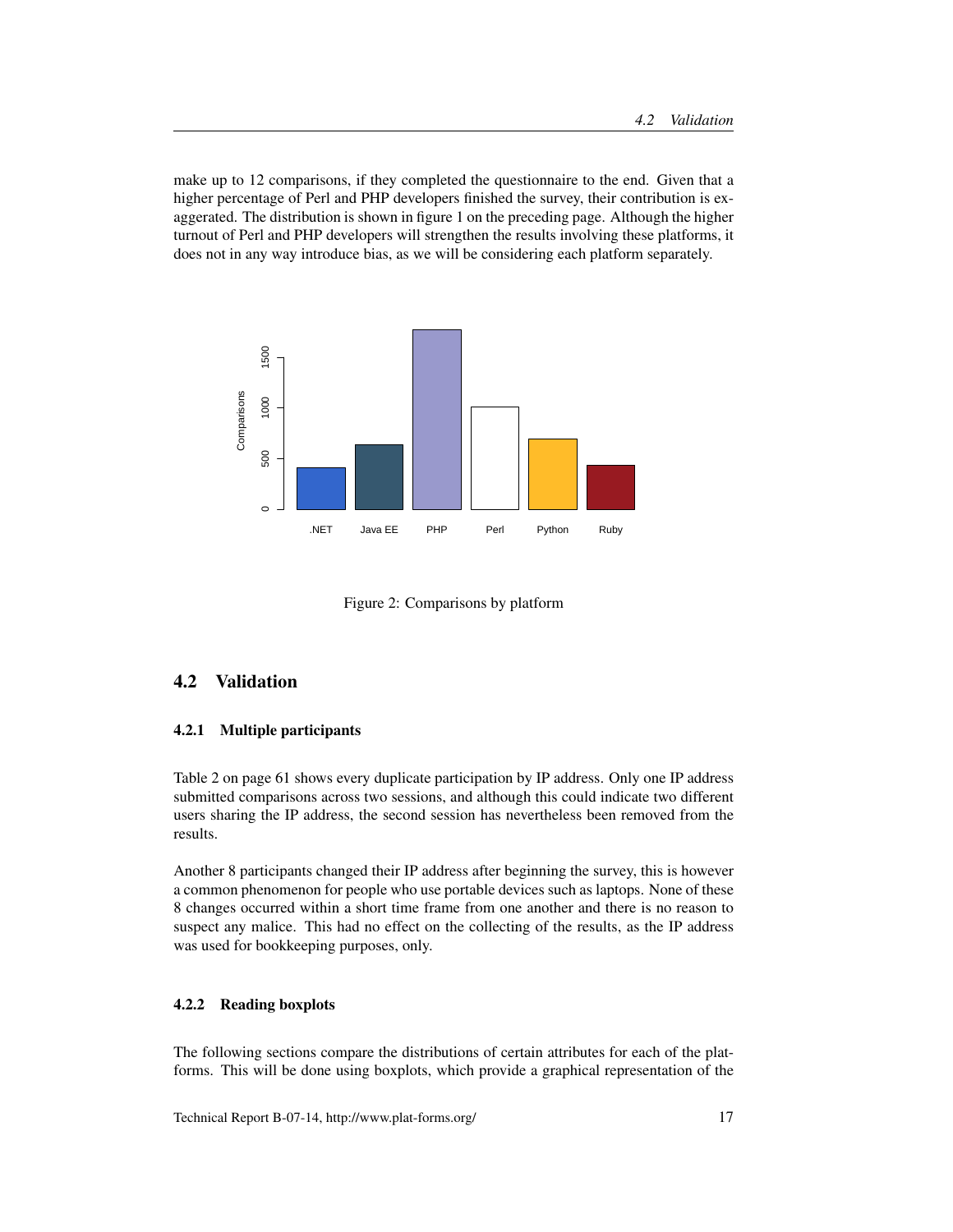make up to 12 comparisons, if they completed the questionnaire to the end. Given that a higher percentage of Perl and PHP developers finished the survey, their contribution is exaggerated. The distribution is shown in figure 1 on the preceding page. Although the higher turnout of Perl and PHP developers will strengthen the results involving these platforms, it does not in any way introduce bias, as we will be considering each platform separately.

Figure 2: Comparisons by platform

## 4.2 Validation

### 4.2.1 Multiple participants

Table 2 on page 61 shows every duplicate participation by IP address. Only one IP address submitted comparisons across two sessions, and although this could indicate two different users sharing the IP address, the second session has nevertheless been removed from the results.

Another 8 participants changed their IP address after beginning the survey, this is however a common phenomenon for people who use portable devices such as laptops. None of these 8 changes occurred within a short time frame from one another and there is no reason to suspect any malice. This had no effect on the collecting of the results, as the IP address was used for bookkeeping purposes, only.

### 4.2.2 Reading boxplots

The following sections compare the distributions of certain attributes for each of the platforms. This will be done using boxplots, which provide a graphical representation of the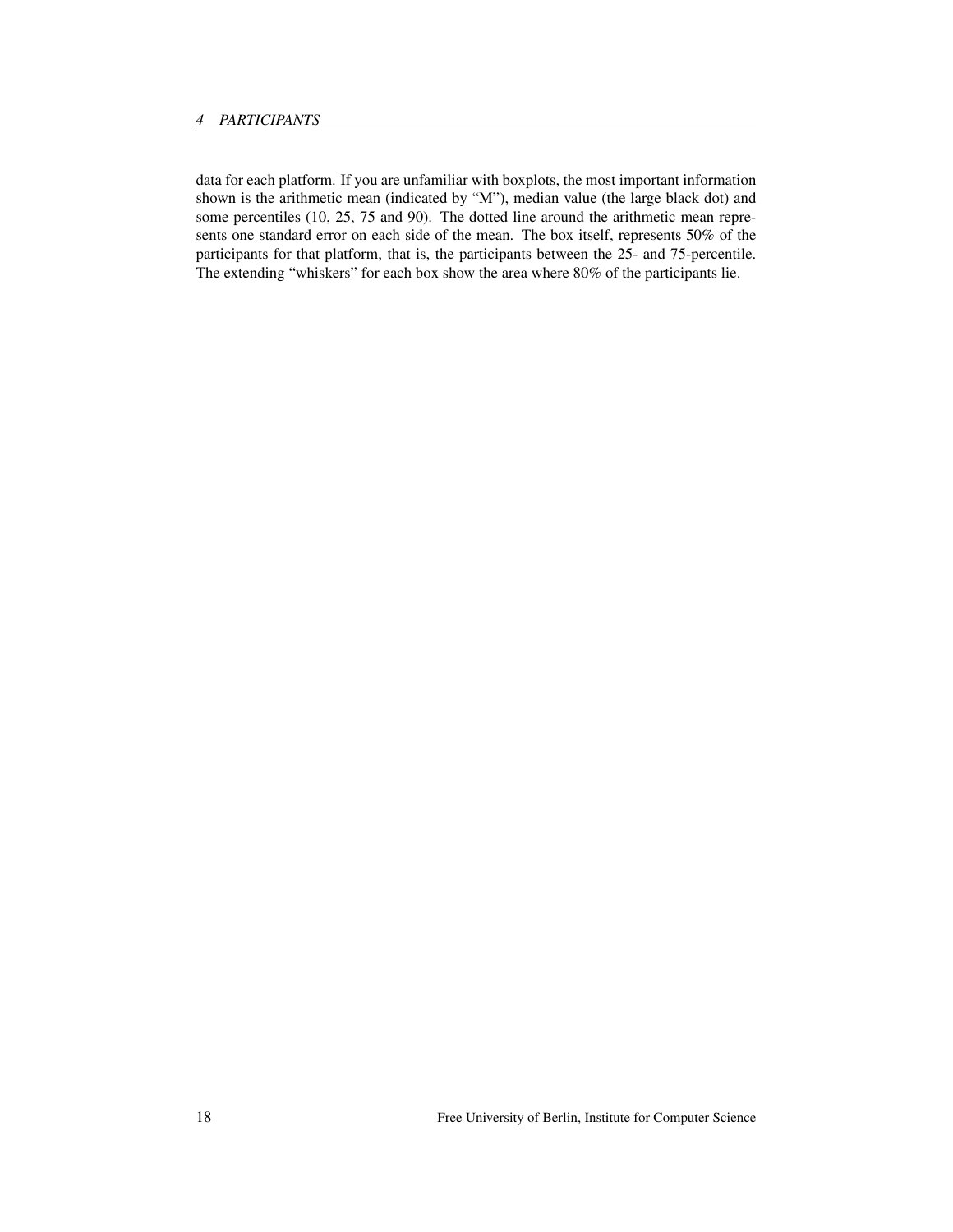data for each platform. If you are unfamiliar with boxplots, the most important information shown is the arithmetic mean (indicated by “M”), median value (the large black dot) and some percentiles (10, 25, 75 and 90). The dotted line around the arithmetic mean represents one standard error on each side of the mean. The box itself, represents 50% of the participants for that platform, that is, the participants between the 25- and 75-percentile. The extending “whiskers” for each box show the area where 80% of the participants lie.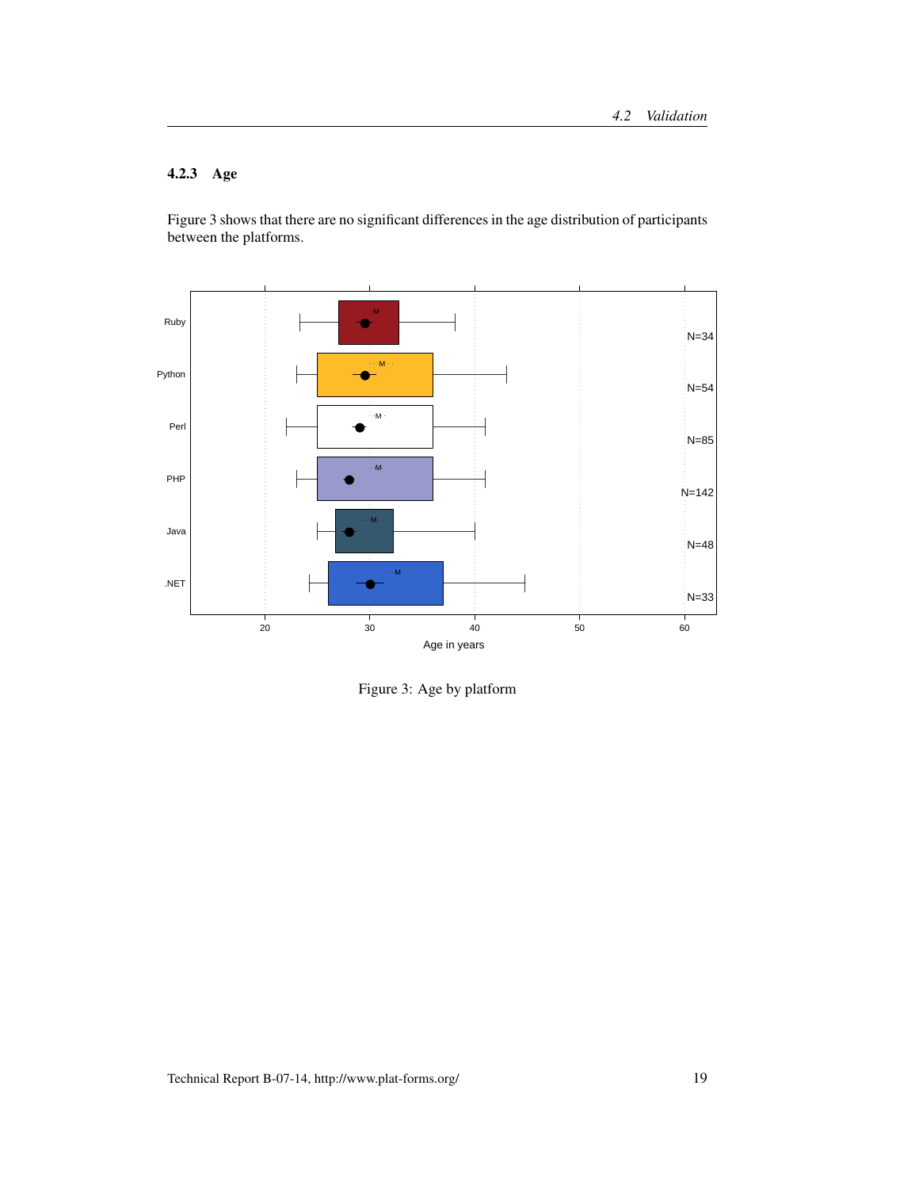### 4.2.3 Age

Figure 3 shows that there are no significant differences in the age distribution of participants between the platforms.

Figure 3: Age by platform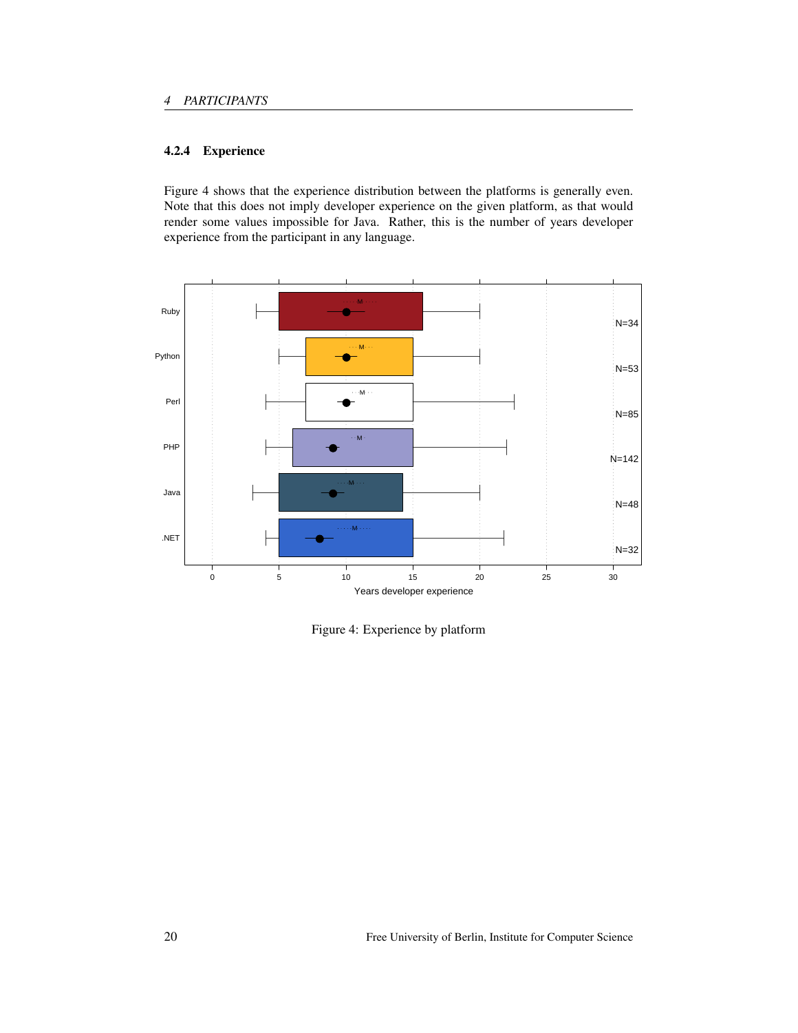### 4.2.4 Experience

Figure 4 shows that the experience distribution between the platforms is generally even. Note that this does not imply developer experience on the given platform, as that would render some values impossible for Java. Rather, this is the number of years developer experience from the participant in any language.

Figure 4: Experience by platform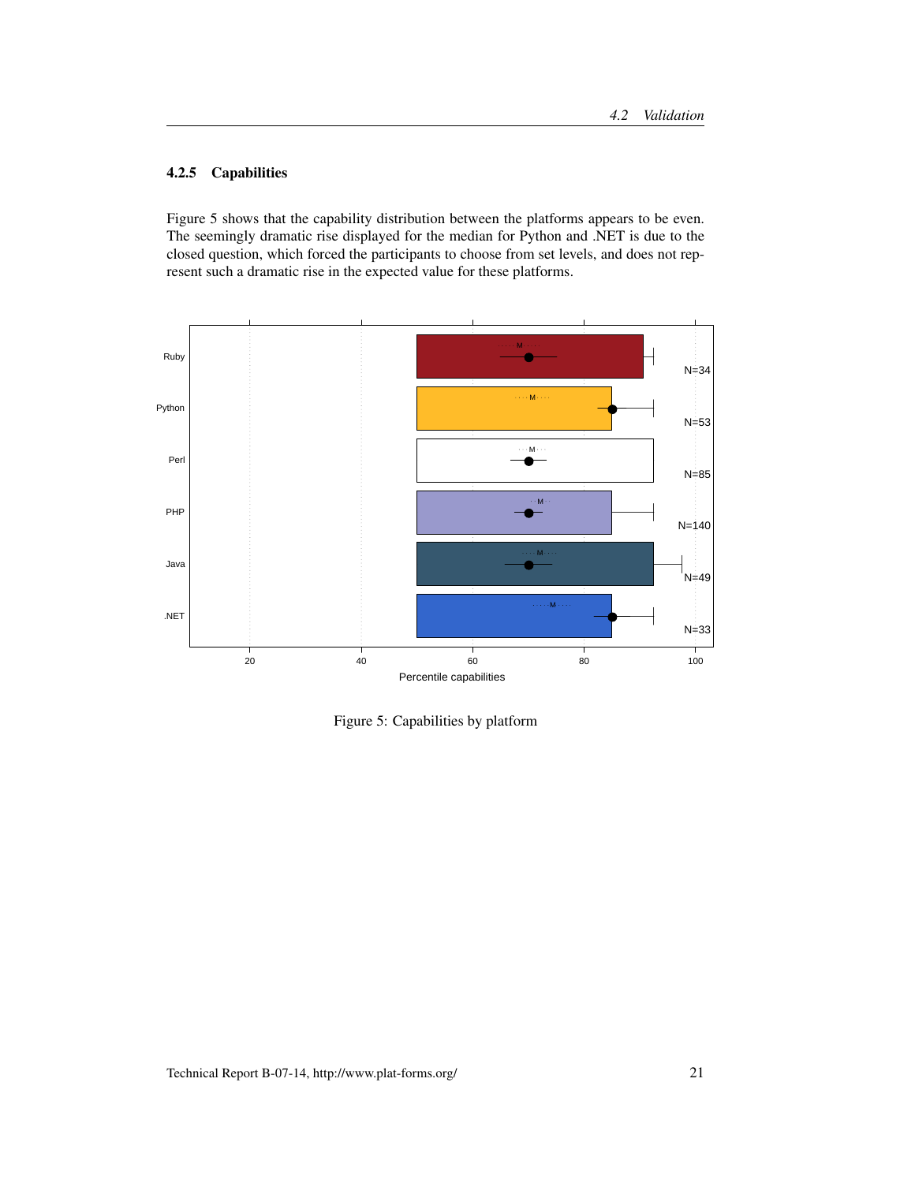### 4.2.5 Capabilities

Figure 5 shows that the capability distribution between the platforms appears to be even. The seemingly dramatic rise displayed for the median for Python and .NET is due to the closed question, which forced the participants to choose from set levels, and does not represent such a dramatic rise in the expected value for these platforms.

Figure 5: Capabilities by platform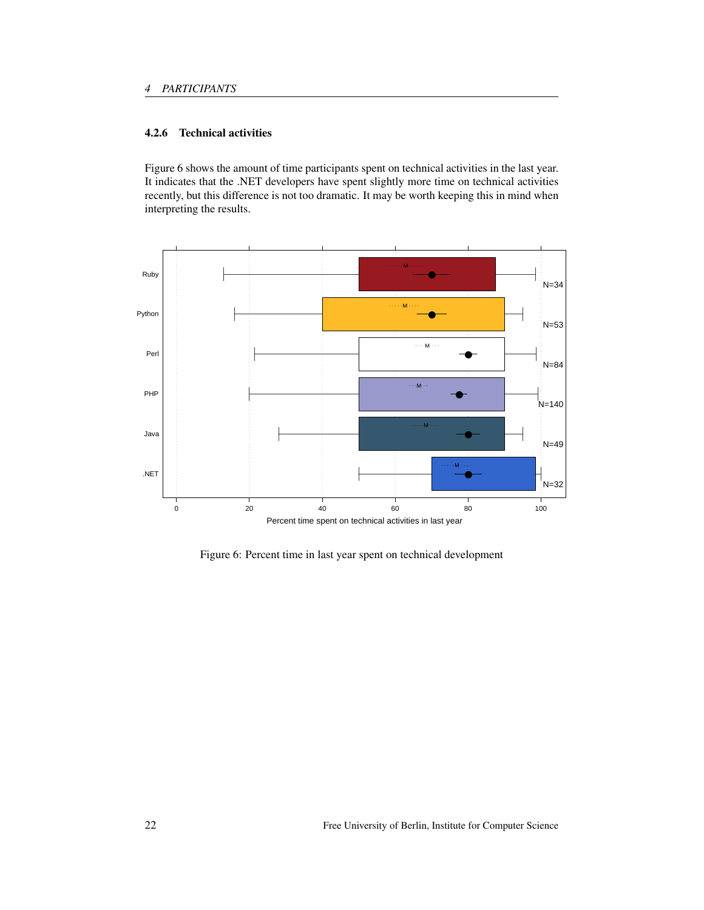#### 4.2.6 Technical activities

Figure 6 shows the amount of time participants spent on technical activities in the last year. It indicates that the .NET developers have spent slightly more time on technical activities recently, but this difference is not too dramatic. It may be worth keeping this in mind when interpreting the results.

Figure 6: Percent time in last year spent on technical development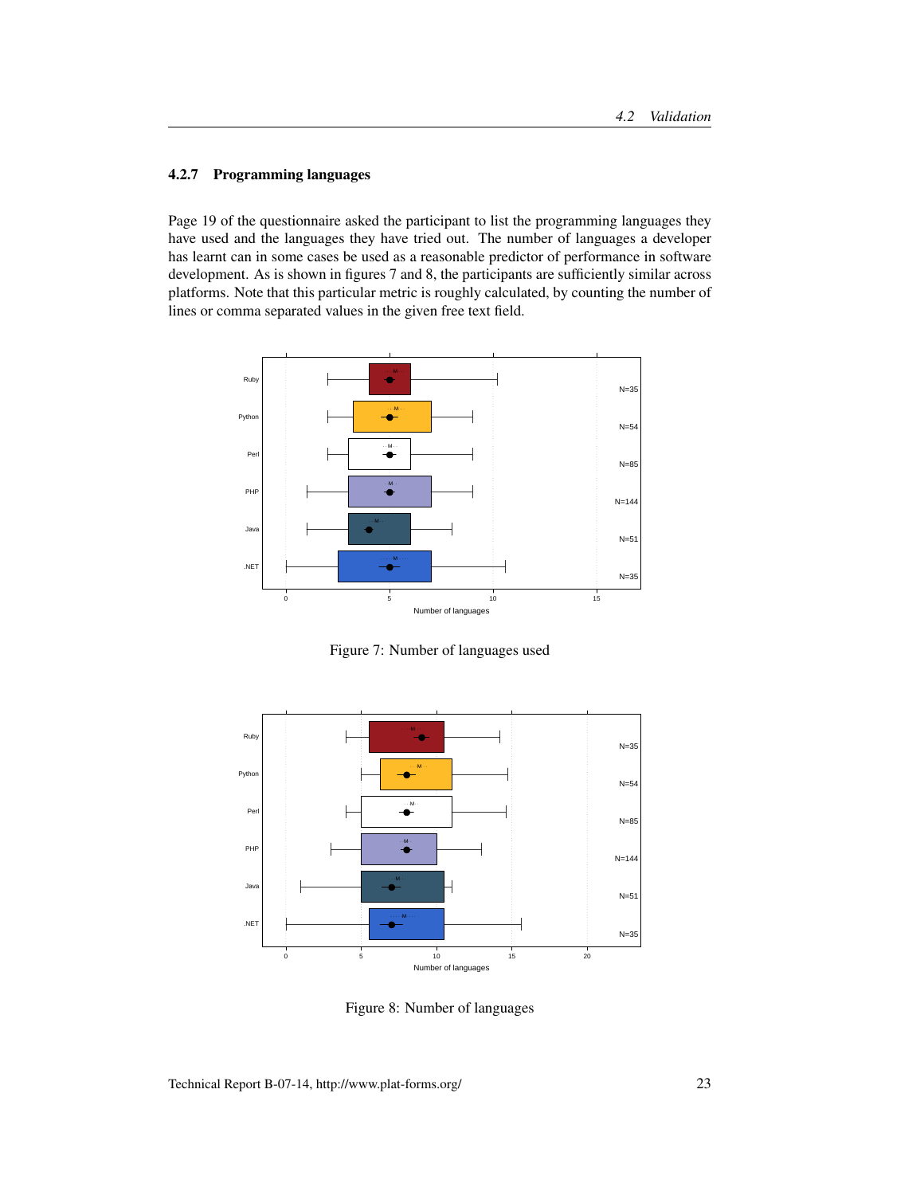### 4.2.7 Programming languages

Page 19 of the questionnaire asked the participant to list the programming languages they have used and the languages they have tried out. The number of languages a developer has learnt can in some cases be used as a reasonable predictor of performance in software development. As is shown in figures 7 and 8, the participants are sufficiently similar across platforms. Note that this particular metric is roughly calculated, by counting the number of lines or comma separated values in the given free text field.

Figure 7: Number of languages used

Figure 8: Number of languages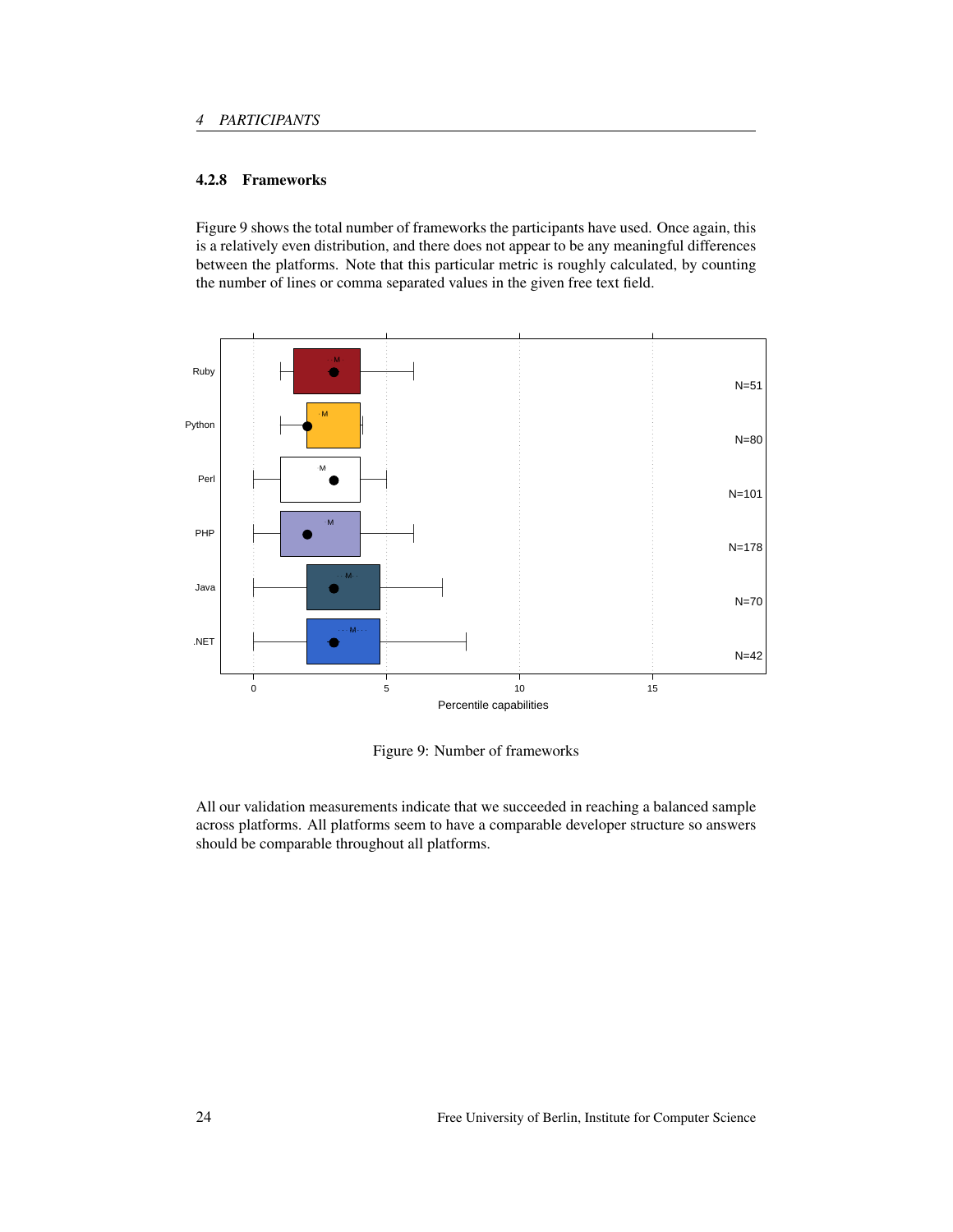#### 4.2.8 Frameworks

Figure 9 shows the total number of frameworks the participants have used. Once again, this is a relatively even distribution, and there does not appear to be any meaningful differences between the platforms. Note that this particular metric is roughly calculated, by counting the number of lines or comma separated values in the given free text field.

Figure 9: Number of frameworks

All our validation measurements indicate that we succeeded in reaching a balanced sample across platforms. All platforms seem to have a comparable developer structure so answers should be comparable throughout all platforms.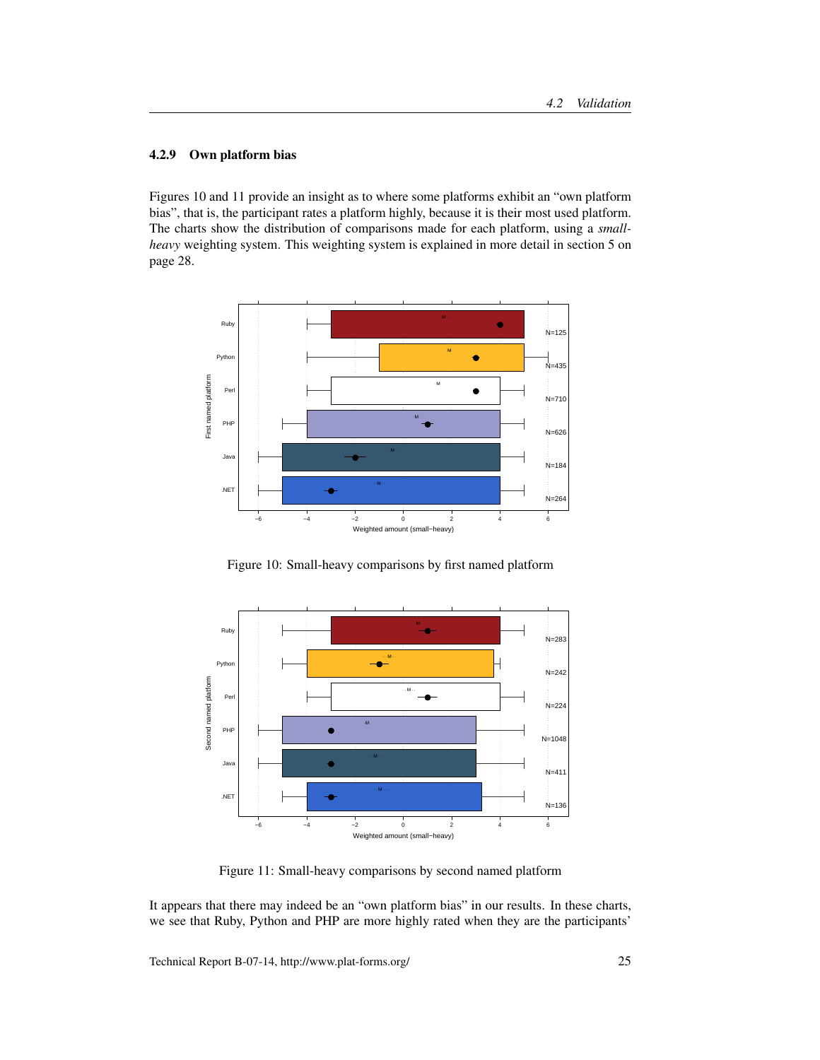### 4.2.9 Own platform bias

Figures 10 and 11 provide an insight as to where some platforms exhibit an "own platform bias", that is, the participant rates a platform highly, because it is their most used platform. The charts show the distribution of comparisons made for each platform, using a *small-heavy* weighting system. This weighting system is explained in more detail in section 5 on page 28.

Figure 10: Small-heavy comparisons by first named platform

Figure 11: Small-heavy comparisons by second named platform

It appears that there may indeed be an "own platform bias" in our results. In these charts, we see that Ruby, Python and PHP are more highly rated when they are the participants'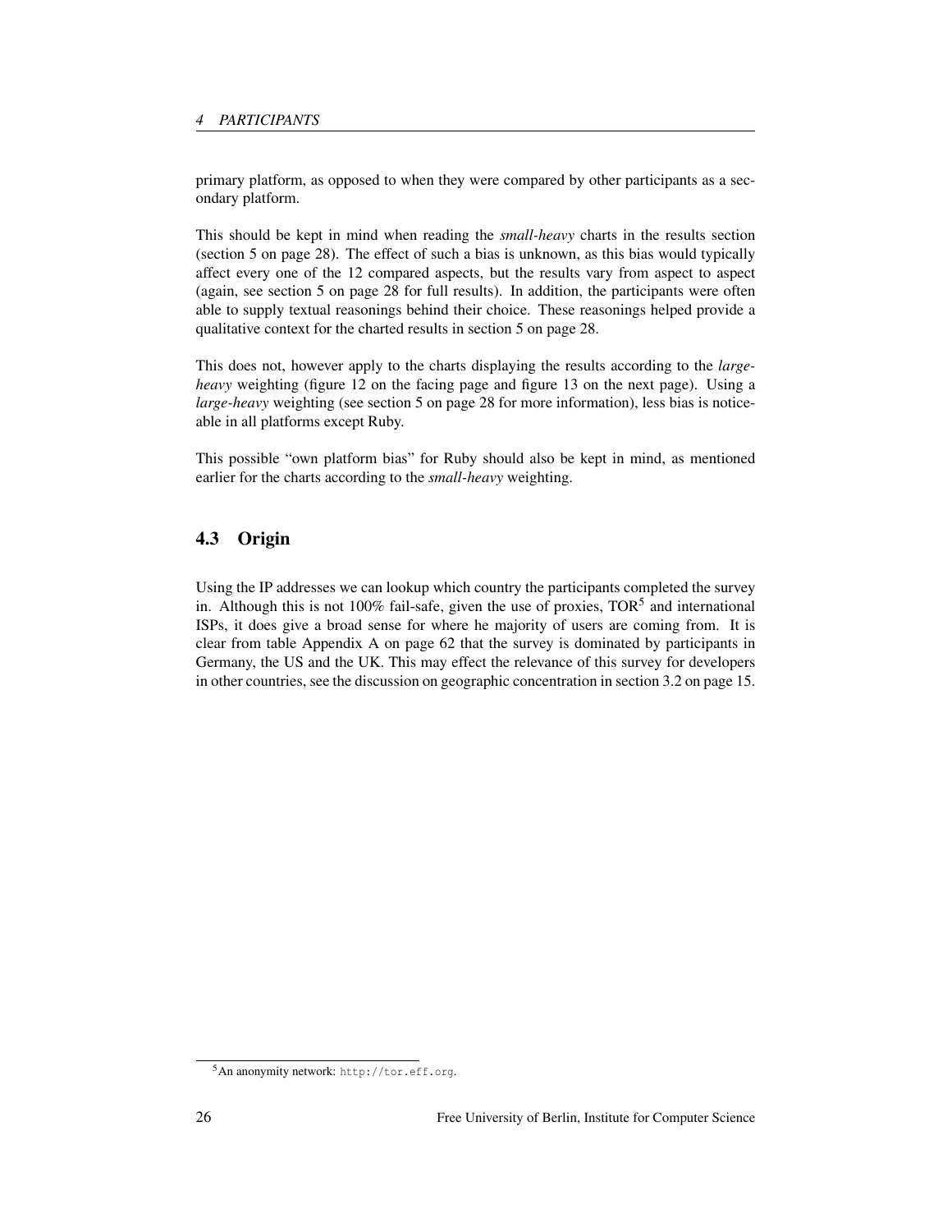primary platform, as opposed to when they were compared by other participants as a secondary platform.

This should be kept in mind when reading the *small-heavy* charts in the results section (section 5 on page 28). The effect of such a bias is unknown, as this bias would typically affect every one of the 12 compared aspects, but the results vary from aspect to aspect (again, see section 5 on page 28 for full results). In addition, the participants were often able to supply textual reasonings behind their choice. These reasonings helped provide a qualitative context for the charted results in section 5 on page 28.

This does not, however apply to the charts displaying the results according to the *large-heavy* weighting (figure 12 on the facing page and figure 13 on the next page). Using a *large-heavy* weighting (see section 5 on page 28 for more information), less bias is noticeable in all platforms except Ruby.

This possible "own platform bias" for Ruby should also be kept in mind, as mentioned earlier for the charts according to the *small-heavy* weighting.

## 4.3 Origin

Using the IP addresses we can lookup which country the participants completed the survey in. Although this is not 100% fail-safe, given the use of proxies, TOR[5] and international ISPs, it does give a broad sense for where he majority of users are coming from. It is clear from table Appendix A on page 62 that the survey is dominated by participants in Germany, the US and the UK. This may effect the relevance of this survey for developers in other countries, see the discussion on geographic concentration in section 3.2 on page 15.

[5] An anonymity network: `http://tor.eff.org`.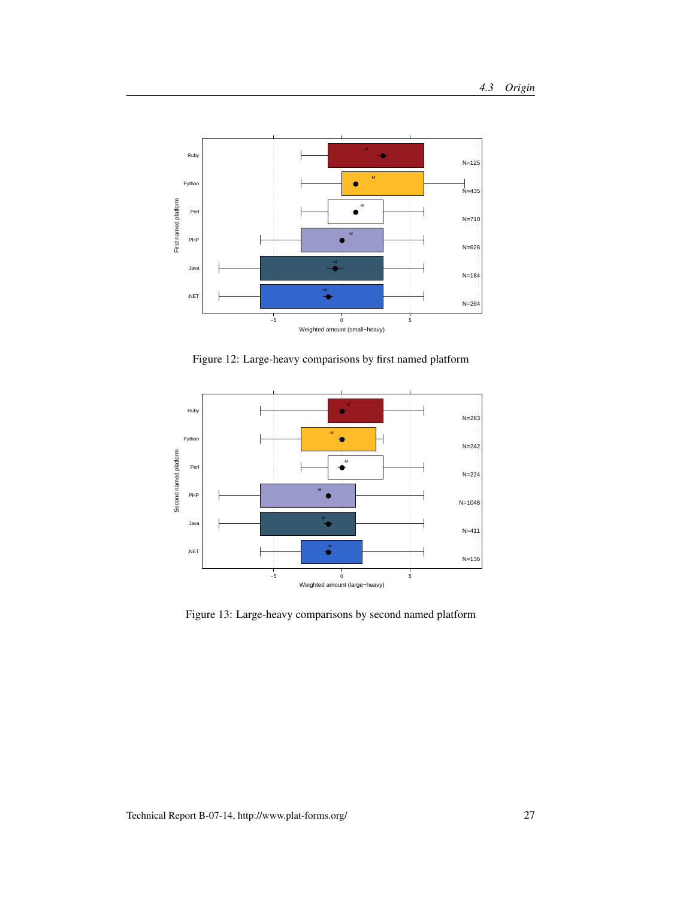Figure 12: Large-heavy comparisons by first named platform

Figure 13: Large-heavy comparisons by second named platform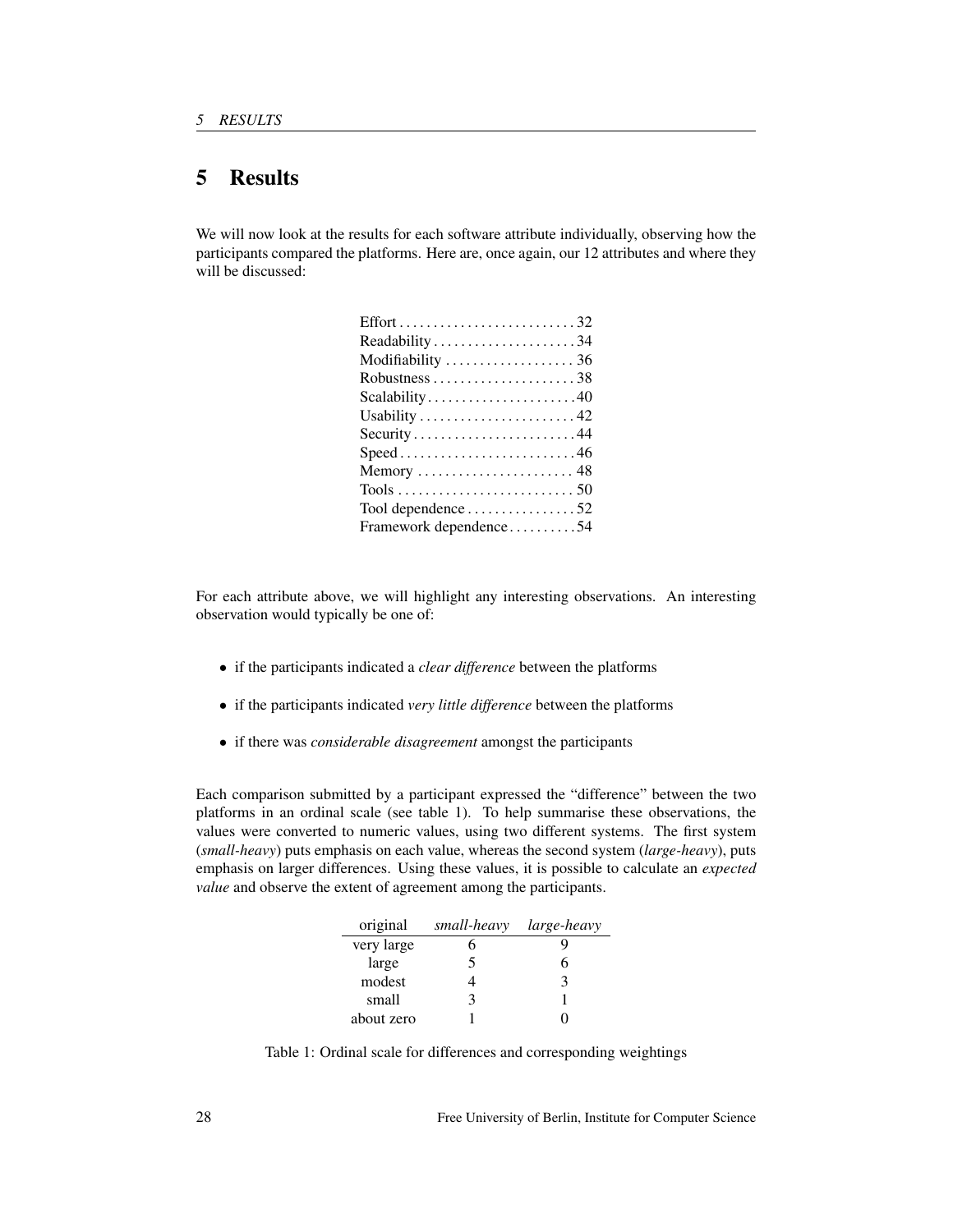# 5 Results

We will now look at the results for each software attribute individually, observing how the participants compared the platforms. Here are, once again, our 12 attributes and where they will be discussed:

- Effort . . . . . . . . . . 32
- Readability . . . . . . . . . . 34
- Modifiability . . . . . . . . . . 36
- Robustness . . . . . . . . . . 38
- Scalability . . . . . . . . . . 40
- Usability . . . . . . . . . . 42
- Security . . . . . . . . . . 44
- Speed . . . . . . . . . . 46
- Memory . . . . . . . . . . 48
- Tools . . . . . . . . . . 50
- Tool dependence . . . . . . . . . . 52
- Framework dependence . . . . . . . . . . 54

For each attribute above, we will highlight any interesting observations. An interesting observation would typically be one of:

- if the participants indicated a *clear difference* between the platforms
- if the participants indicated *very little difference* between the platforms
- if there was *considerable disagreement* amongst the participants

Each comparison submitted by a participant expressed the "difference" between the two platforms in an ordinal scale (see table 1). To help summarise these observations, the values were converted to numeric values, using two different systems. The first system (*small-heavy*) puts emphasis on each value, whereas the second system (*large-heavy*), puts emphasis on larger differences. Using these values, it is possible to calculate an *expected value* and observe the extent of agreement among the participants.

| original | *small-heavy* | *large-heavy* |
|---|---|---|
| very large | 6 | 9 |
| large | 5 | 6 |
| modest | 4 | 3 |
| small | 3 | 1 |
| about zero | 1 | 0 |

Table 1: Ordinal scale for differences and corresponding weightings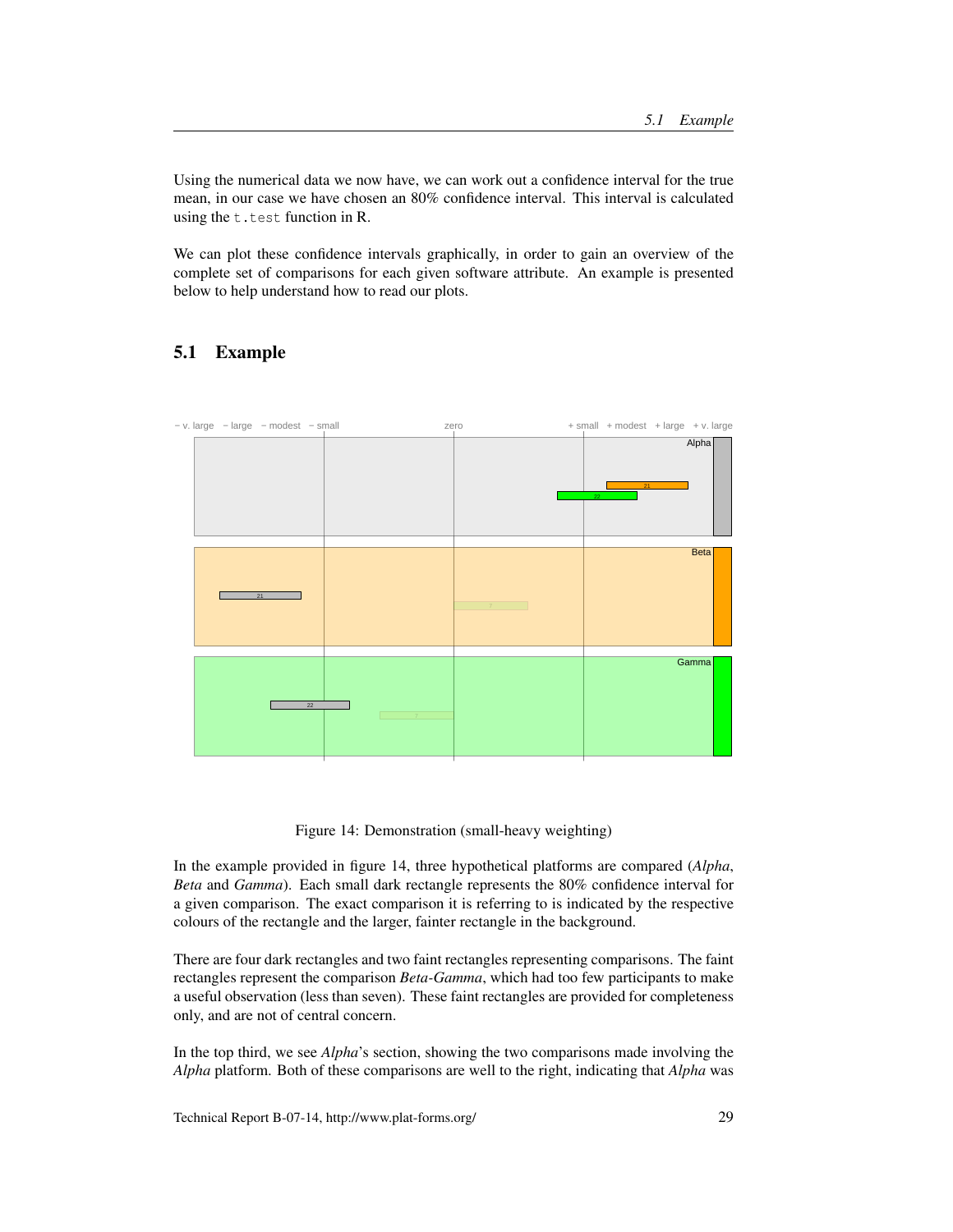Using the numerical data we now have, we can work out a confidence interval for the true mean, in our case we have chosen an 80% confidence interval. This interval is calculated using the `t.test` function in R.

We can plot these confidence intervals graphically, in order to gain an overview of the complete set of comparisons for each given software attribute. An example is presented below to help understand how to read our plots.

## 5.1 Example

Figure 14: Demonstration (small-heavy weighting)

In the example provided in figure 14, three hypothetical platforms are compared (*Alpha*, *Beta* and *Gamma*). Each small dark rectangle represents the 80% confidence interval for a given comparison. The exact comparison it is referring to is indicated by the respective colours of the rectangle and the larger, fainter rectangle in the background.

There are four dark rectangles and two faint rectangles representing comparisons. The faint rectangles represent the comparison *Beta-Gamma*, which had too few participants to make a useful observation (less than seven). These faint rectangles are provided for completeness only, and are not of central concern.

In the top third, we see *Alpha*'s section, showing the two comparisons made involving the *Alpha* platform. Both of these comparisons are well to the right, indicating that *Alpha* was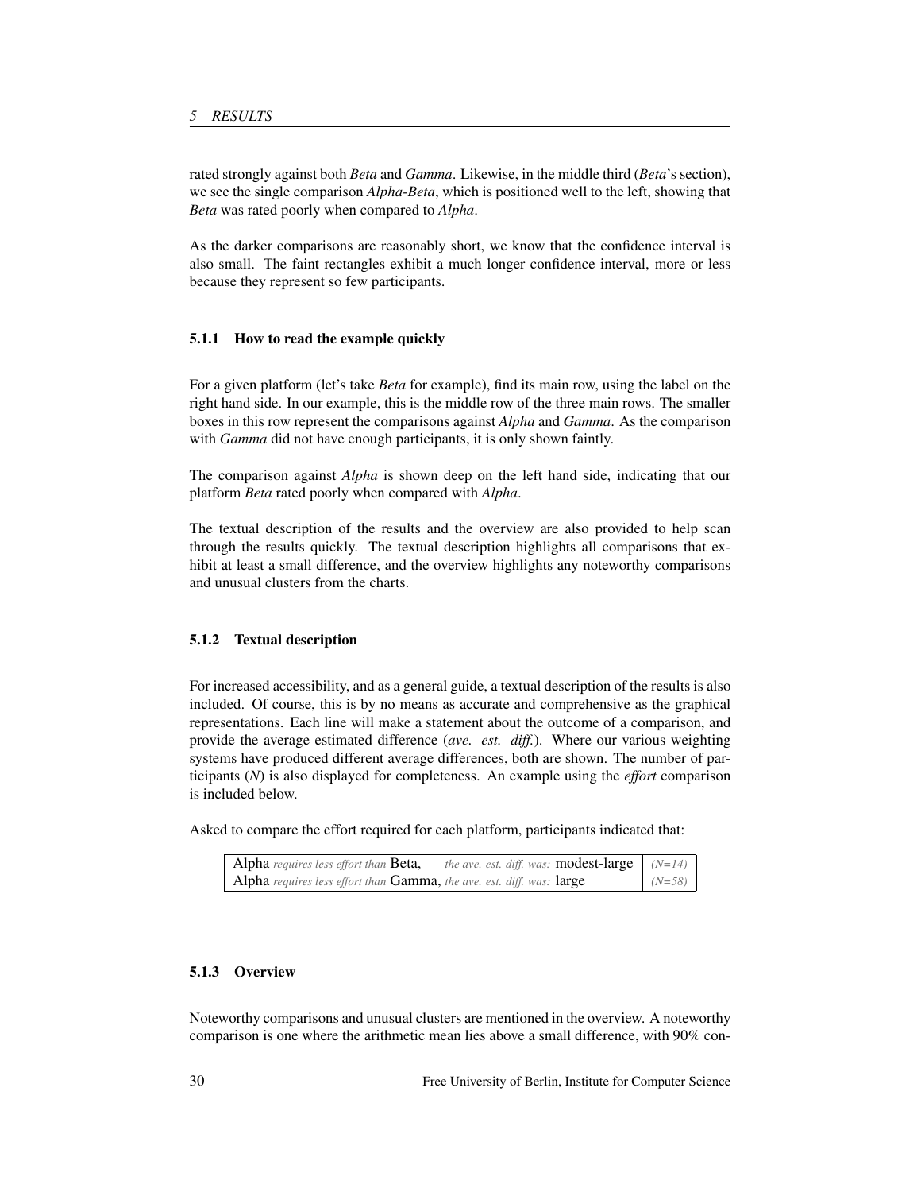rated strongly against both *Beta* and *Gamma*. Likewise, in the middle third (*Beta*'s section), we see the single comparison *Alpha-Beta*, which is positioned well to the left, showing that *Beta* was rated poorly when compared to *Alpha*.

As the darker comparisons are reasonably short, we know that the confidence interval is also small. The faint rectangles exhibit a much longer confidence interval, more or less because they represent so few participants.

### 5.1.1 How to read the example quickly

For a given platform (let's take *Beta* for example), find its main row, using the label on the right hand side. In our example, this is the middle row of the three main rows. The smaller boxes in this row represent the comparisons against *Alpha* and *Gamma*. As the comparison with *Gamma* did not have enough participants, it is only shown faintly.

The comparison against *Alpha* is shown deep on the left hand side, indicating that our platform *Beta* rated poorly when compared with *Alpha*.

The textual description of the results and the overview are also provided to help scan through the results quickly. The textual description highlights all comparisons that exhibit at least a small difference, and the overview highlights any noteworthy comparisons and unusual clusters from the charts.

### 5.1.2 Textual description

For increased accessibility, and as a general guide, a textual description of the results is also included. Of course, this is by no means as accurate and comprehensive as the graphical representations. Each line will make a statement about the outcome of a comparison, and provide the average estimated difference (*ave. est. diff.*). Where our various weighting systems have produced different average differences, both are shown. The number of participants (*N*) is also displayed for completeness. An example using the *effort* comparison is included below.

Asked to compare the effort required for each platform, participants indicated that:

| | |
|---|---|
| Alpha *requires less effort than* Beta, *the ave. est. diff. was:* modest-large | *(N=14)* |
| Alpha *requires less effort than* Gamma, *the ave. est. diff. was:* large | *(N=58)* |

### 5.1.3 Overview

Noteworthy comparisons and unusual clusters are mentioned in the overview. A noteworthy comparison is one where the arithmetic mean lies above a small difference, with 90% con-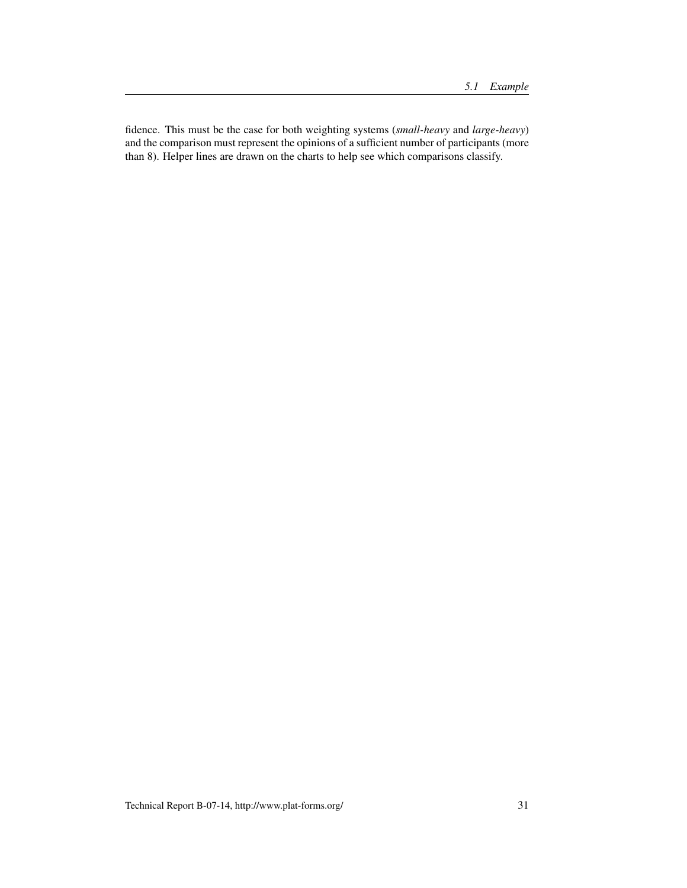fidence. This must be the case for both weighting systems (*small-heavy* and *large-heavy*) and the comparison must represent the opinions of a sufficient number of participants (more than 8). Helper lines are drawn on the charts to help see which comparisons classify.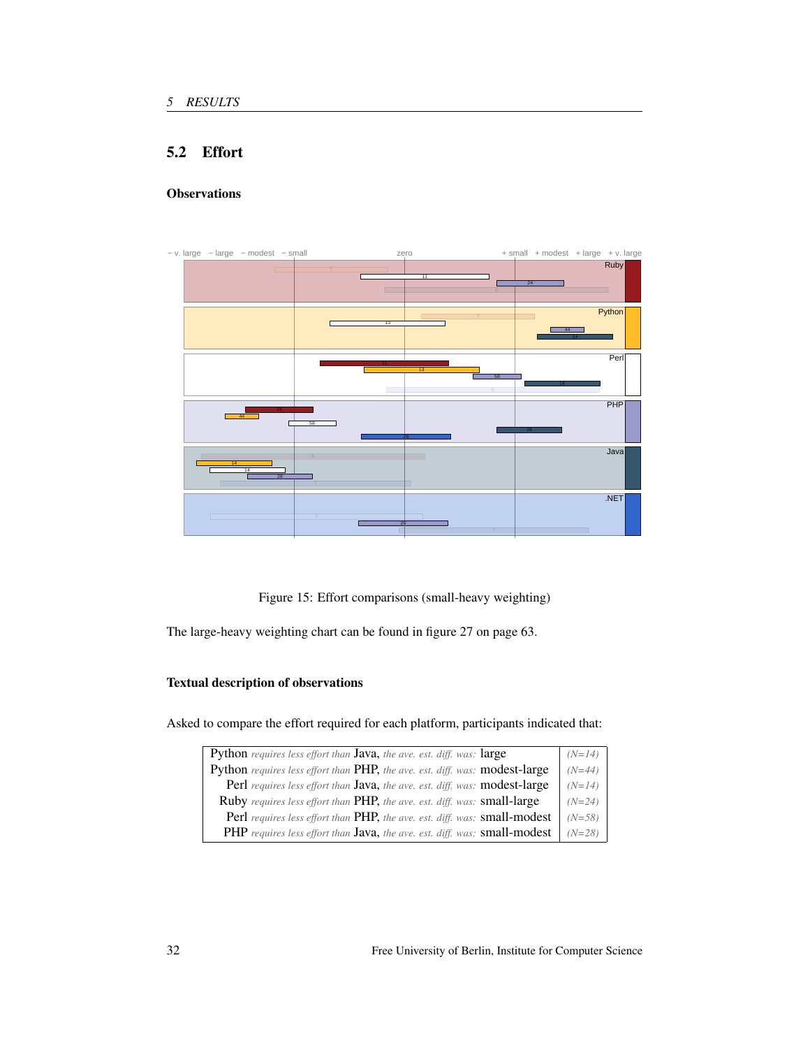## 5.2 Effort

### Observations

Figure 15: Effort comparisons (small-heavy weighting)

The large-heavy weighting chart can be found in figure 27 on page 63.

### Textual description of observations

Asked to compare the effort required for each platform, participants indicated that:

| | |
|---|---|
| Python *requires less effort than* Java, *the ave. est. diff. was:* large | *(N=14)* |
| Python *requires less effort than* PHP, *the ave. est. diff. was:* modest-large | *(N=44)* |
| Perl *requires less effort than* Java, *the ave. est. diff. was:* modest-large | *(N=14)* |
| Ruby *requires less effort than* PHP, *the ave. est. diff. was:* small-large | *(N=24)* |
| Perl *requires less effort than* PHP, *the ave. est. diff. was:* small-modest | *(N=58)* |
| PHP *requires less effort than* Java, *the ave. est. diff. was:* small-modest | *(N=28)* |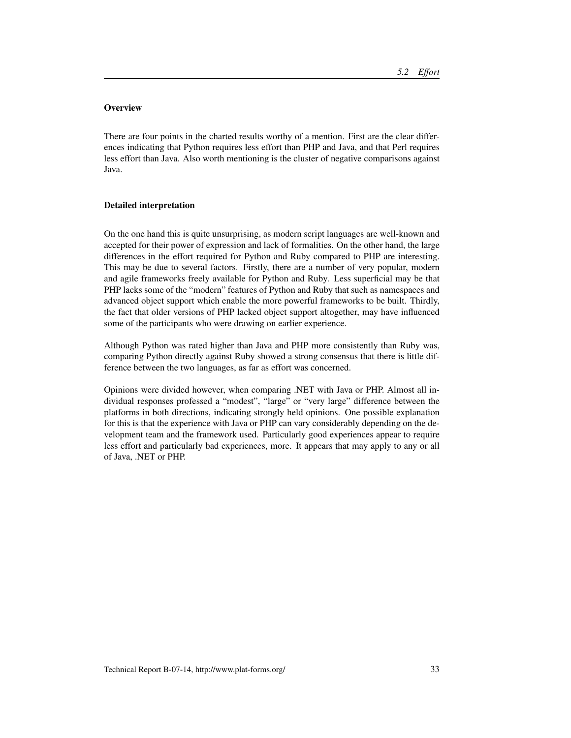### Overview

There are four points in the charted results worthy of a mention. First are the clear differences indicating that Python requires less effort than PHP and Java, and that Perl requires less effort than Java. Also worth mentioning is the cluster of negative comparisons against Java.

### Detailed interpretation

On the one hand this is quite unsurprising, as modern script languages are well-known and accepted for their power of expression and lack of formalities. On the other hand, the large differences in the effort required for Python and Ruby compared to PHP are interesting. This may be due to several factors. Firstly, there are a number of very popular, modern and agile frameworks freely available for Python and Ruby. Less superficial may be that PHP lacks some of the "modern" features of Python and Ruby that such as namespaces and advanced object support which enable the more powerful frameworks to be built. Thirdly, the fact that older versions of PHP lacked object support altogether, may have influenced some of the participants who were drawing on earlier experience.

Although Python was rated higher than Java and PHP more consistently than Ruby was, comparing Python directly against Ruby showed a strong consensus that there is little difference between the two languages, as far as effort was concerned.

Opinions were divided however, when comparing .NET with Java or PHP. Almost all individual responses professed a "modest", "large" or "very large" difference between the platforms in both directions, indicating strongly held opinions. One possible explanation for this is that the experience with Java or PHP can vary considerably depending on the development team and the framework used. Particularly good experiences appear to require less effort and particularly bad experiences, more. It appears that may apply to any or all of Java, .NET or PHP.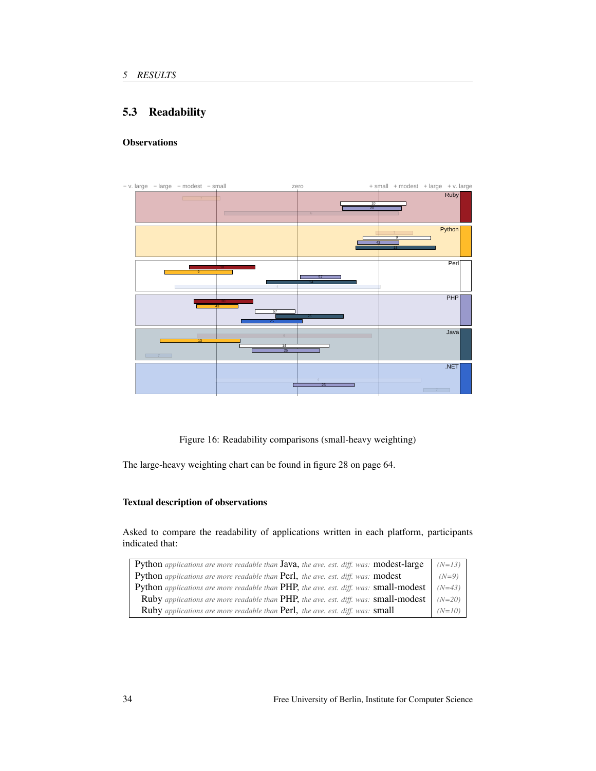## 5.3 Readability

### Observations

Figure 16: Readability comparisons (small-heavy weighting)

The large-heavy weighting chart can be found in figure 28 on page 64.

### Textual description of observations

Asked to compare the readability of applications written in each platform, participants indicated that:

| | |
|---|---|
| Python *applications are more readable than* Java, *the ave. est. diff. was:* modest-large | *(N=13)* |
| Python *applications are more readable than* Perl, *the ave. est. diff. was:* modest | *(N=9)* |
| Python *applications are more readable than* PHP, *the ave. est. diff. was:* small-modest | *(N=43)* |
| Ruby *applications are more readable than* PHP, *the ave. est. diff. was:* small-modest | *(N=20)* |
| Ruby *applications are more readable than* Perl, *the ave. est. diff. was:* small | *(N=10)* |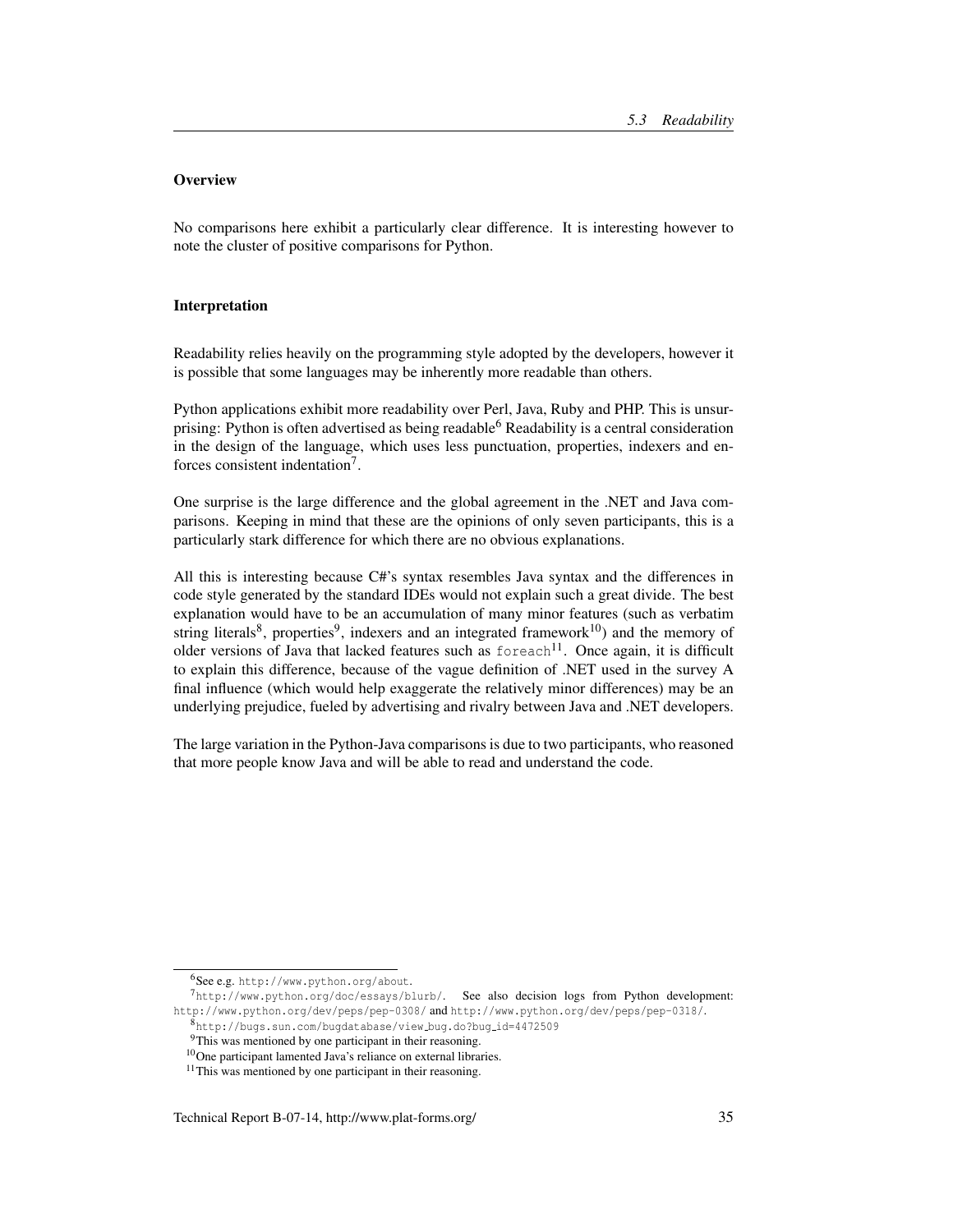### Overview

No comparisons here exhibit a particularly clear difference. It is interesting however to note the cluster of positive comparisons for Python.

### Interpretation

Readability relies heavily on the programming style adopted by the developers, however it is possible that some languages may be inherently more readable than others.

Python applications exhibit more readability over Perl, Java, Ruby and PHP. This is unsurprising: Python is often advertised as being readable[6] Readability is a central consideration in the design of the language, which uses less punctuation, properties, indexers and enforces consistent indentation[7].

One surprise is the large difference and the global agreement in the .NET and Java comparisons. Keeping in mind that these are the opinions of only seven participants, this is a particularly stark difference for which there are no obvious explanations.

All this is interesting because C#'s syntax resembles Java syntax and the differences in code style generated by the standard IDEs would not explain such a great divide. The best explanation would have to be an accumulation of many minor features (such as verbatim string literals[8], properties[9], indexers and an integrated framework[10]) and the memory of older versions of Java that lacked features such as `foreach`[11]. Once again, it is difficult to explain this difference, because of the vague definition of .NET used in the survey A final influence (which would help exaggerate the relatively minor differences) may be an underlying prejudice, fueled by advertising and rivalry between Java and .NET developers.

The large variation in the Python-Java comparisons is due to two participants, who reasoned that more people know Java and will be able to read and understand the code.

---

[6] See e.g. http://www.python.org/about.

[7] http://www.python.org/doc/essays/blurb/. See also decision logs from Python development: http://www.python.org/dev/peps/pep-0308/ and http://www.python.org/dev/peps/pep-0318/.

[8] http://bugs.sun.com/bugdatabase/view_bug.do?bug_id=4472509

[9] This was mentioned by one participant in their reasoning.

[10] One participant lamented Java's reliance on external libraries.

[11] This was mentioned by one participant in their reasoning.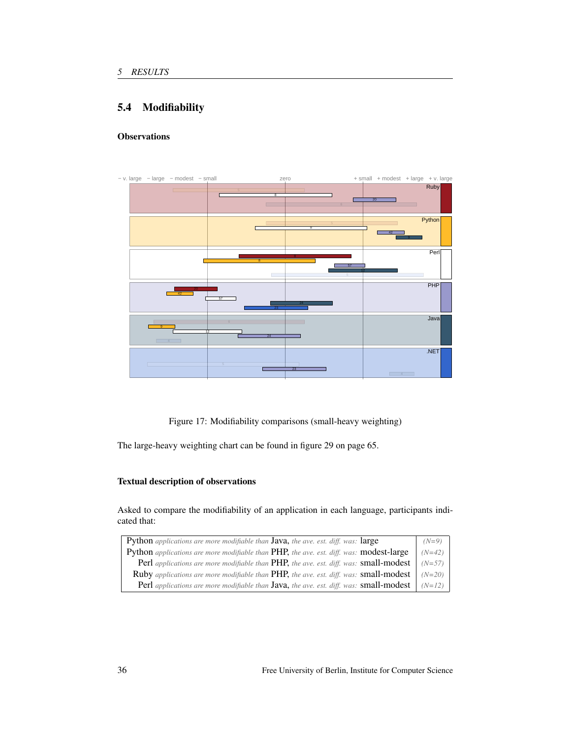## 5.4 Modifiability

### Observations

Figure 17: Modifiability comparisons (small-heavy weighting)

The large-heavy weighting chart can be found in figure 29 on page 65.

### Textual description of observations

Asked to compare the modifiability of an application in each language, participants indicated that:

| | |
|---|---|
| Python *applications are more modifiable than* Java, *the ave. est. diff. was:* large | *(N=9)* |
| Python *applications are more modifiable than* PHP, *the ave. est. diff. was:* modest-large | *(N=42)* |
| Perl *applications are more modifiable than* PHP, *the ave. est. diff. was:* small-modest | *(N=57)* |
| Ruby *applications are more modifiable than* PHP, *the ave. est. diff. was:* small-modest | *(N=20)* |
| Perl *applications are more modifiable than* Java, *the ave. est. diff. was:* small-modest | *(N=12)* |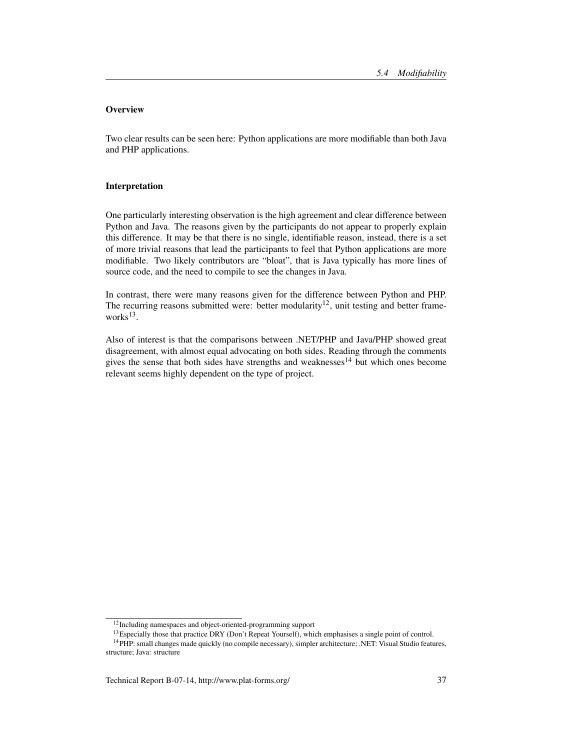### Overview

Two clear results can be seen here: Python applications are more modifiable than both Java and PHP applications.

### Interpretation

One particularly interesting observation is the high agreement and clear difference between Python and Java. The reasons given by the participants do not appear to properly explain this difference. It may be that there is no single, identifiable reason, instead, there is a set of more trivial reasons that lead the participants to feel that Python applications are more modifiable. Two likely contributors are "bloat", that is Java typically has more lines of source code, and the need to compile to see the changes in Java.

In contrast, there were many reasons given for the difference between Python and PHP. The recurring reasons submitted were: better modularity[12], unit testing and better frameworks[13].

Also of interest is that the comparisons between .NET/PHP and Java/PHP showed great disagreement, with almost equal advocating on both sides. Reading through the comments gives the sense that both sides have strengths and weaknesses[14] but which ones become relevant seems highly dependent on the type of project.

---

[12] Including namespaces and object-oriented-programming support

[13] Especially those that practice DRY (Don't Repeat Yourself), which emphasises a single point of control.

[14] PHP: small changes made quickly (no compile necessary), simpler architecture; .NET: Visual Studio features, structure; Java: structure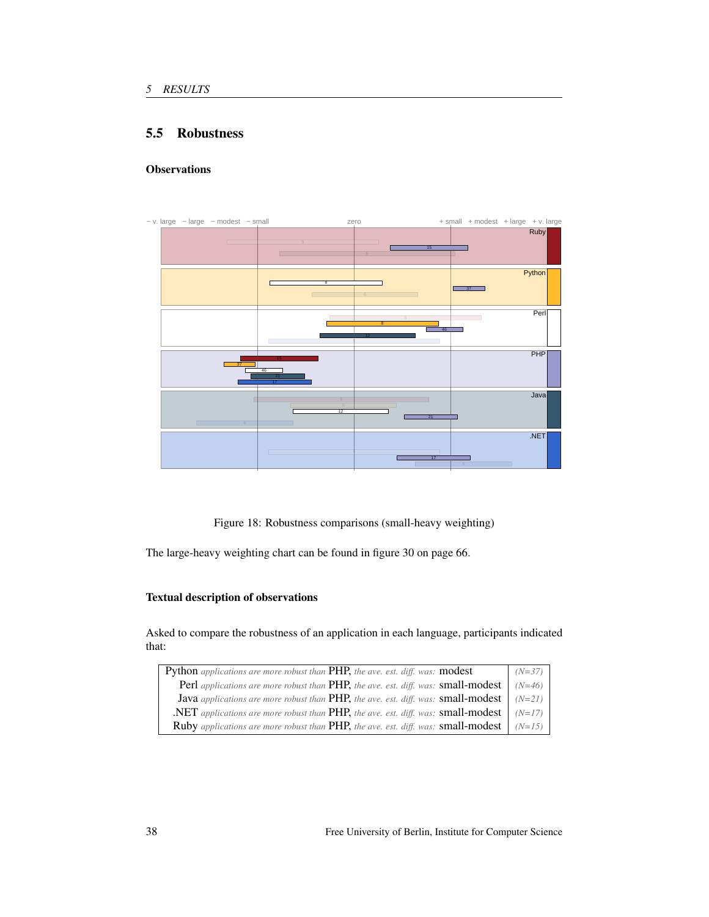## 5.5 Robustness

### Observations

Figure 18: Robustness comparisons (small-heavy weighting)

The large-heavy weighting chart can be found in figure 30 on page 66.

### Textual description of observations

Asked to compare the robustness of an application in each language, participants indicated that:

| | |
|---|---|
| Python *applications are more robust than* PHP, *the ave. est. diff. was:* modest | *(N=37)* |
| Perl *applications are more robust than* PHP, *the ave. est. diff. was:* small-modest | *(N=46)* |
| Java *applications are more robust than* PHP, *the ave. est. diff. was:* small-modest | *(N=21)* |
| .NET *applications are more robust than* PHP, *the ave. est. diff. was:* small-modest | *(N=17)* |
| Ruby *applications are more robust than* PHP, *the ave. est. diff. was:* small-modest | *(N=15)* |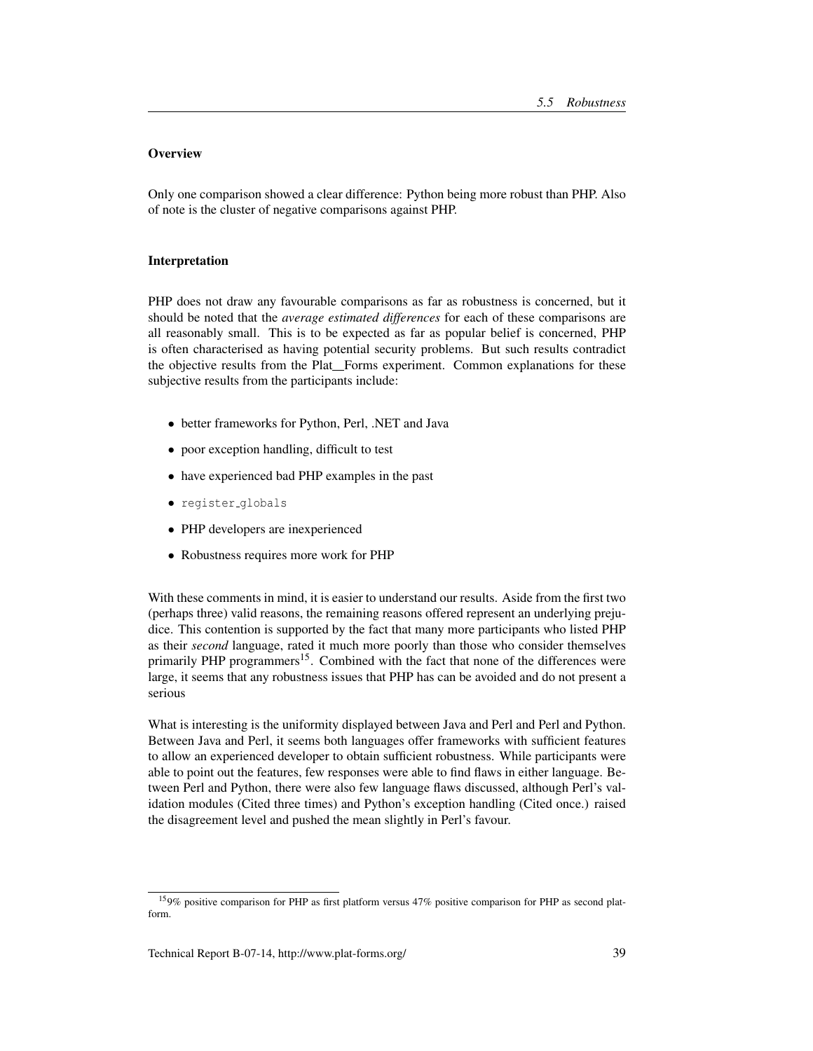### Overview

Only one comparison showed a clear difference: Python being more robust than PHP. Also of note is the cluster of negative comparisons against PHP.

### Interpretation

PHP does not draw any favourable comparisons as far as robustness is concerned, but it should be noted that the *average estimated differences* for each of these comparisons are all reasonably small. This is to be expected as far as popular belief is concerned, PHP is often characterised as having potential security problems. But such results contradict the objective results from the Plat_Forms experiment. Common explanations for these subjective results from the participants include:

- better frameworks for Python, Perl, .NET and Java
- poor exception handling, difficult to test
- have experienced bad PHP examples in the past
- `register_globals`
- PHP developers are inexperienced
- Robustness requires more work for PHP

With these comments in mind, it is easier to understand our results. Aside from the first two (perhaps three) valid reasons, the remaining reasons offered represent an underlying prejudice. This contention is supported by the fact that many more participants who listed PHP as their *second* language, rated it much more poorly than those who consider themselves primarily PHP programmers[15]. Combined with the fact that none of the differences were large, it seems that any robustness issues that PHP has can be avoided and do not present a serious

What is interesting is the uniformity displayed between Java and Perl and Perl and Python. Between Java and Perl, it seems both languages offer frameworks with sufficient features to allow an experienced developer to obtain sufficient robustness. While participants were able to point out the features, few responses were able to find flaws in either language. Between Perl and Python, there were also few language flaws discussed, although Perl's validation modules (Cited three times) and Python's exception handling (Cited once.) raised the disagreement level and pushed the mean slightly in Perl's favour.

[15] 9% positive comparison for PHP as first platform versus 47% positive comparison for PHP as second platform.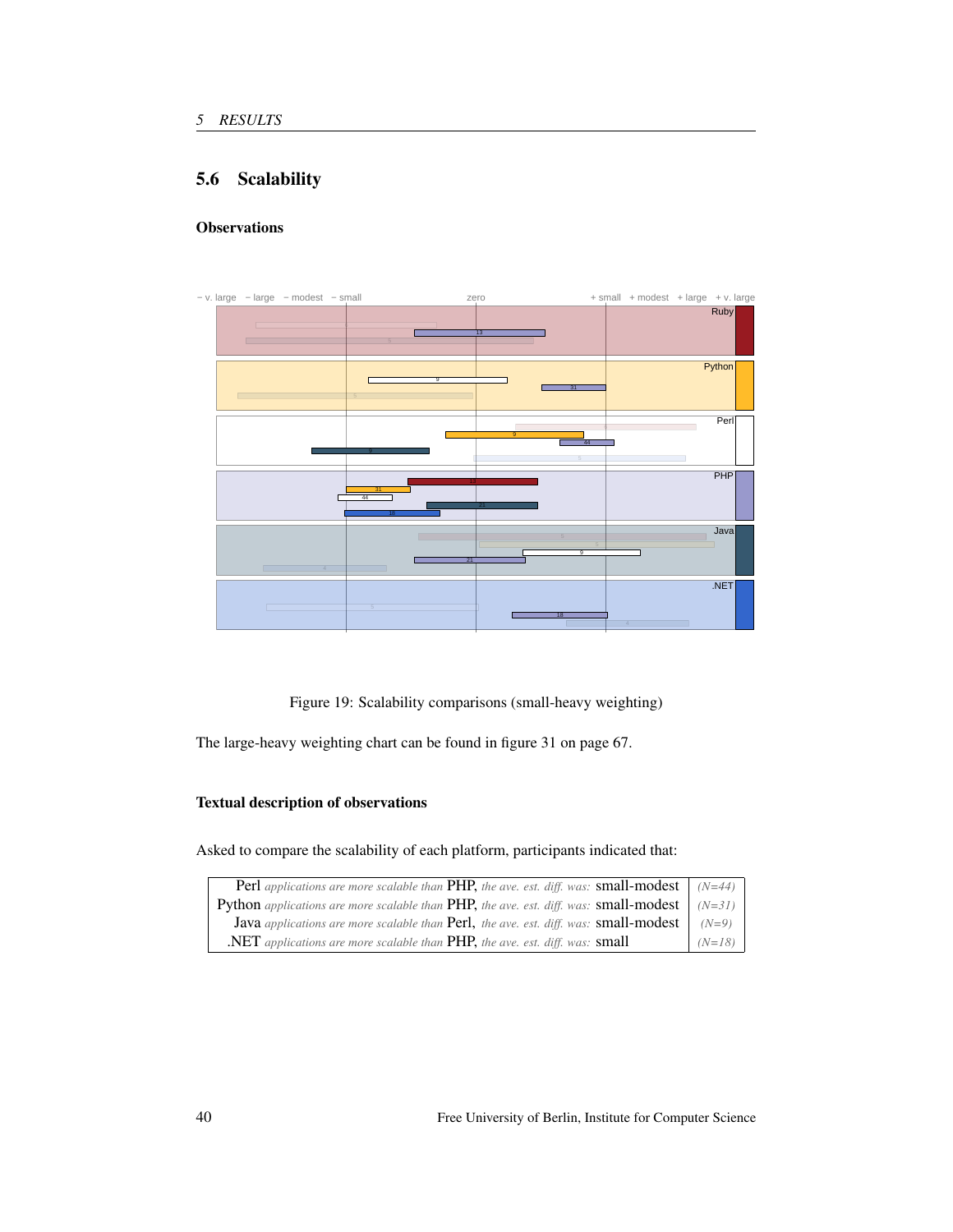## 5.6 Scalability

### Observations

Figure 19: Scalability comparisons (small-heavy weighting)

The large-heavy weighting chart can be found in figure 31 on page 67.

### Textual description of observations

Asked to compare the scalability of each platform, participants indicated that:

| | |
|---|---|
| Perl *applications are more scalable than* PHP, *the ave. est. diff. was:* small-modest | *(N=44)* |
| Python *applications are more scalable than* PHP, *the ave. est. diff. was:* small-modest | *(N=31)* |
| Java *applications are more scalable than* Perl, *the ave. est. diff. was:* small-modest | *(N=9)* |
| .NET *applications are more scalable than* PHP, *the ave. est. diff. was:* small | *(N=18)* |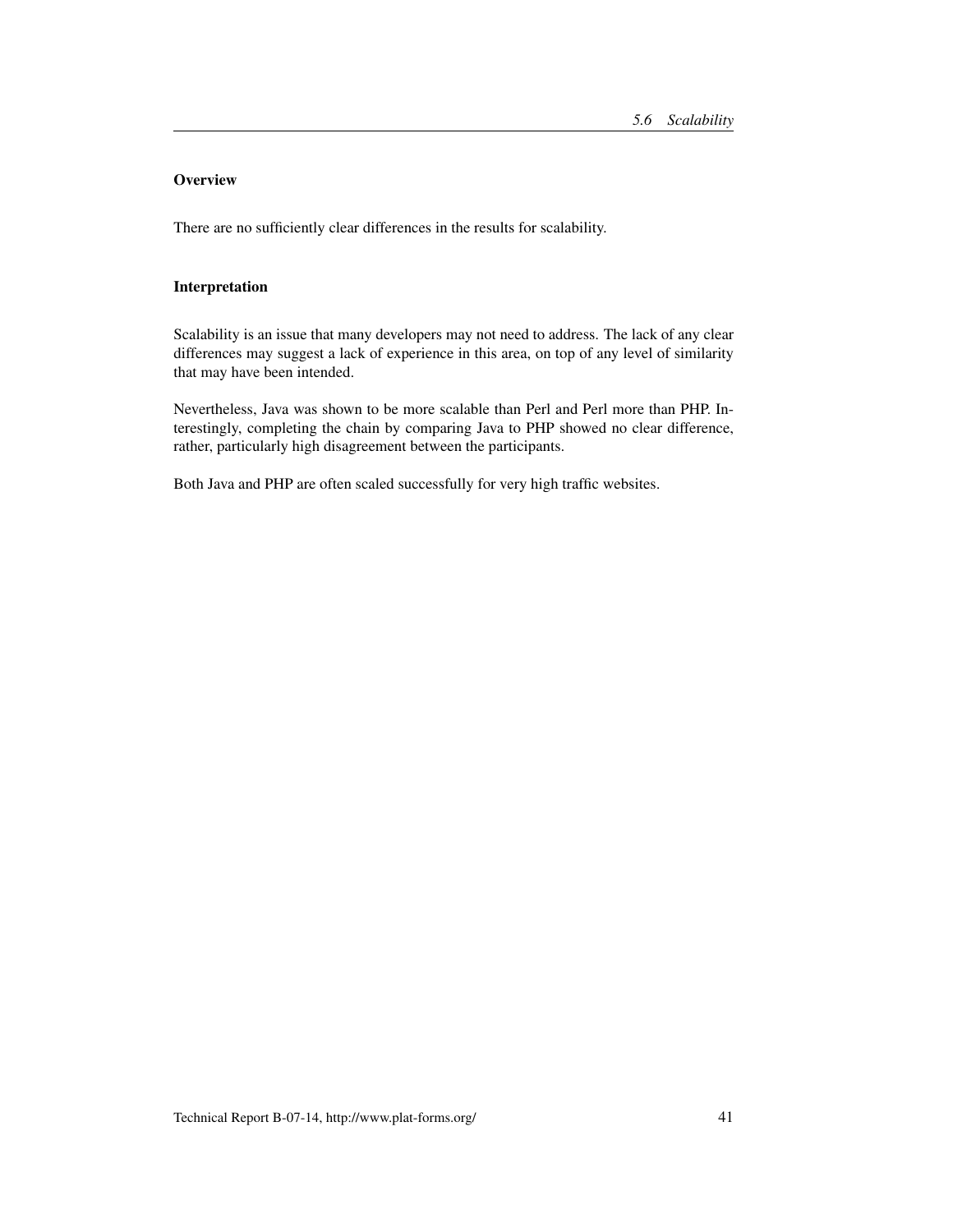### Overview

There are no sufficiently clear differences in the results for scalability.

### Interpretation

Scalability is an issue that many developers may not need to address. The lack of any clear differences may suggest a lack of experience in this area, on top of any level of similarity that may have been intended.

Nevertheless, Java was shown to be more scalable than Perl and Perl more than PHP. Interestingly, completing the chain by comparing Java to PHP showed no clear difference, rather, particularly high disagreement between the participants.

Both Java and PHP are often scaled successfully for very high traffic websites.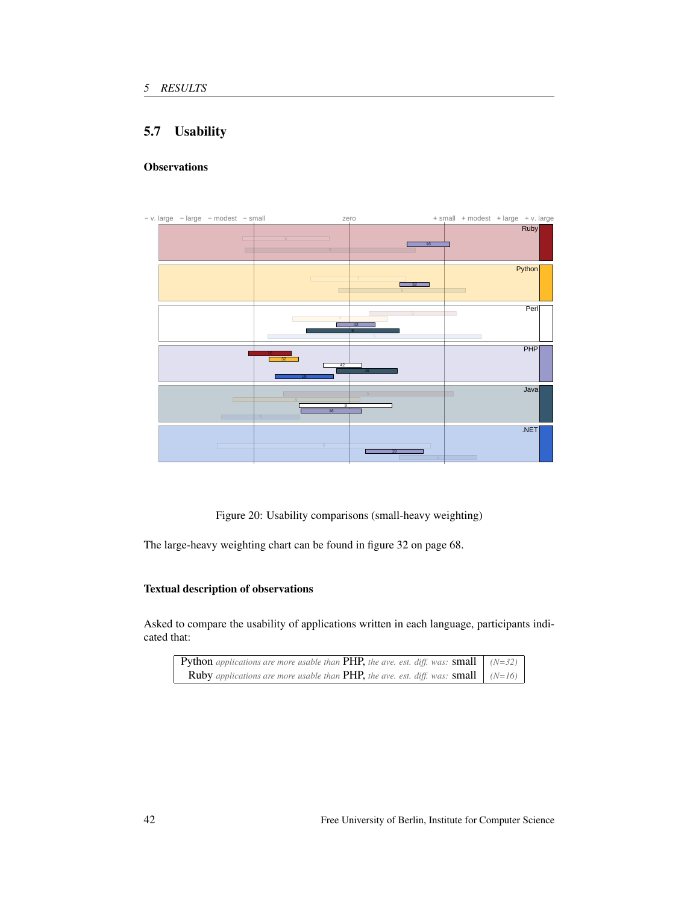## 5.7 Usability

### Observations

Figure 20: Usability comparisons (small-heavy weighting)

The large-heavy weighting chart can be found in figure 32 on page 68.

### Textual description of observations

Asked to compare the usability of applications written in each language, participants indicated that:

| | |
|---|---|
| Python *applications are more usable than* PHP, *the ave. est. diff. was:* small | *(N=32)* |
| Ruby *applications are more usable than* PHP, *the ave. est. diff. was:* small | *(N=16)* |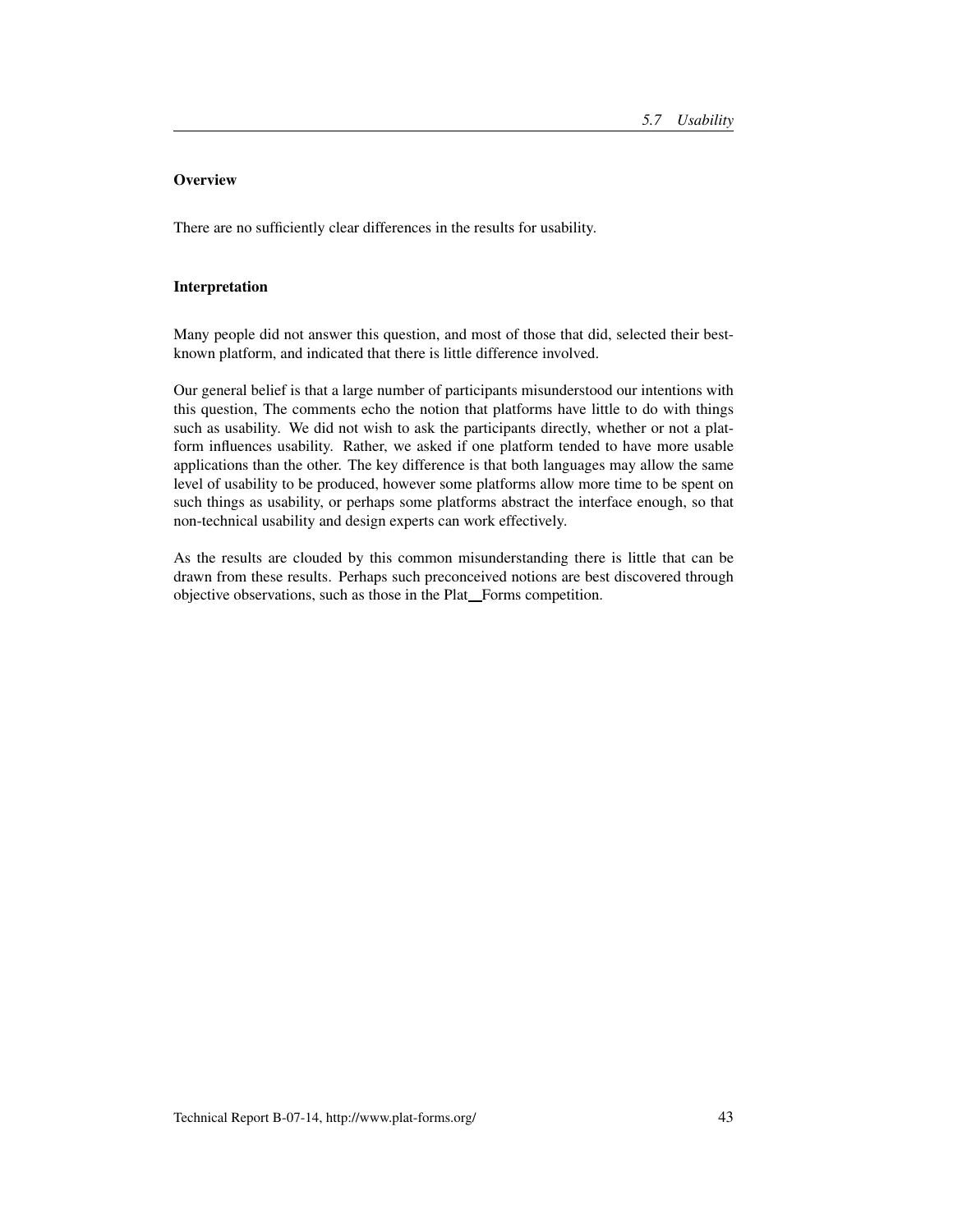### Overview

There are no sufficiently clear differences in the results for usability.

### Interpretation

Many people did not answer this question, and most of those that did, selected their best-known platform, and indicated that there is little difference involved.

Our general belief is that a large number of participants misunderstood our intentions with this question, The comments echo the notion that platforms have little to do with things such as usability. We did not wish to ask the participants directly, whether or not a platform influences usability. Rather, we asked if one platform tended to have more usable applications than the other. The key difference is that both languages may allow the same level of usability to be produced, however some platforms allow more time to be spent on such things as usability, or perhaps some platforms abstract the interface enough, so that non-technical usability and design experts can work effectively.

As the results are clouded by this common misunderstanding there is little that can be drawn from these results. Perhaps such preconceived notions are best discovered through objective observations, such as those in the Plat_Forms competition.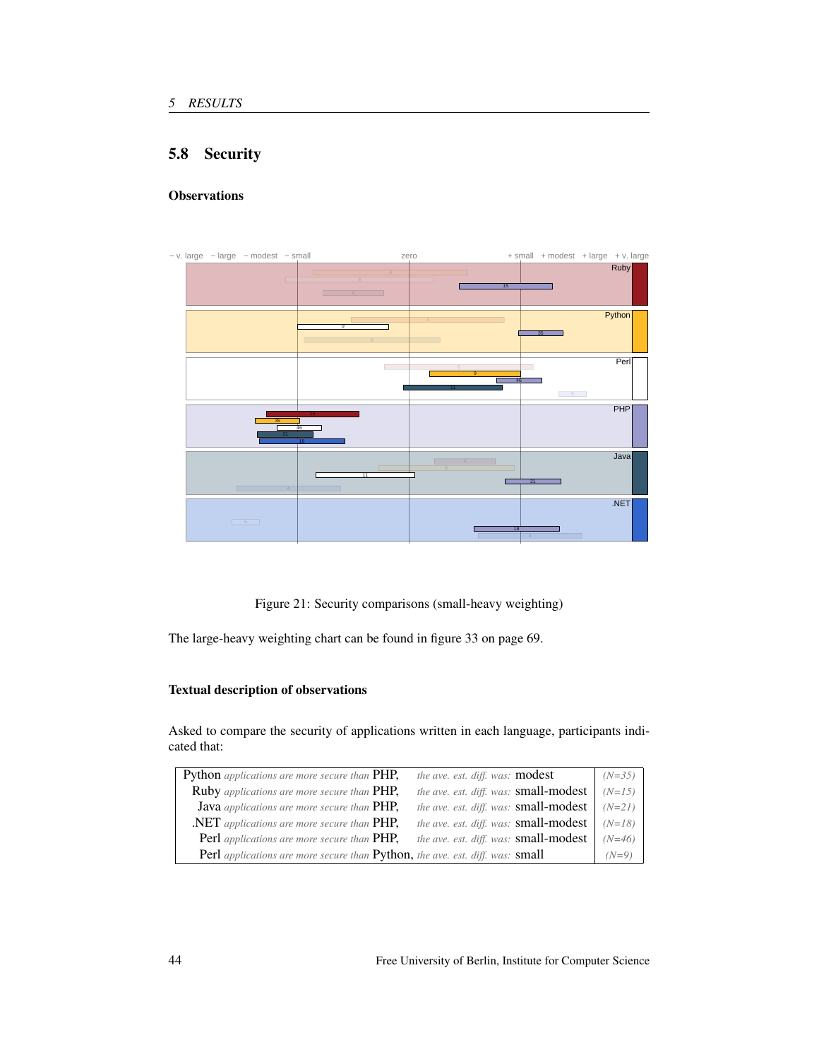## 5.8 Security

### Observations

Figure 21: Security comparisons (small-heavy weighting)

The large-heavy weighting chart can be found in figure 33 on page 69.

### Textual description of observations

Asked to compare the security of applications written in each language, participants indicated that:

| | | |
|---|---|---|
| Python *applications are more secure than* PHP, | *the ave. est. diff. was:* modest | *(N=35)* |
| Ruby *applications are more secure than* PHP, | *the ave. est. diff. was:* small-modest | *(N=15)* |
| Java *applications are more secure than* PHP, | *the ave. est. diff. was:* small-modest | *(N=21)* |
| .NET *applications are more secure than* PHP, | *the ave. est. diff. was:* small-modest | *(N=18)* |
| Perl *applications are more secure than* PHP, | *the ave. est. diff. was:* small-modest | *(N=46)* |
| Perl *applications are more secure than* Python, | *the ave. est. diff. was:* small | *(N=9)* |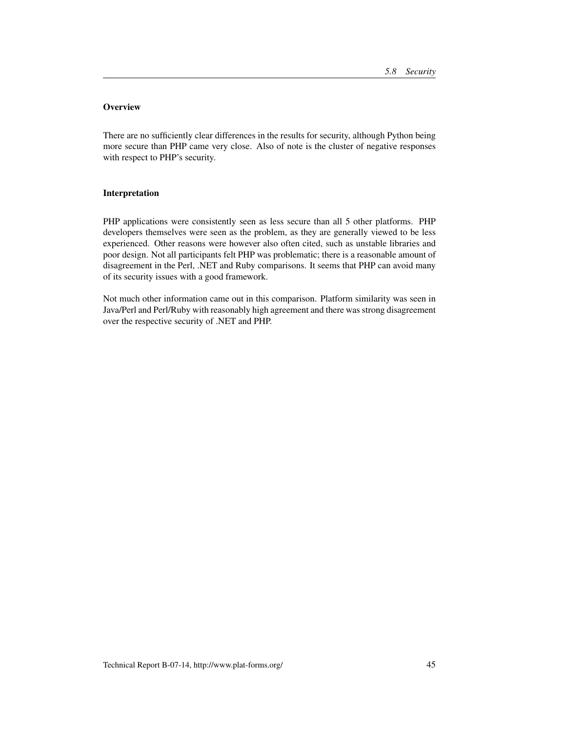### Overview

There are no sufficiently clear differences in the results for security, although Python being more secure than PHP came very close. Also of note is the cluster of negative responses with respect to PHP's security.

### Interpretation

PHP applications were consistently seen as less secure than all 5 other platforms. PHP developers themselves were seen as the problem, as they are generally viewed to be less experienced. Other reasons were however also often cited, such as unstable libraries and poor design. Not all participants felt PHP was problematic; there is a reasonable amount of disagreement in the Perl, .NET and Ruby comparisons. It seems that PHP can avoid many of its security issues with a good framework.

Not much other information came out in this comparison. Platform similarity was seen in Java/Perl and Perl/Ruby with reasonably high agreement and there was strong disagreement over the respective security of .NET and PHP.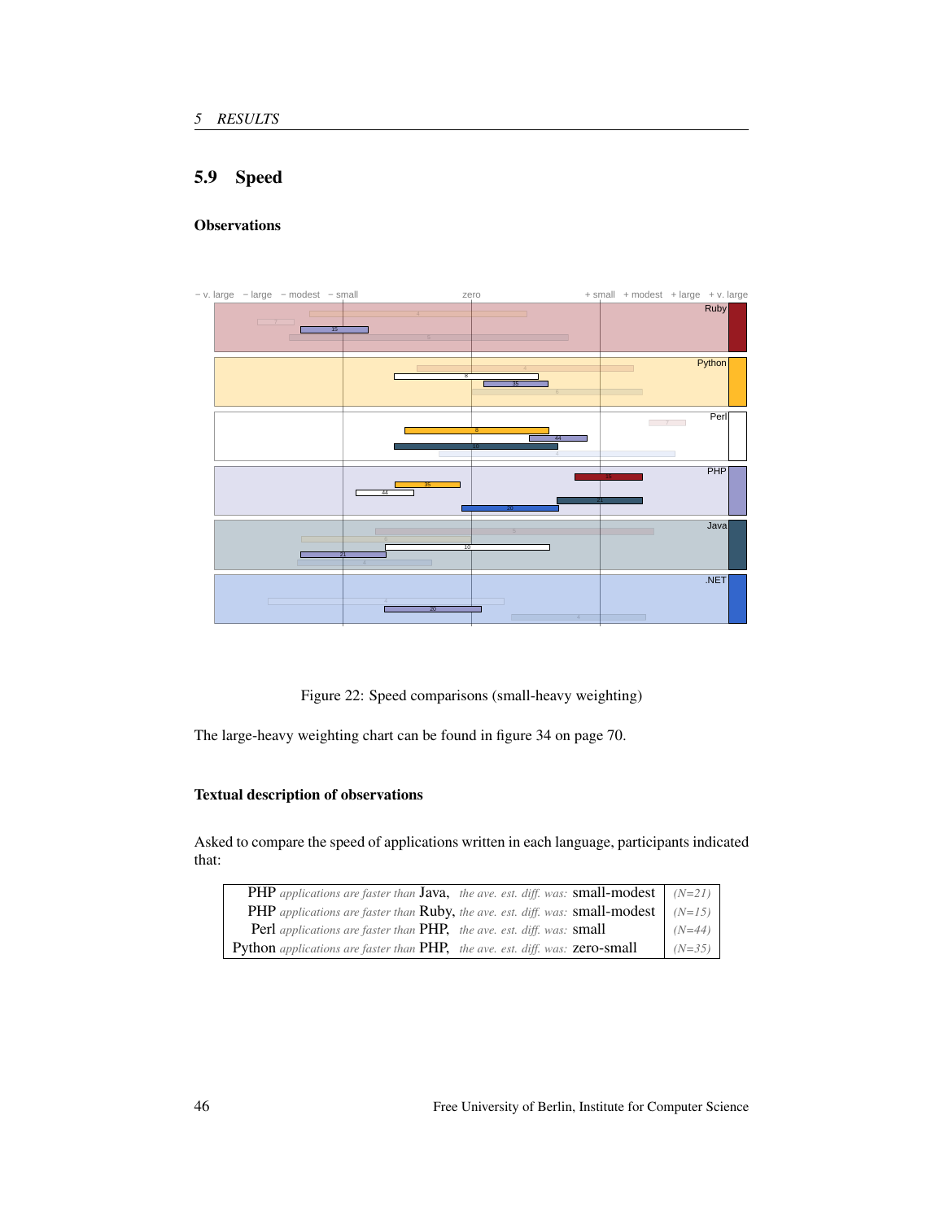## 5.9 Speed

### Observations

Figure 22: Speed comparisons (small-heavy weighting)

The large-heavy weighting chart can be found in figure 34 on page 70.

### Textual description of observations

Asked to compare the speed of applications written in each language, participants indicated that:

| | |
|---|---|
| PHP *applications are faster than* Java, *the ave. est. diff. was:* small-modest | *(N=21)* |
| PHP *applications are faster than* Ruby, *the ave. est. diff. was:* small-modest | *(N=15)* |
| Perl *applications are faster than* PHP, *the ave. est. diff. was:* small | *(N=44)* |
| Python *applications are faster than* PHP, *the ave. est. diff. was:* zero-small | *(N=35)* |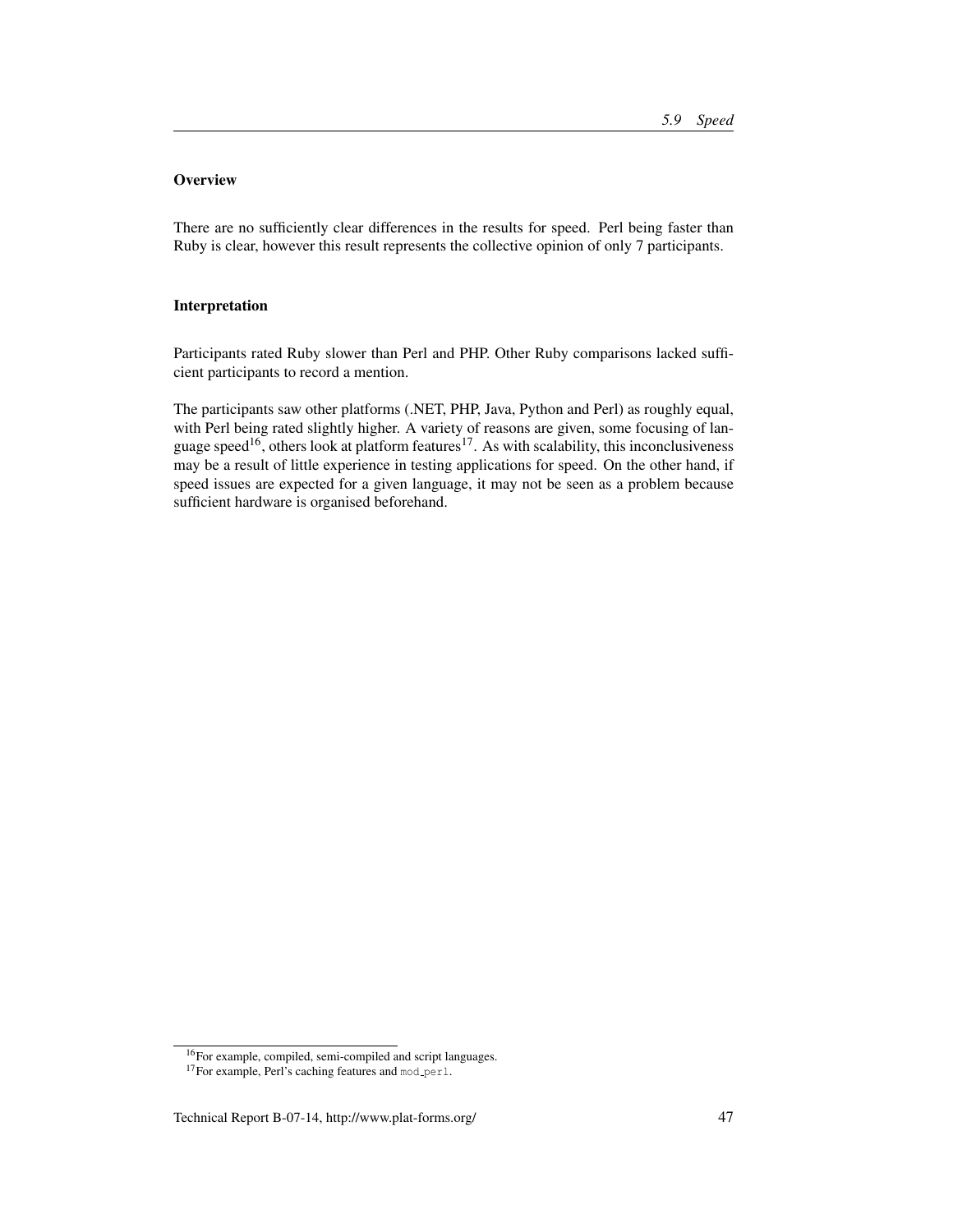### Overview

There are no sufficiently clear differences in the results for speed. Perl being faster than Ruby is clear, however this result represents the collective opinion of only 7 participants.

### Interpretation

Participants rated Ruby slower than Perl and PHP. Other Ruby comparisons lacked sufficient participants to record a mention.

The participants saw other platforms (.NET, PHP, Java, Python and Perl) as roughly equal, with Perl being rated slightly higher. A variety of reasons are given, some focusing of language speed[16], others look at platform features[17]. As with scalability, this inconclusiveness may be a result of little experience in testing applications for speed. On the other hand, if speed issues are expected for a given language, it may not be seen as a problem because sufficient hardware is organised beforehand.

---

[16] For example, compiled, semi-compiled and script languages.

[17] For example, Perl's caching features and `mod_perl`.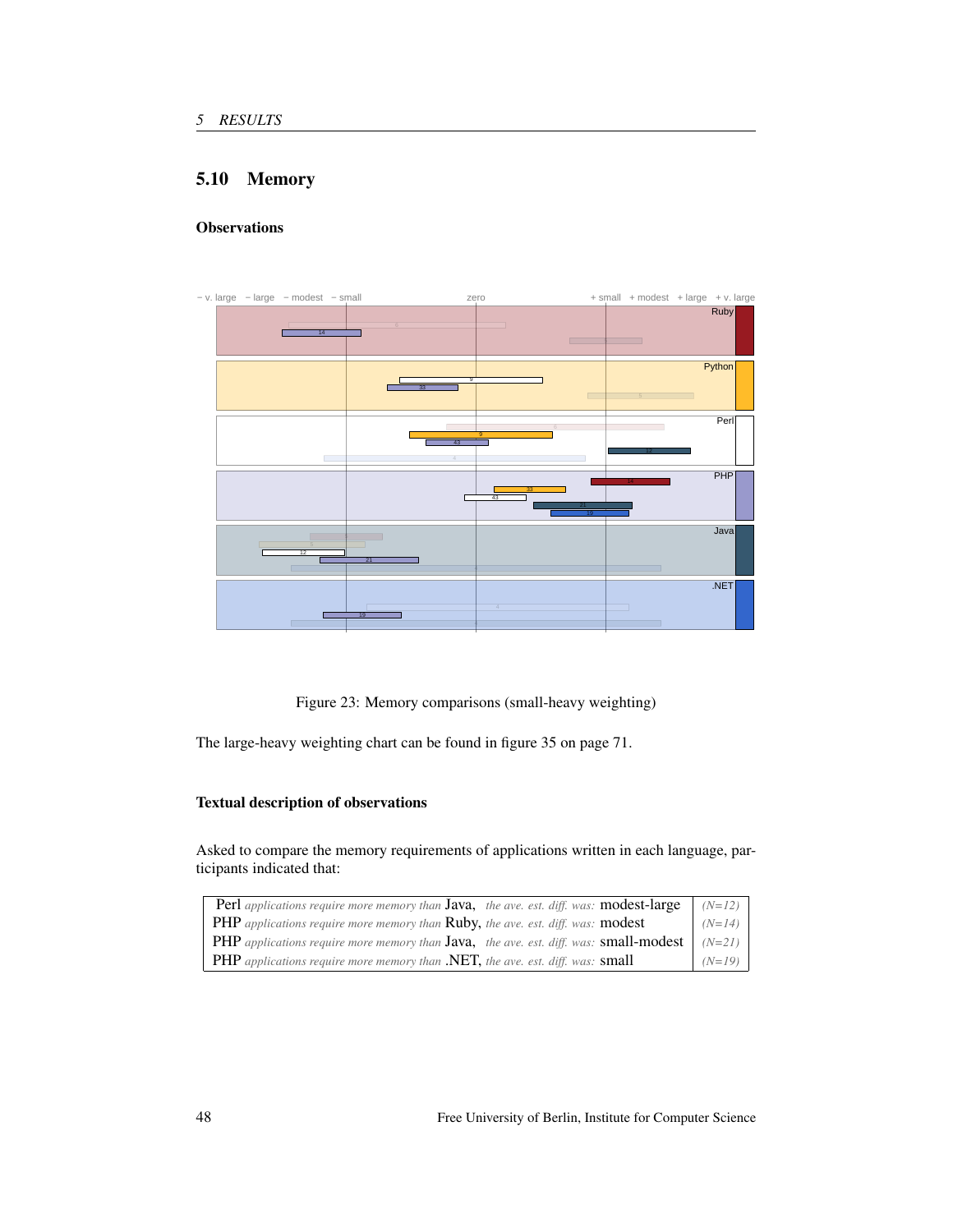## 5.10 Memory

### Observations

Figure 23: Memory comparisons (small-heavy weighting)

The large-heavy weighting chart can be found in figure 35 on page 71.

### Textual description of observations

Asked to compare the memory requirements of applications written in each language, participants indicated that:

| | |
|---|---|
| Perl *applications require more memory than* Java, *the ave. est. diff. was:* modest-large | *(N=12)* |
| PHP *applications require more memory than* Ruby, *the ave. est. diff. was:* modest | *(N=14)* |
| PHP *applications require more memory than* Java, *the ave. est. diff. was:* small-modest | *(N=21)* |
| PHP *applications require more memory than* .NET, *the ave. est. diff. was:* small | *(N=19)* |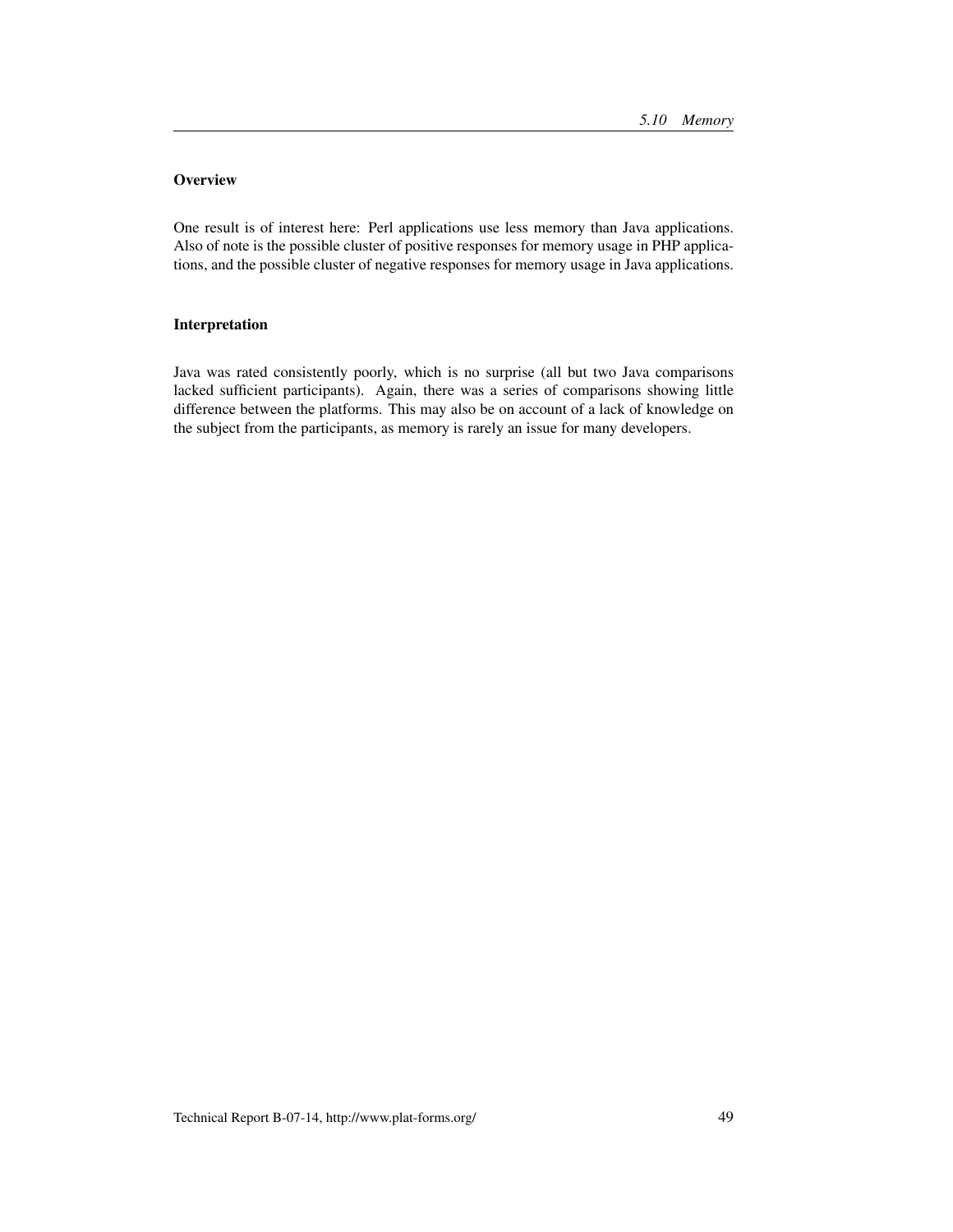### Overview

One result is of interest here: Perl applications use less memory than Java applications. Also of note is the possible cluster of positive responses for memory usage in PHP applications, and the possible cluster of negative responses for memory usage in Java applications.

### Interpretation

Java was rated consistently poorly, which is no surprise (all but two Java comparisons lacked sufficient participants). Again, there was a series of comparisons showing little difference between the platforms. This may also be on account of a lack of knowledge on the subject from the participants, as memory is rarely an issue for many developers.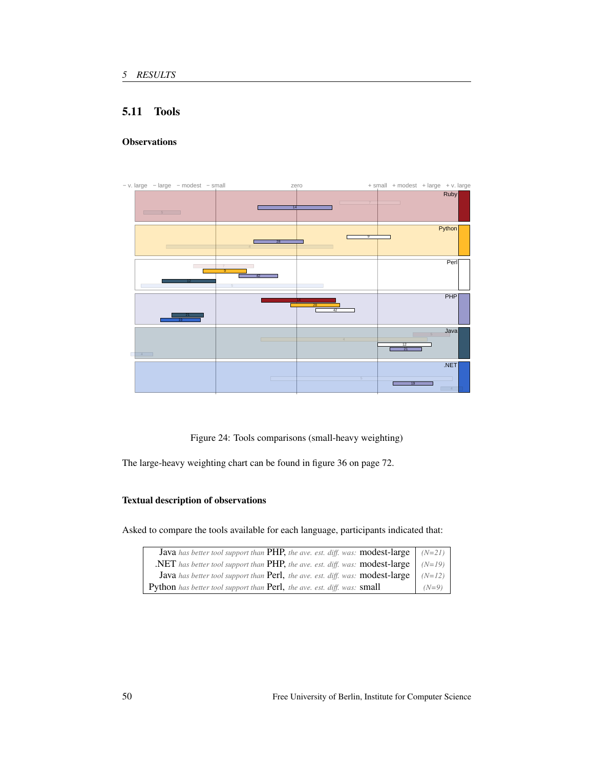## 5.11 Tools

### Observations

Figure 24: Tools comparisons (small-heavy weighting)

The large-heavy weighting chart can be found in figure 36 on page 72.

### Textual description of observations

Asked to compare the tools available for each language, participants indicated that:

| | |
|---|---|
| Java *has better tool support than* PHP, *the ave. est. diff. was:* modest-large | *(N=21)* |
| .NET *has better tool support than* PHP, *the ave. est. diff. was:* modest-large | *(N=19)* |
| Java *has better tool support than* Perl, *the ave. est. diff. was:* modest-large | *(N=12)* |
| Python *has better tool support than* Perl, *the ave. est. diff. was:* small | *(N=9)* |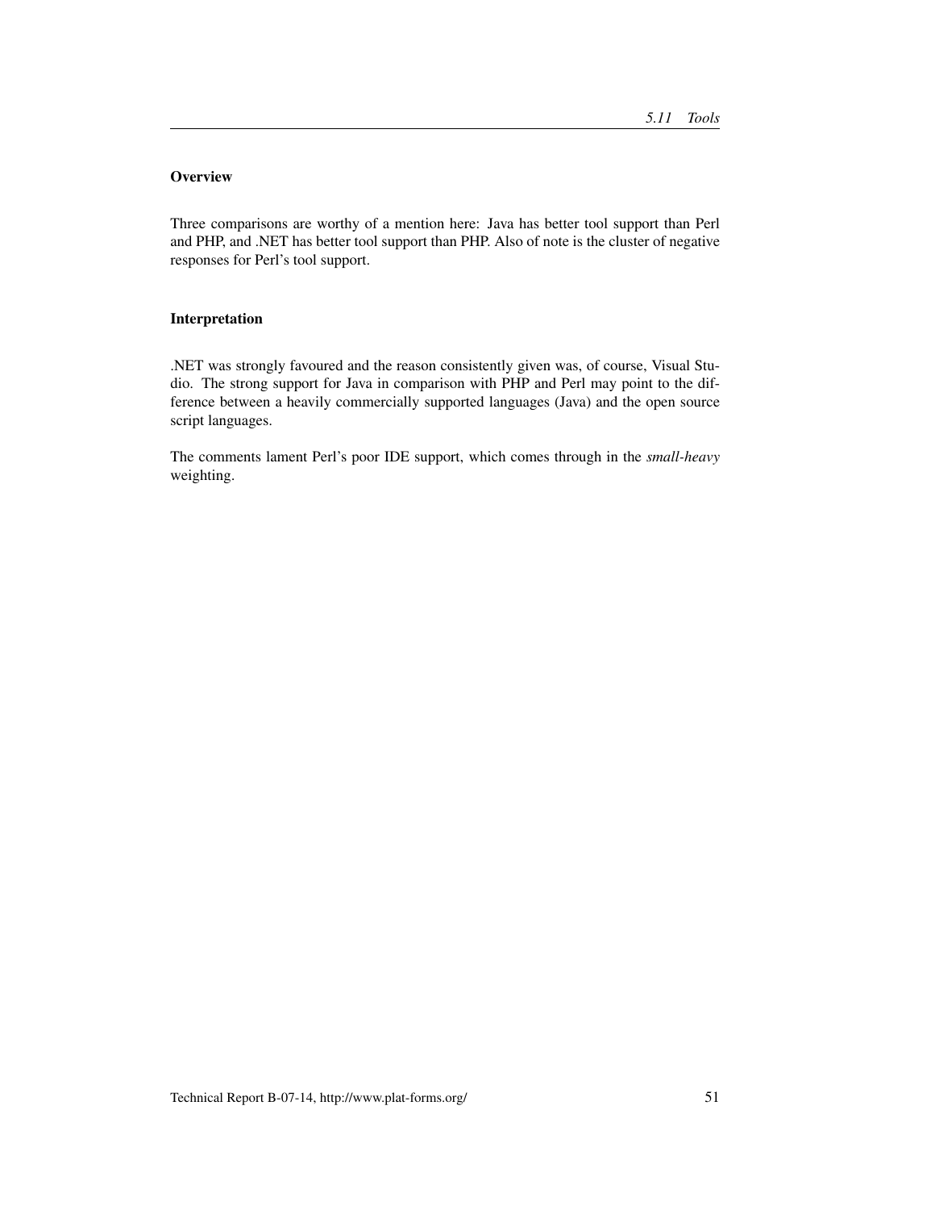#### Overview

Three comparisons are worthy of a mention here: Java has better tool support than Perl and PHP, and .NET has better tool support than PHP. Also of note is the cluster of negative responses for Perl's tool support.

#### Interpretation

.NET was strongly favoured and the reason consistently given was, of course, Visual Studio. The strong support for Java in comparison with PHP and Perl may point to the difference between a heavily commercially supported languages (Java) and the open source script languages.

The comments lament Perl's poor IDE support, which comes through in the *small-heavy* weighting.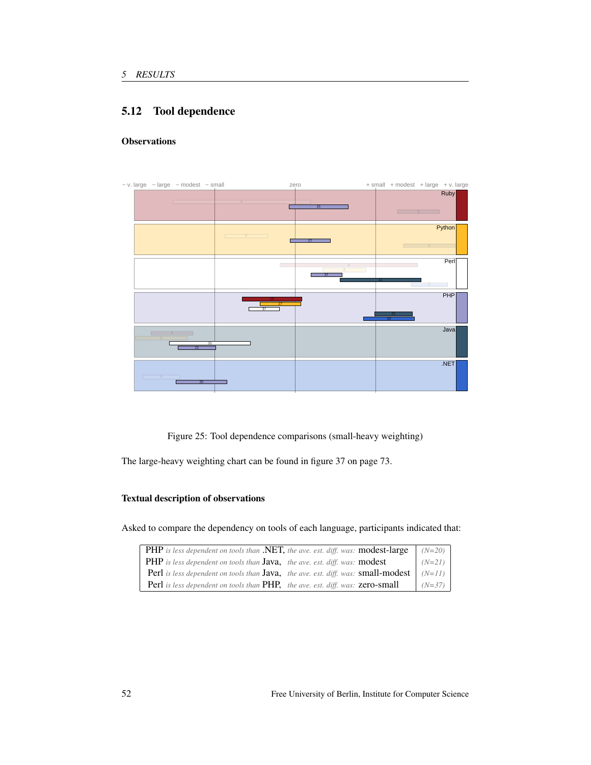## 5.12 Tool dependence

### Observations

Figure 25: Tool dependence comparisons (small-heavy weighting)

The large-heavy weighting chart can be found in figure 37 on page 73.

### Textual description of observations

Asked to compare the dependency on tools of each language, participants indicated that:

| | |
|---|---|
| PHP *is less dependent on tools than* .NET, *the ave. est. diff. was:* modest-large | *(N=20)* |
| PHP *is less dependent on tools than* Java, *the ave. est. diff. was:* modest | *(N=21)* |
| Perl *is less dependent on tools than* Java, *the ave. est. diff. was:* small-modest | *(N=11)* |
| Perl *is less dependent on tools than* PHP, *the ave. est. diff. was:* zero-small | *(N=37)* |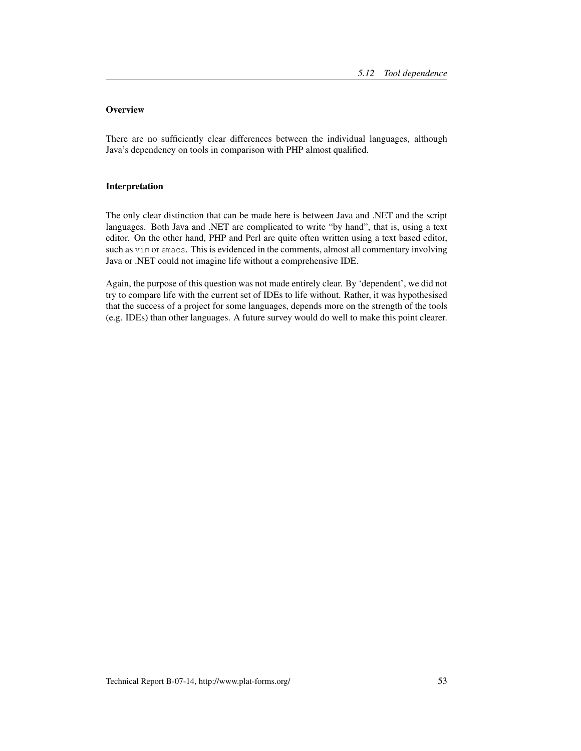### Overview

There are no sufficiently clear differences between the individual languages, although Java's dependency on tools in comparison with PHP almost qualified.

### Interpretation

The only clear distinction that can be made here is between Java and .NET and the script languages. Both Java and .NET are complicated to write "by hand", that is, using a text editor. On the other hand, PHP and Perl are quite often written using a text based editor, such as `vim` or `emacs`. This is evidenced in the comments, almost all commentary involving Java or .NET could not imagine life without a comprehensive IDE.

Again, the purpose of this question was not made entirely clear. By 'dependent', we did not try to compare life with the current set of IDEs to life without. Rather, it was hypothesised that the success of a project for some languages, depends more on the strength of the tools (e.g. IDEs) than other languages. A future survey would do well to make this point clearer.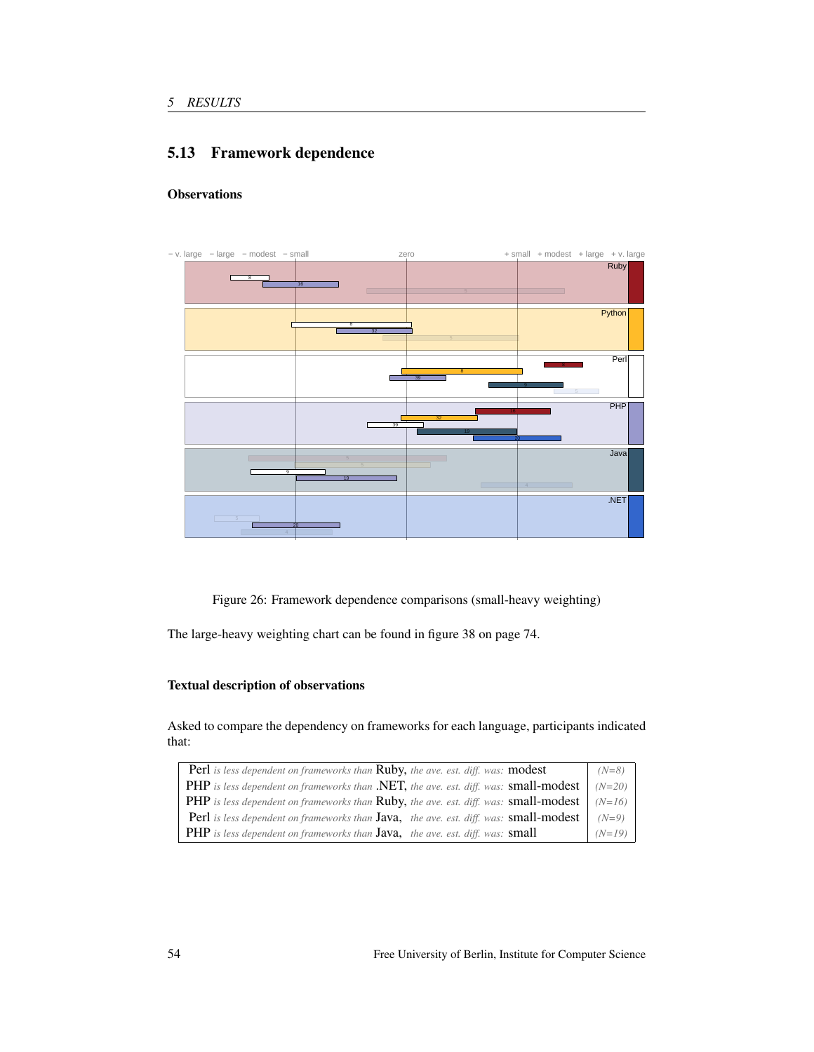## 5.13 Framework dependence

### Observations

Figure 26: Framework dependence comparisons (small-heavy weighting)

The large-heavy weighting chart can be found in figure 38 on page 74.

### Textual description of observations

Asked to compare the dependency on frameworks for each language, participants indicated that:

| | |
|---|---|
| Perl *is less dependent on frameworks than* Ruby, *the ave. est. diff. was:* modest | *(N=8)* |
| PHP *is less dependent on frameworks than* .NET, *the ave. est. diff. was:* small-modest | *(N=20)* |
| PHP *is less dependent on frameworks than* Ruby, *the ave. est. diff. was:* small-modest | *(N=16)* |
| Perl *is less dependent on frameworks than* Java, *the ave. est. diff. was:* small-modest | *(N=9)* |
| PHP *is less dependent on frameworks than* Java, *the ave. est. diff. was:* small | *(N=19)* |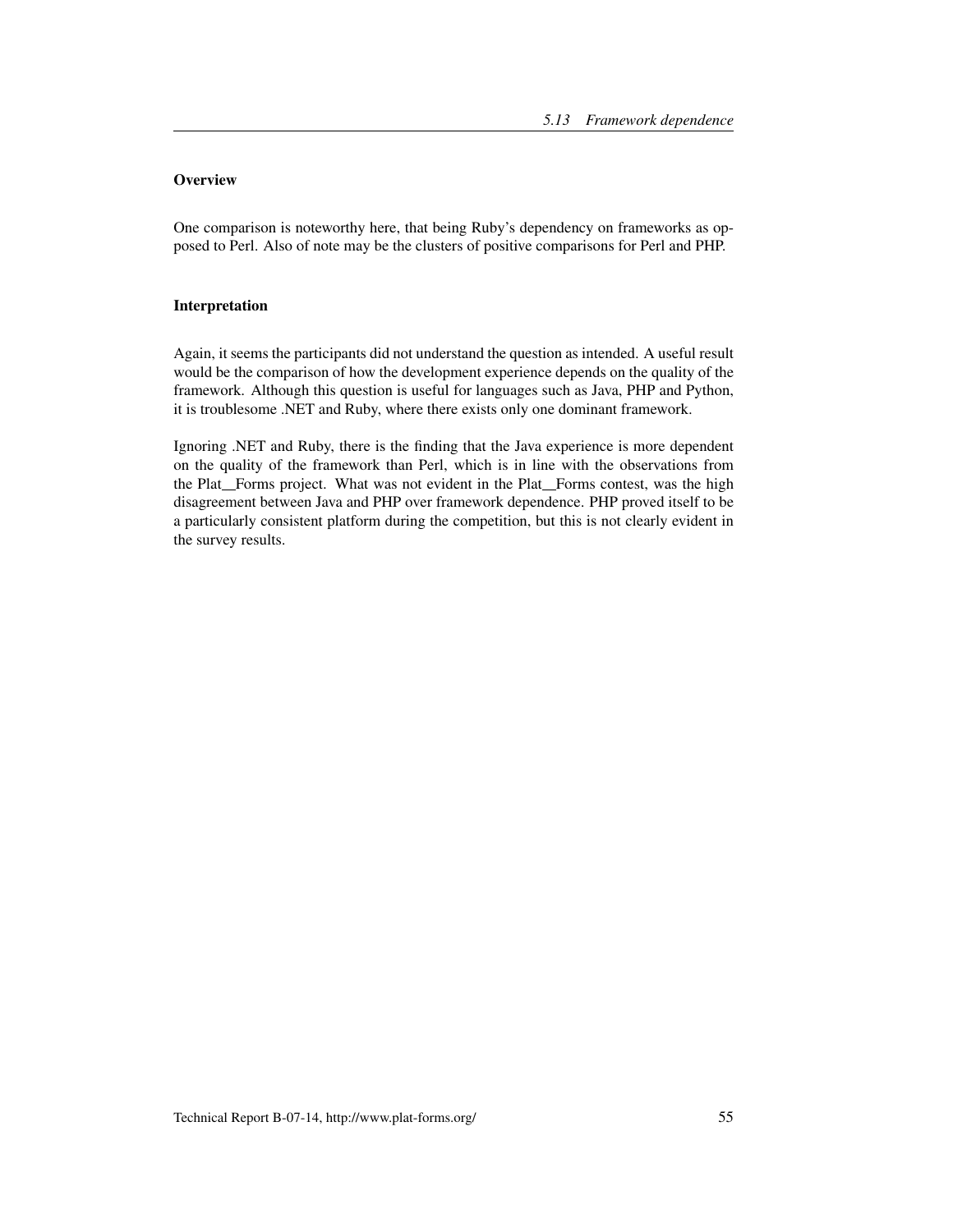**Overview**

One comparison is noteworthy here, that being Ruby's dependency on frameworks as opposed to Perl. Also of note may be the clusters of positive comparisons for Perl and PHP.

**Interpretation**

Again, it seems the participants did not understand the question as intended. A useful result would be the comparison of how the development experience depends on the quality of the framework. Although this question is useful for languages such as Java, PHP and Python, it is troublesome .NET and Ruby, where there exists only one dominant framework.

Ignoring .NET and Ruby, there is the finding that the Java experience is more dependent on the quality of the framework than Perl, which is in line with the observations from the Plat_Forms project. What was not evident in the Plat_Forms contest, was the high disagreement between Java and PHP over framework dependence. PHP proved itself to be a particularly consistent platform during the competition, but this is not clearly evident in the survey results.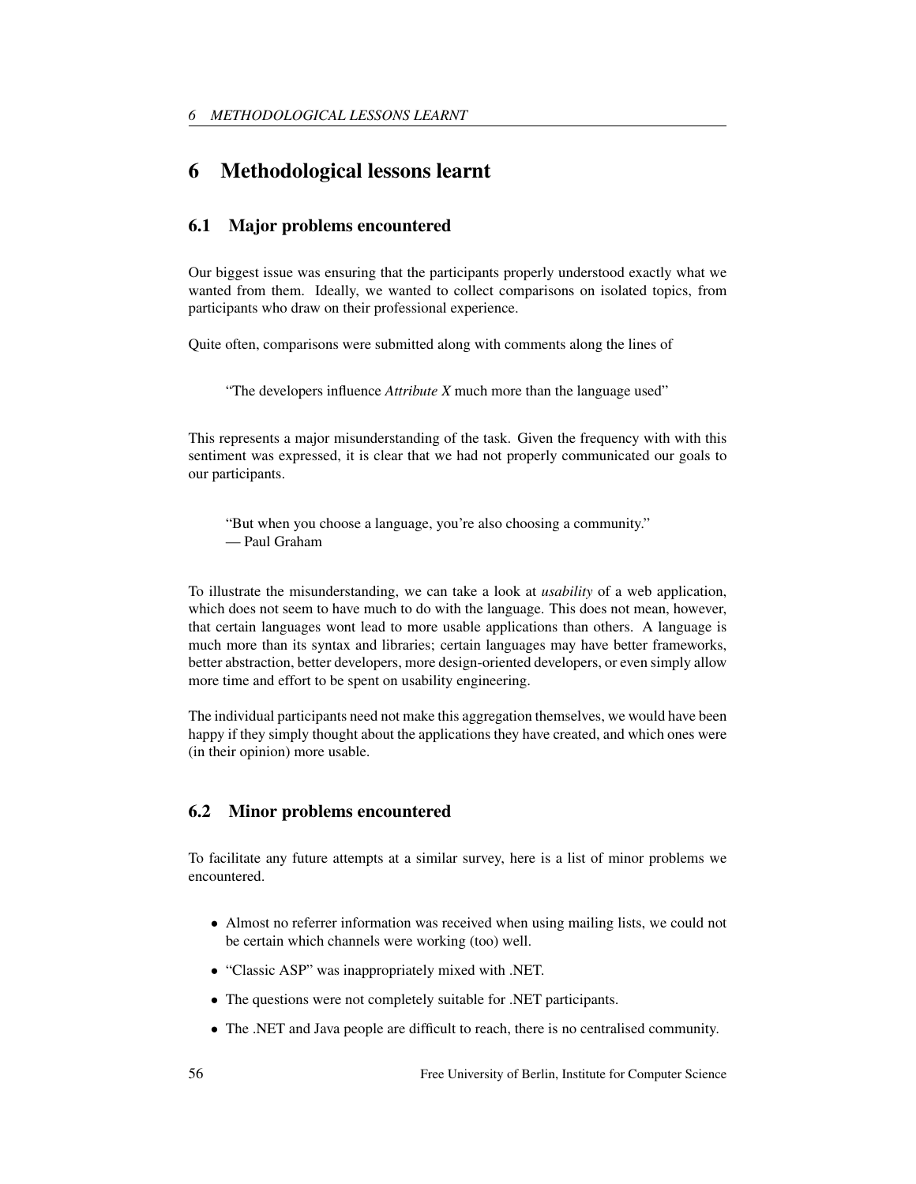# 6 Methodological lessons learnt

## 6.1 Major problems encountered

Our biggest issue was ensuring that the participants properly understood exactly what we wanted from them. Ideally, we wanted to collect comparisons on isolated topics, from participants who draw on their professional experience.

Quite often, comparisons were submitted along with comments along the lines of

> "The developers influence *Attribute X* much more than the language used"

This represents a major misunderstanding of the task. Given the frequency with with this sentiment was expressed, it is clear that we had not properly communicated our goals to our participants.

> "But when you choose a language, you're also choosing a community."
> — Paul Graham

To illustrate the misunderstanding, we can take a look at *usability* of a web application, which does not seem to have much to do with the language. This does not mean, however, that certain languages wont lead to more usable applications than others. A language is much more than its syntax and libraries; certain languages may have better frameworks, better abstraction, better developers, more design-oriented developers, or even simply allow more time and effort to be spent on usability engineering.

The individual participants need not make this aggregation themselves, we would have been happy if they simply thought about the applications they have created, and which ones were (in their opinion) more usable.

## 6.2 Minor problems encountered

To facilitate any future attempts at a similar survey, here is a list of minor problems we encountered.

- Almost no referrer information was received when using mailing lists, we could not be certain which channels were working (too) well.
- "Classic ASP" was inappropriately mixed with .NET.
- The questions were not completely suitable for .NET participants.
- The .NET and Java people are difficult to reach, there is no centralised community.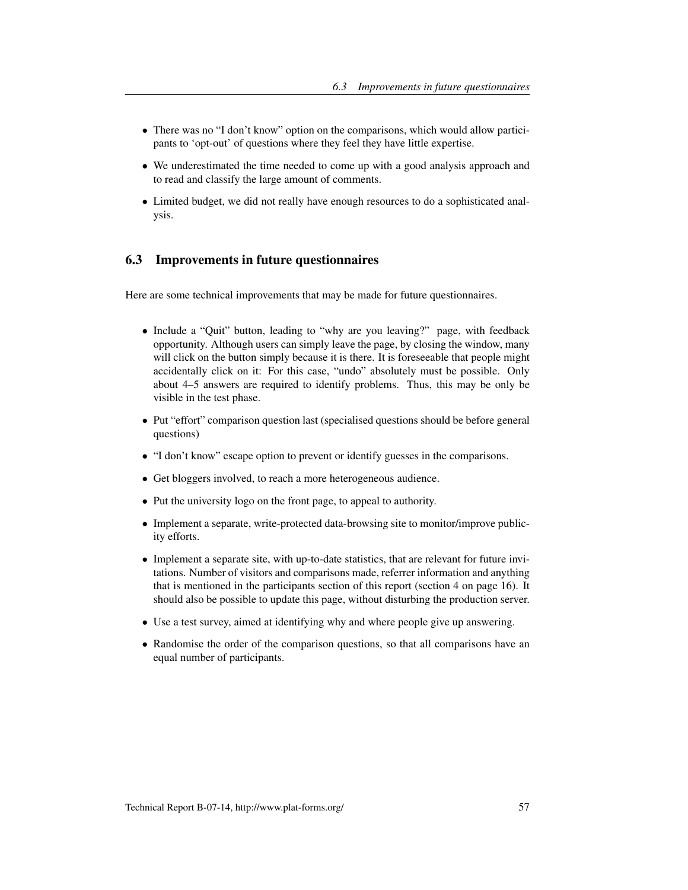- There was no “I don’t know” option on the comparisons, which would allow participants to ‘opt-out’ of questions where they feel they have little expertise.
- We underestimated the time needed to come up with a good analysis approach and to read and classify the large amount of comments.
- Limited budget, we did not really have enough resources to do a sophisticated analysis.

## 6.3 Improvements in future questionnaires

Here are some technical improvements that may be made for future questionnaires.

- Include a “Quit” button, leading to “why are you leaving?” page, with feedback opportunity. Although users can simply leave the page, by closing the window, many will click on the button simply because it is there. It is foreseeable that people might accidentally click on it: For this case, “undo” absolutely must be possible. Only about 4–5 answers are required to identify problems. Thus, this may be only be visible in the test phase.
- Put “effort” comparison question last (specialised questions should be before general questions)
- “I don’t know” escape option to prevent or identify guesses in the comparisons.
- Get bloggers involved, to reach a more heterogeneous audience.
- Put the university logo on the front page, to appeal to authority.
- Implement a separate, write-protected data-browsing site to monitor/improve publicity efforts.
- Implement a separate site, with up-to-date statistics, that are relevant for future invitations. Number of visitors and comparisons made, referrer information and anything that is mentioned in the participants section of this report (section 4 on page 16). It should also be possible to update this page, without disturbing the production server.
- Use a test survey, aimed at identifying why and where people give up answering.
- Randomise the order of the comparison questions, so that all comparisons have an equal number of participants.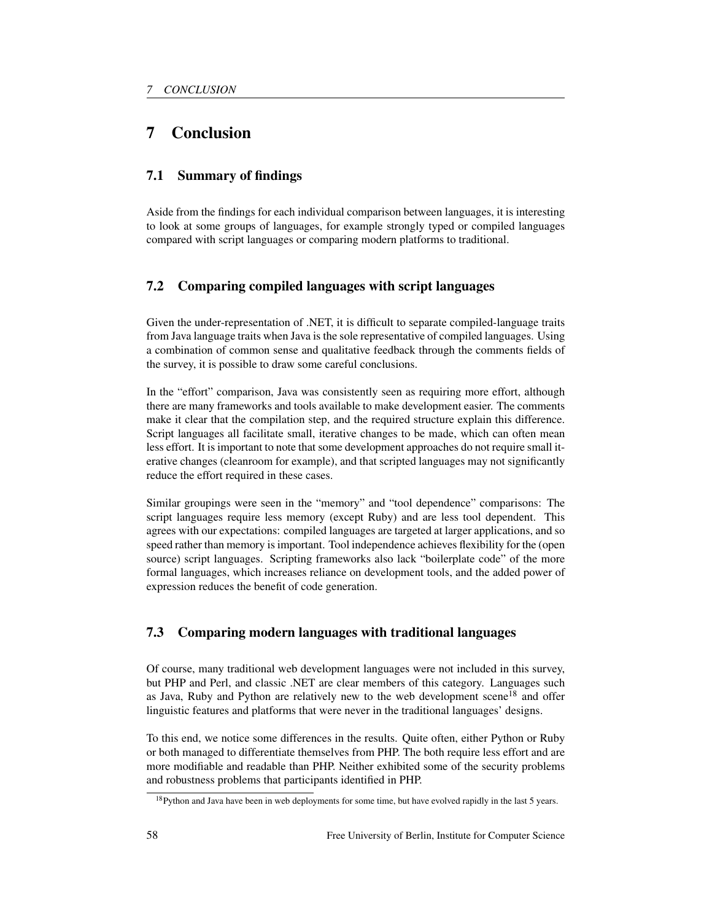# 7 Conclusion

## 7.1 Summary of findings

Aside from the findings for each individual comparison between languages, it is interesting to look at some groups of languages, for example strongly typed or compiled languages compared with script languages or comparing modern platforms to traditional.

## 7.2 Comparing compiled languages with script languages

Given the under-representation of .NET, it is difficult to separate compiled-language traits from Java language traits when Java is the sole representative of compiled languages. Using a combination of common sense and qualitative feedback through the comments fields of the survey, it is possible to draw some careful conclusions.

In the "effort" comparison, Java was consistently seen as requiring more effort, although there are many frameworks and tools available to make development easier. The comments make it clear that the compilation step, and the required structure explain this difference. Script languages all facilitate small, iterative changes to be made, which can often mean less effort. It is important to note that some development approaches do not require small iterative changes (cleanroom for example), and that scripted languages may not significantly reduce the effort required in these cases.

Similar groupings were seen in the "memory" and "tool dependence" comparisons: The script languages require less memory (except Ruby) and are less tool dependent. This agrees with our expectations: compiled languages are targeted at larger applications, and so speed rather than memory is important. Tool independence achieves flexibility for the (open source) script languages. Scripting frameworks also lack "boilerplate code" of the more formal languages, which increases reliance on development tools, and the added power of expression reduces the benefit of code generation.

## 7.3 Comparing modern languages with traditional languages

Of course, many traditional web development languages were not included in this survey, but PHP and Perl, and classic .NET are clear members of this category. Languages such as Java, Ruby and Python are relatively new to the web development scene[18] and offer linguistic features and platforms that were never in the traditional languages' designs.

To this end, we notice some differences in the results. Quite often, either Python or Ruby or both managed to differentiate themselves from PHP. The both require less effort and are more modifiable and readable than PHP. Neither exhibited some of the security problems and robustness problems that participants identified in PHP.

[18] Python and Java have been in web deployments for some time, but have evolved rapidly in the last 5 years.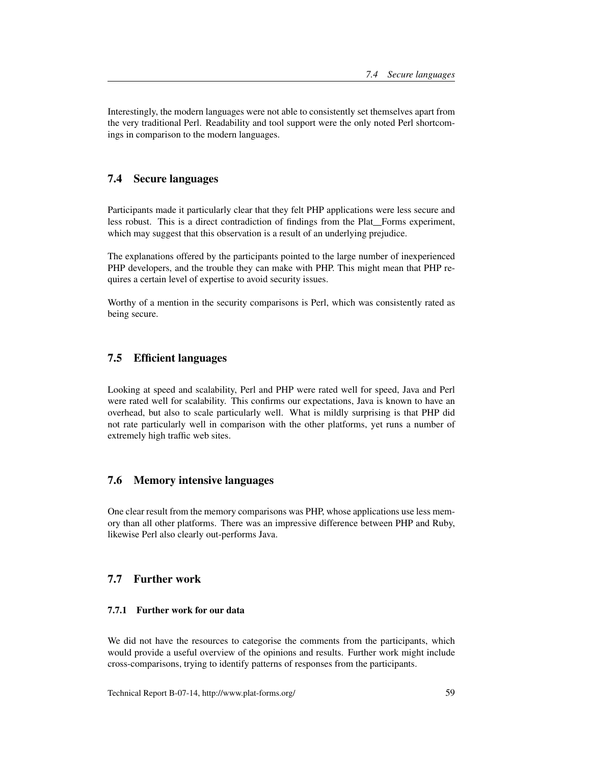Interestingly, the modern languages were not able to consistently set themselves apart from the very traditional Perl. Readability and tool support were the only noted Perl shortcomings in comparison to the modern languages.

## 7.4 Secure languages

Participants made it particularly clear that they felt PHP applications were less secure and less robust. This is a direct contradiction of findings from the Plat_Forms experiment, which may suggest that this observation is a result of an underlying prejudice.

The explanations offered by the participants pointed to the large number of inexperienced PHP developers, and the trouble they can make with PHP. This might mean that PHP requires a certain level of expertise to avoid security issues.

Worthy of a mention in the security comparisons is Perl, which was consistently rated as being secure.

## 7.5 Efficient languages

Looking at speed and scalability, Perl and PHP were rated well for speed, Java and Perl were rated well for scalability. This confirms our expectations, Java is known to have an overhead, but also to scale particularly well. What is mildly surprising is that PHP did not rate particularly well in comparison with the other platforms, yet runs a number of extremely high traffic web sites.

## 7.6 Memory intensive languages

One clear result from the memory comparisons was PHP, whose applications use less memory than all other platforms. There was an impressive difference between PHP and Ruby, likewise Perl also clearly out-performs Java.

## 7.7 Further work

### 7.7.1 Further work for our data

We did not have the resources to categorise the comments from the participants, which would provide a useful overview of the opinions and results. Further work might include cross-comparisons, trying to identify patterns of responses from the participants.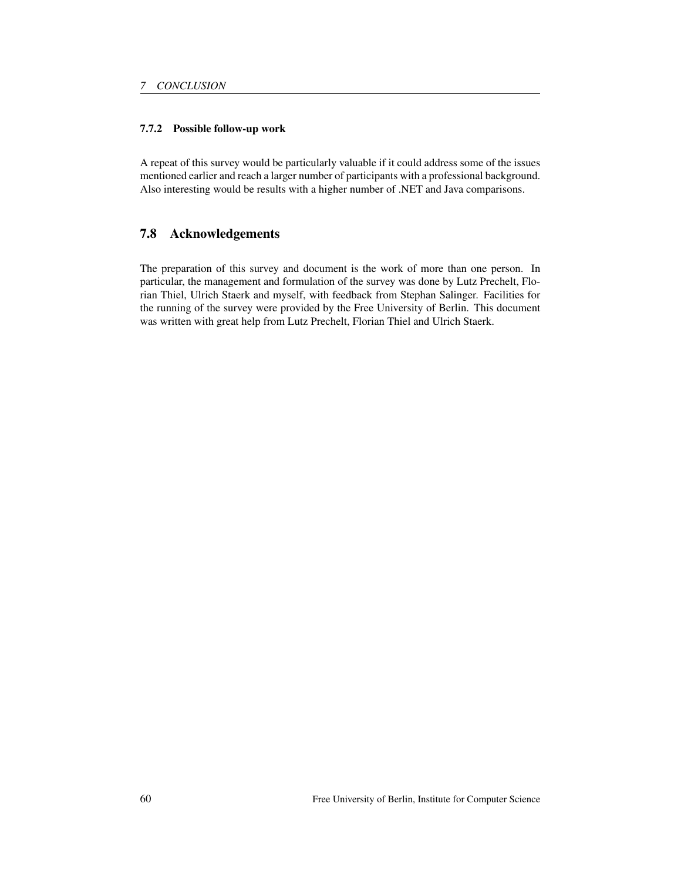#### 7.7.2 Possible follow-up work

A repeat of this survey would be particularly valuable if it could address some of the issues mentioned earlier and reach a larger number of participants with a professional background. Also interesting would be results with a higher number of .NET and Java comparisons.

### 7.8 Acknowledgements

The preparation of this survey and document is the work of more than one person. In particular, the management and formulation of the survey was done by Lutz Prechelt, Florian Thiel, Ulrich Staerk and myself, with feedback from Stephan Salinger. Facilities for the running of the survey were provided by the Free University of Berlin. This document was written with great help from Lutz Prechelt, Florian Thiel and Ulrich Staerk.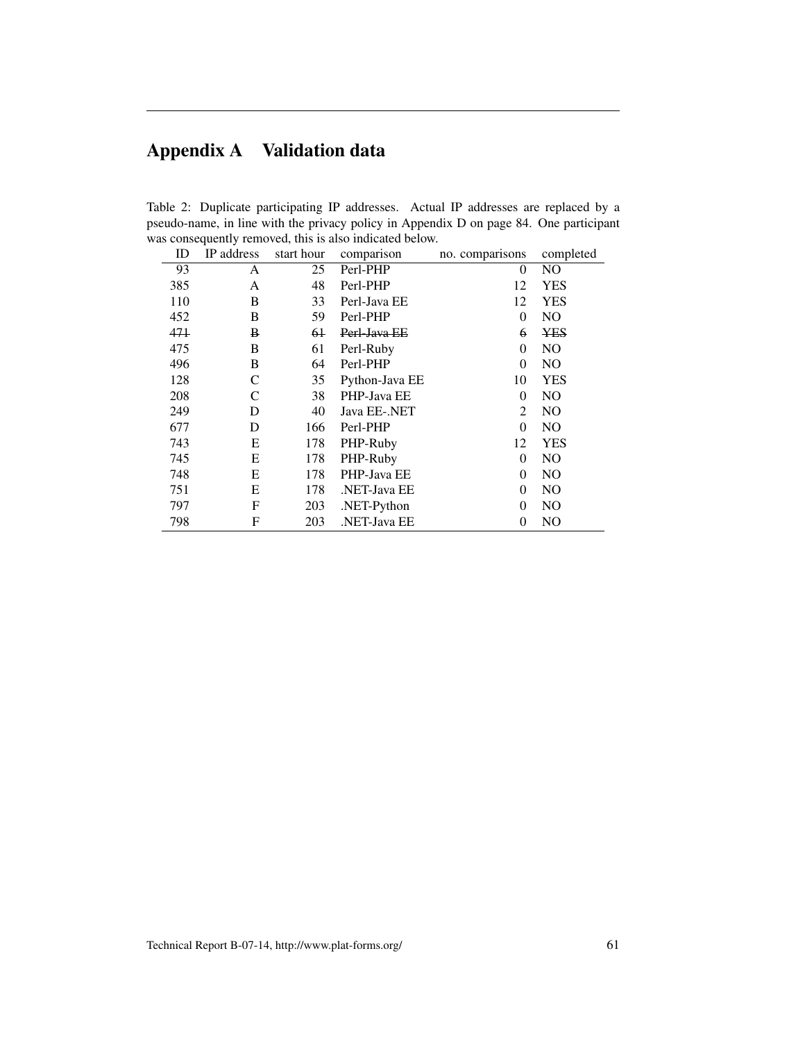# Appendix A Validation data

Table 2: Duplicate participating IP addresses. Actual IP addresses are replaced by a pseudo-name, in line with the privacy policy in Appendix D on page 84. One participant was consequently removed, this is also indicated below.

| ID | IP address | start hour | comparison | no. comparisons | completed |
|---|---|---|---|---|---|
| 93 | A | 25 | Perl-PHP | 0 | NO |
| 385 | A | 48 | Perl-PHP | 12 | YES |
| 110 | B | 33 | Perl-Java EE | 12 | YES |
| 452 | B | 59 | Perl-PHP | 0 | NO |
| ~~471~~ | ~~B~~ | ~~61~~ | ~~Perl-Java EE~~ | ~~6~~ | ~~YES~~ |
| 475 | B | 61 | Perl-Ruby | 0 | NO |
| 496 | B | 64 | Perl-PHP | 0 | NO |
| 128 | C | 35 | Python-Java EE | 10 | YES |
| 208 | C | 38 | PHP-Java EE | 0 | NO |
| 249 | D | 40 | Java EE-.NET | 2 | NO |
| 677 | D | 166 | Perl-PHP | 0 | NO |
| 743 | E | 178 | PHP-Ruby | 12 | YES |
| 745 | E | 178 | PHP-Ruby | 0 | NO |
| 748 | E | 178 | PHP-Java EE | 0 | NO |
| 751 | E | 178 | .NET-Java EE | 0 | NO |
| 797 | F | 203 | .NET-Python | 0 | NO |
| 798 | F | 203 | .NET-Java EE | 0 | NO |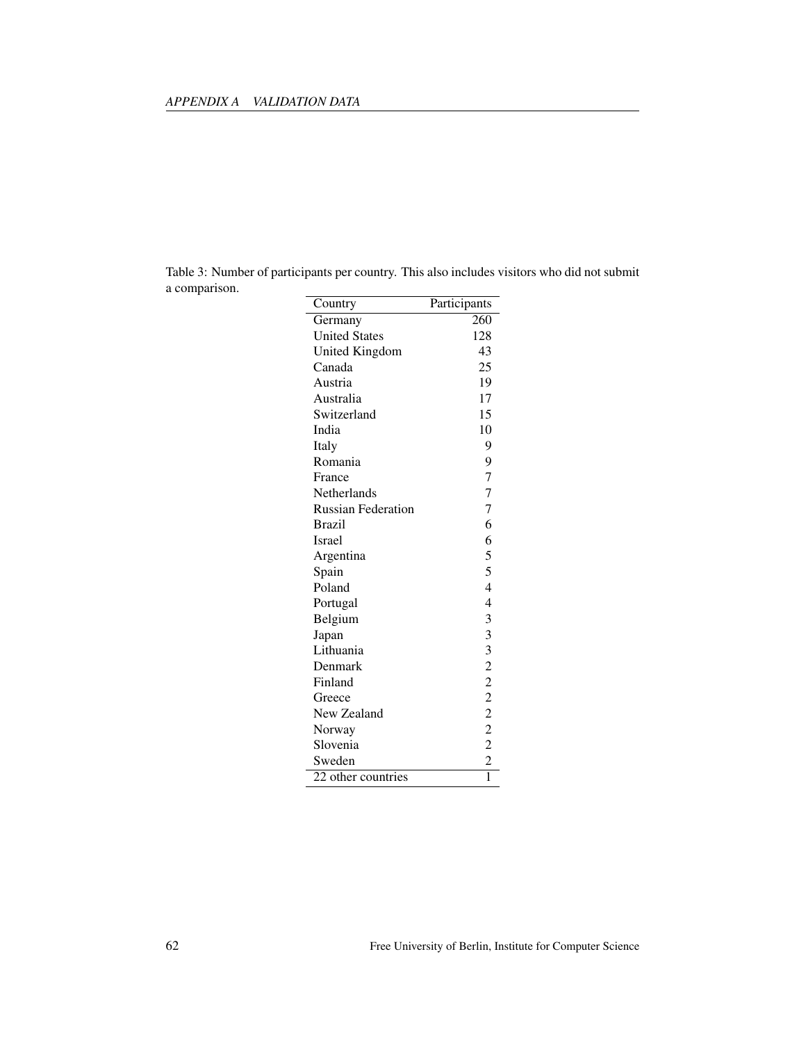Table 3: Number of participants per country. This also includes visitors who did not submit a comparison.

| Country | Participants |
|---|---|
| Germany | 260 |
| United States | 128 |
| United Kingdom | 43 |
| Canada | 25 |
| Austria | 19 |
| Australia | 17 |
| Switzerland | 15 |
| India | 10 |
| Italy | 9 |
| Romania | 9 |
| France | 7 |
| Netherlands | 7 |
| Russian Federation | 7 |
| Brazil | 6 |
| Israel | 6 |
| Argentina | 5 |
| Spain | 5 |
| Poland | 4 |
| Portugal | 4 |
| Belgium | 3 |
| Japan | 3 |
| Lithuania | 3 |
| Denmark | 2 |
| Finland | 2 |
| Greece | 2 |
| New Zealand | 2 |
| Norway | 2 |
| Slovenia | 2 |
| Sweden | 2 |
| 22 other countries | 1 |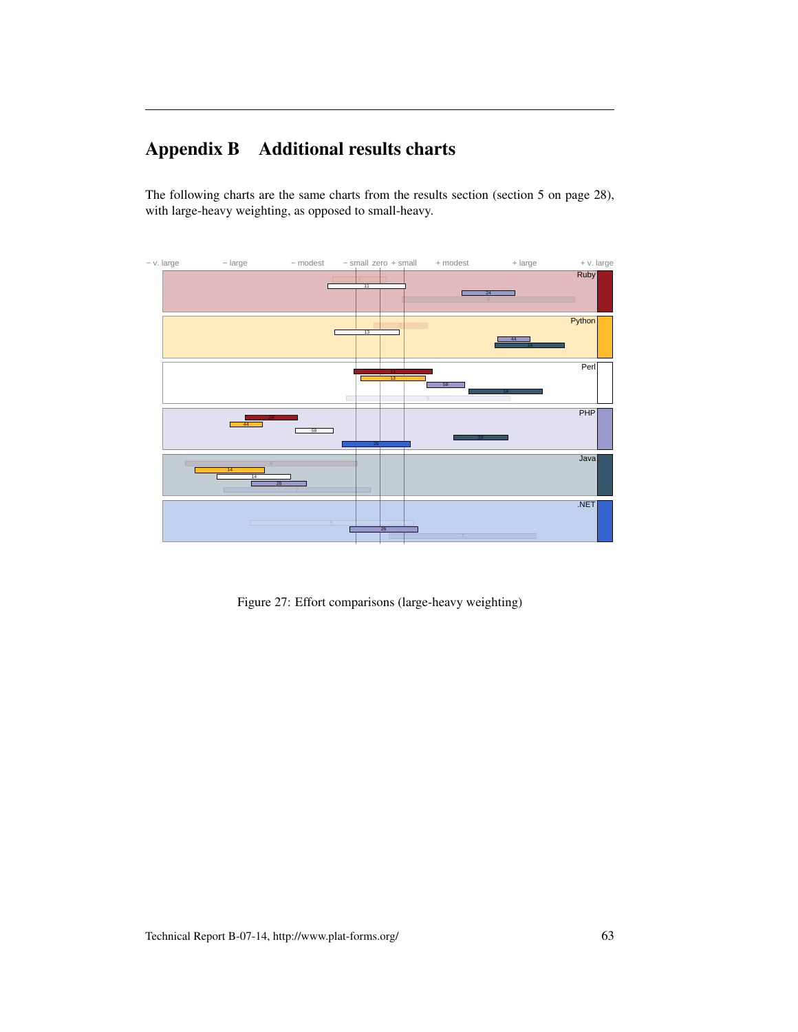# Appendix B Additional results charts

The following charts are the same charts from the results section (section 5 on page 28), with large-heavy weighting, as opposed to small-heavy.

Figure 27: Effort comparisons (large-heavy weighting)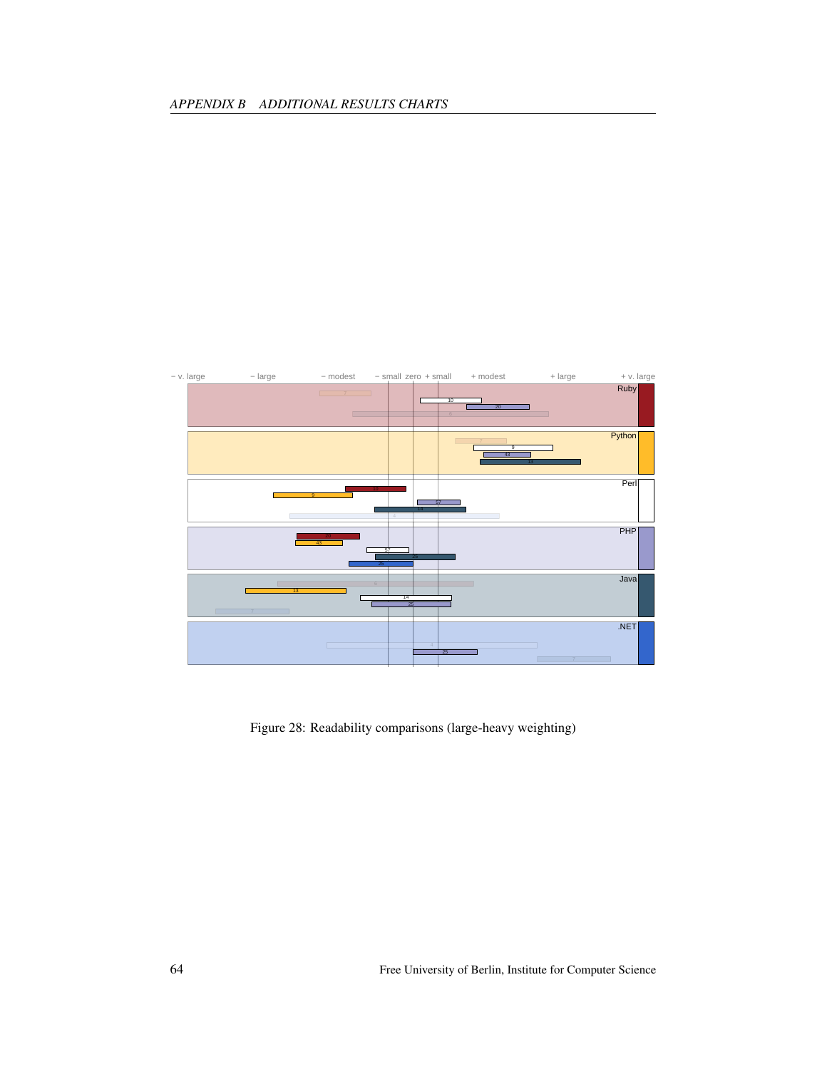− v. large − large − modest − small zero + small + modest + large + v. large

Figure 28: Readability comparisons (large-heavy weighting)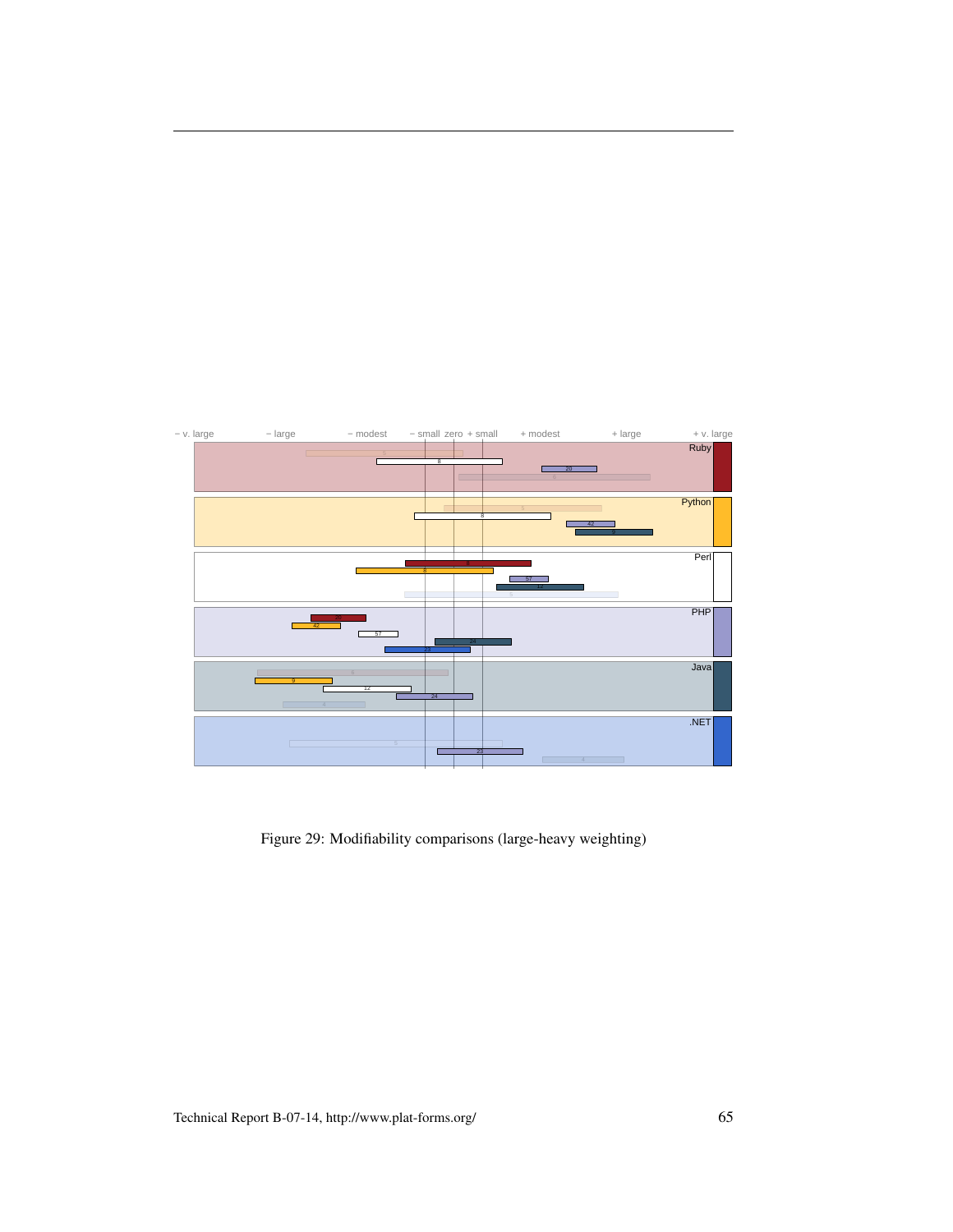Figure 29: Modifiability comparisons (large-heavy weighting)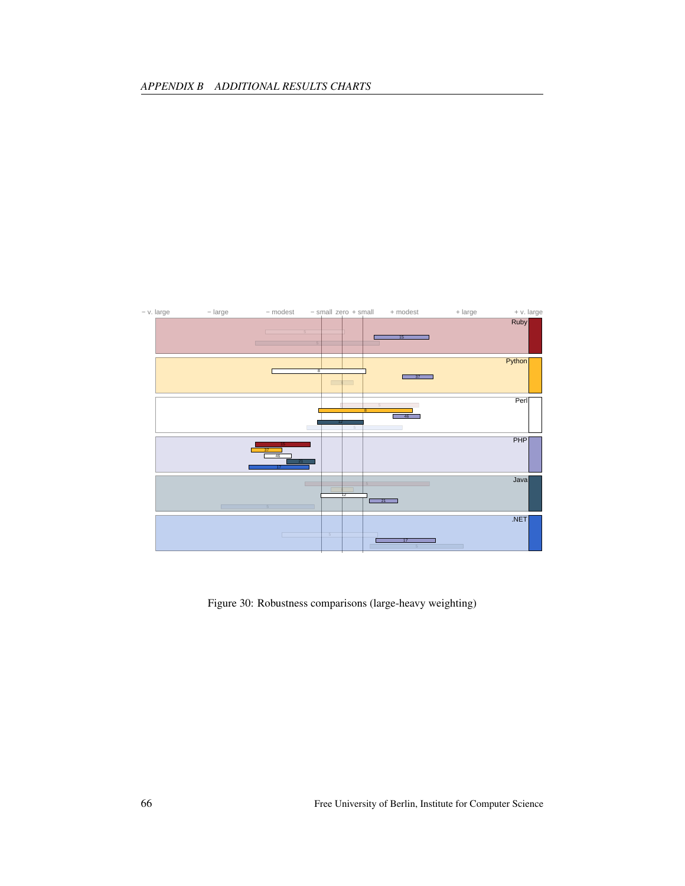− v. large − large − modest − small zero + small + modest + large + v. large

Ruby

Python

Perl

PHP

Java

.NET

Figure 30: Robustness comparisons (large-heavy weighting)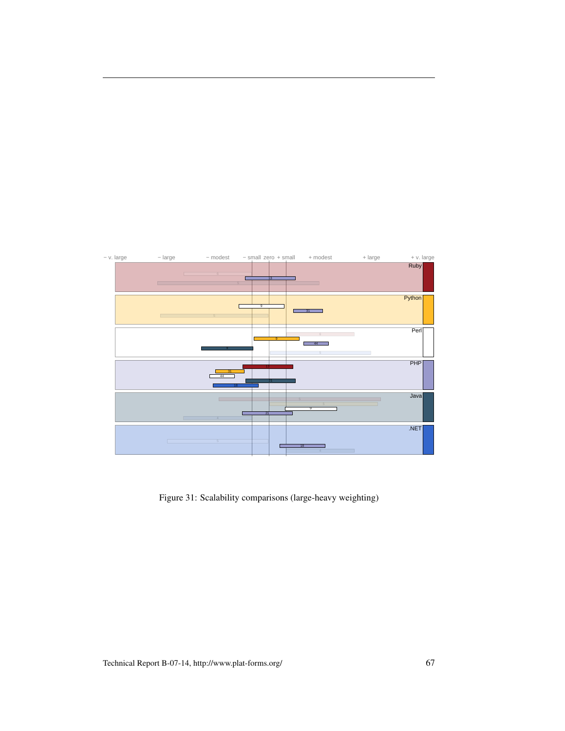Figure 31: Scalability comparisons (large-heavy weighting)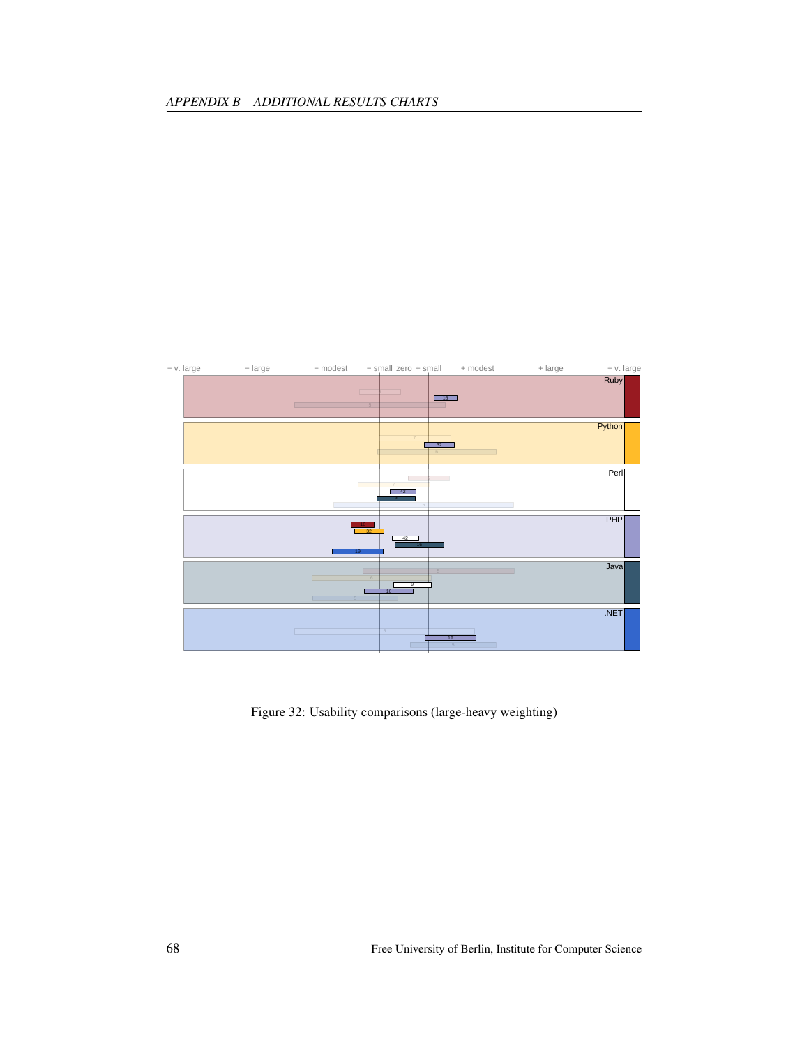− v. large − large − modest − small zero + small + modest + large + v. large

Ruby

Python

Perl

PHP

Java

.NET

Figure 32: Usability comparisons (large-heavy weighting)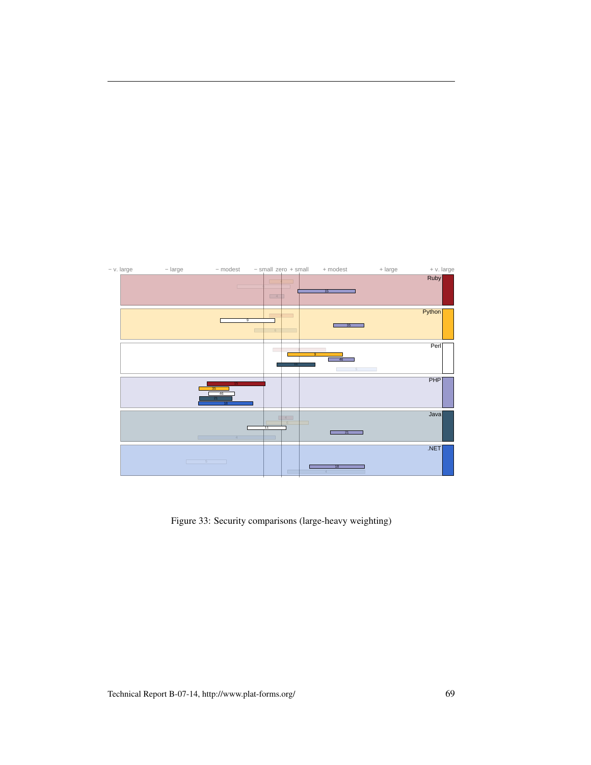Figure 33: Security comparisons (large-heavy weighting)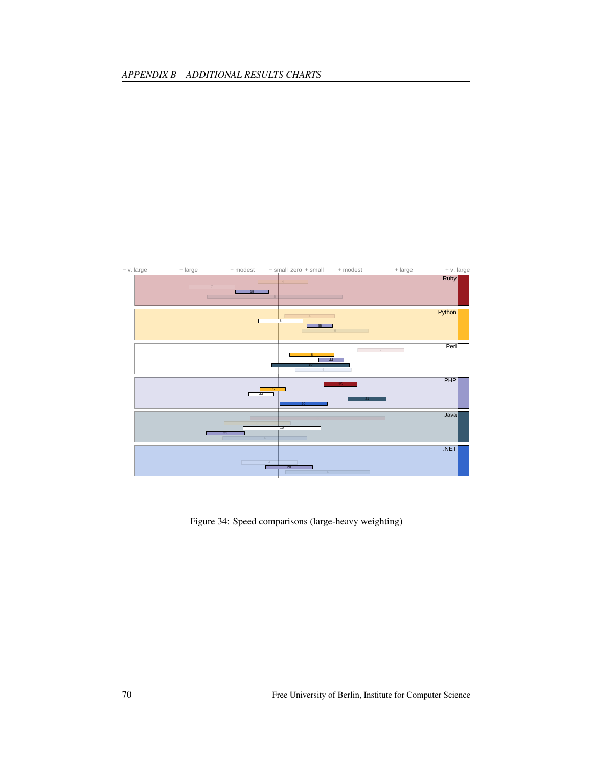Figure 34: Speed comparisons (large-heavy weighting)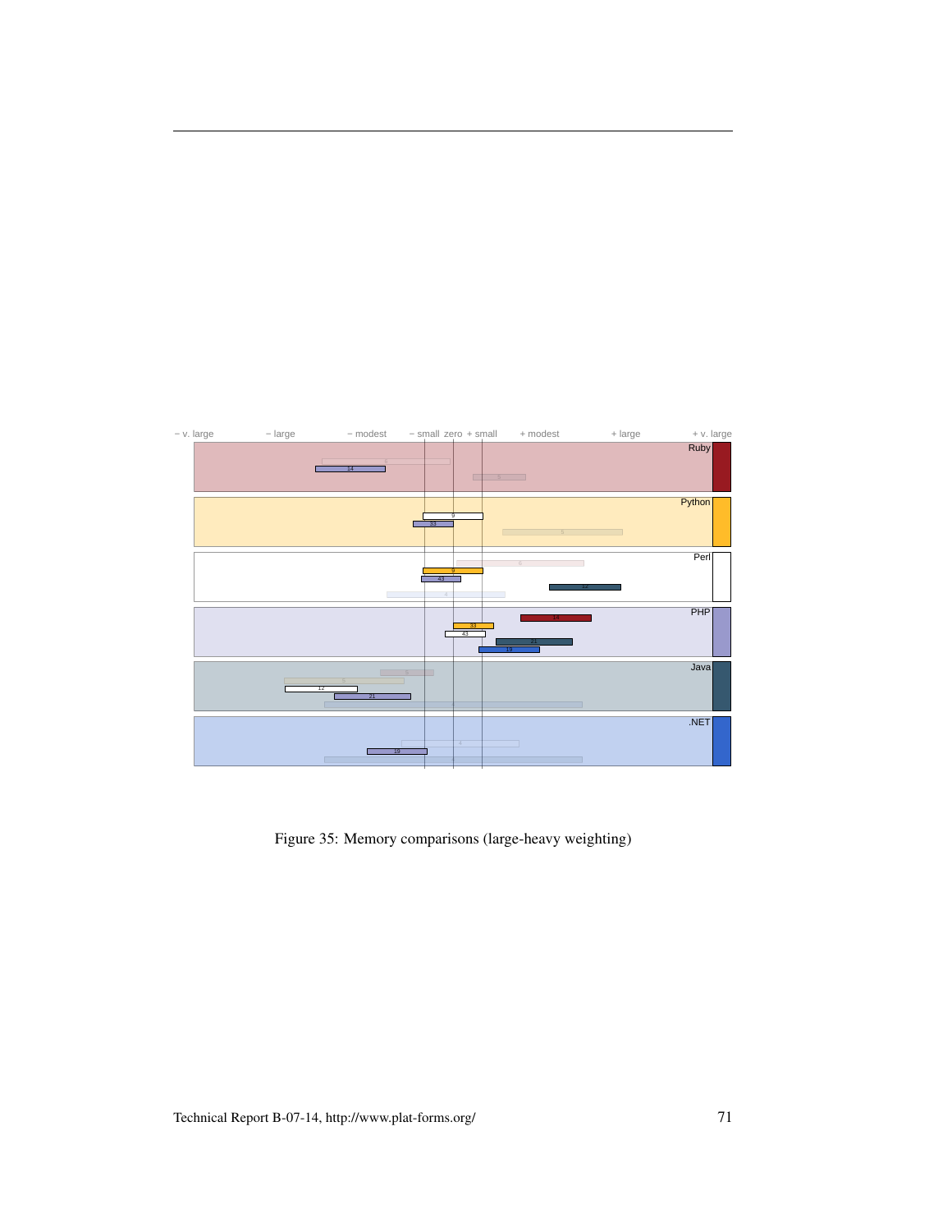Figure 35: Memory comparisons (large-heavy weighting)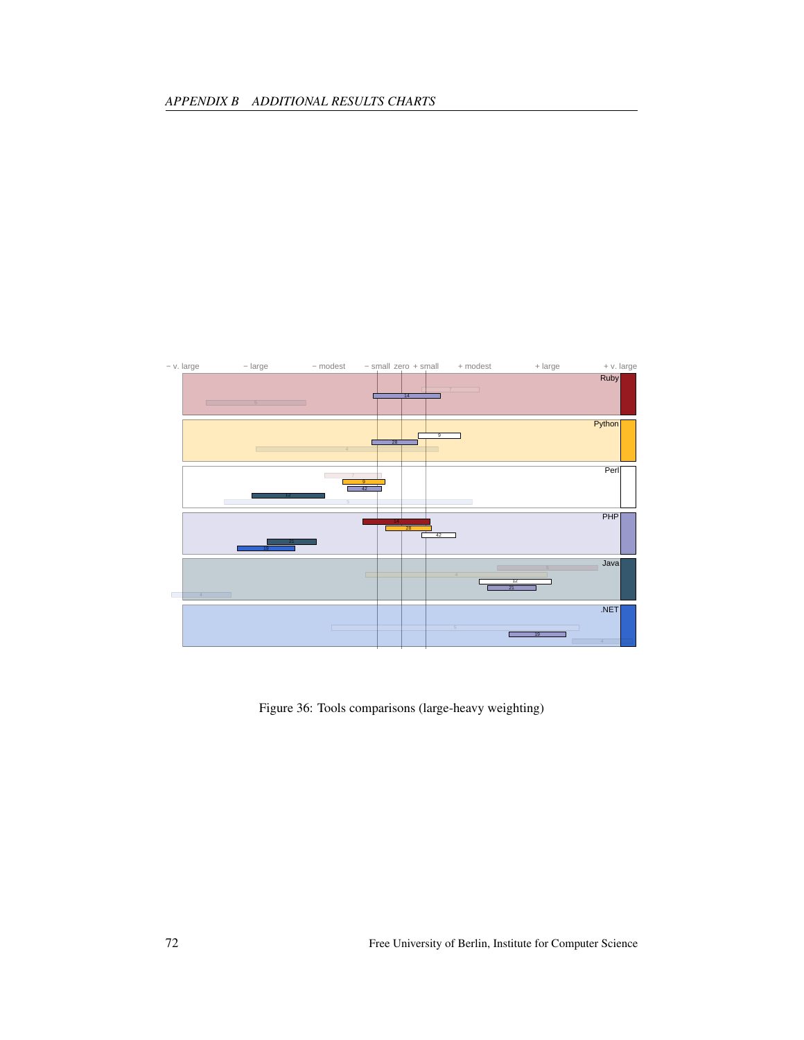− v. large − large − modest − small zero + small + modest + large + v. large

Ruby

Python

Perl

PHP

Java

.NET

Figure 36: Tools comparisons (large-heavy weighting)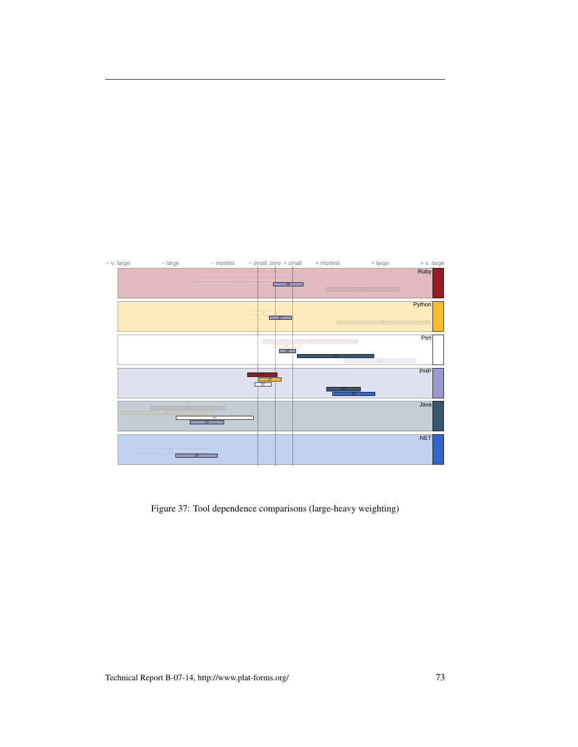Figure 37: Tool dependence comparisons (large-heavy weighting)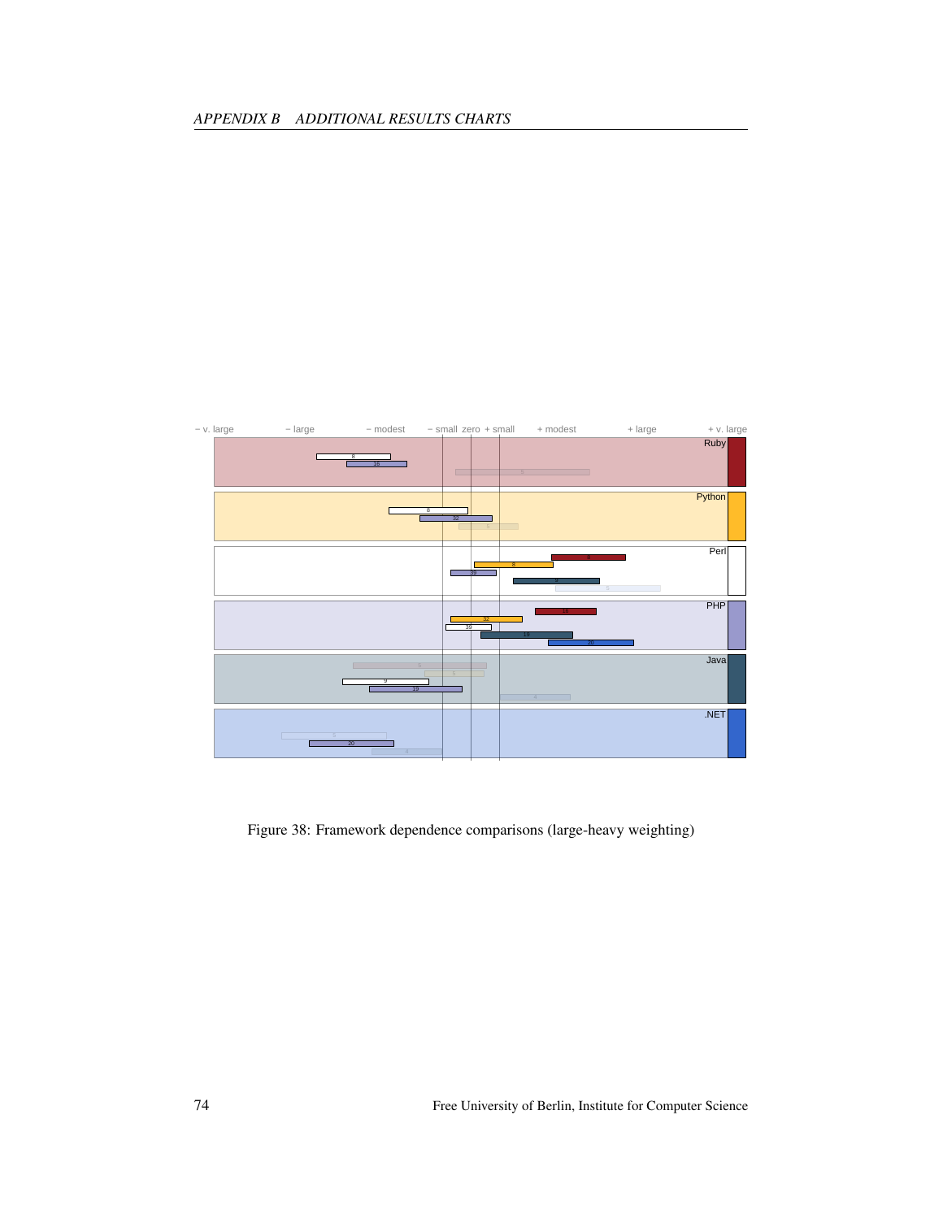− v. large − large − modest − small zero + small + modest + large + v. large

Ruby

Python

Perl

PHP

Java

.NET

Figure 38: Framework dependence comparisons (large-heavy weighting)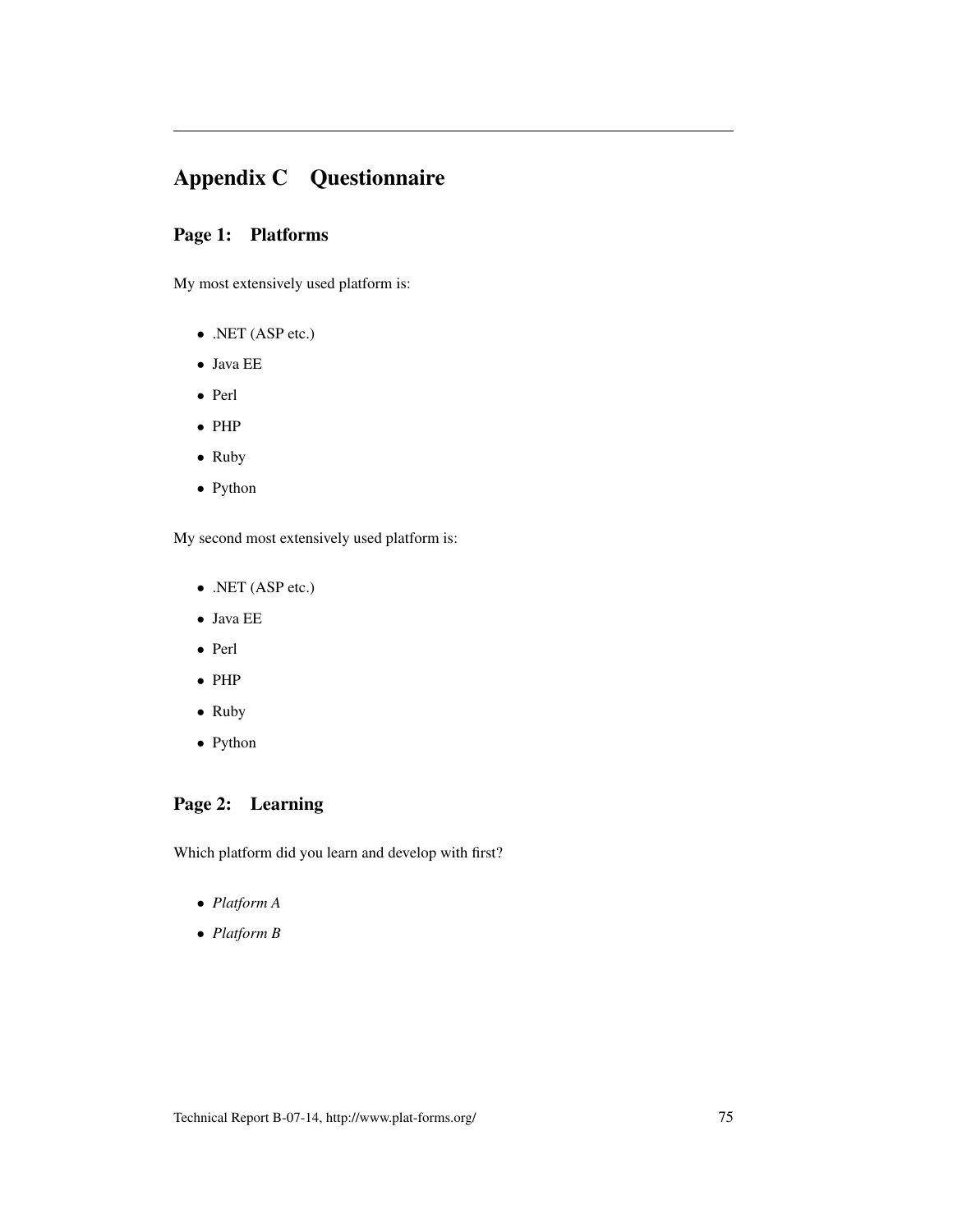# Appendix C Questionnaire

## Page 1: Platforms

My most extensively used platform is:

- .NET (ASP etc.)
- Java EE
- Perl
- PHP
- Ruby
- Python

My second most extensively used platform is:

- .NET (ASP etc.)
- Java EE
- Perl
- PHP
- Ruby
- Python

## Page 2: Learning

Which platform did you learn and develop with first?

- *Platform A*
- *Platform B*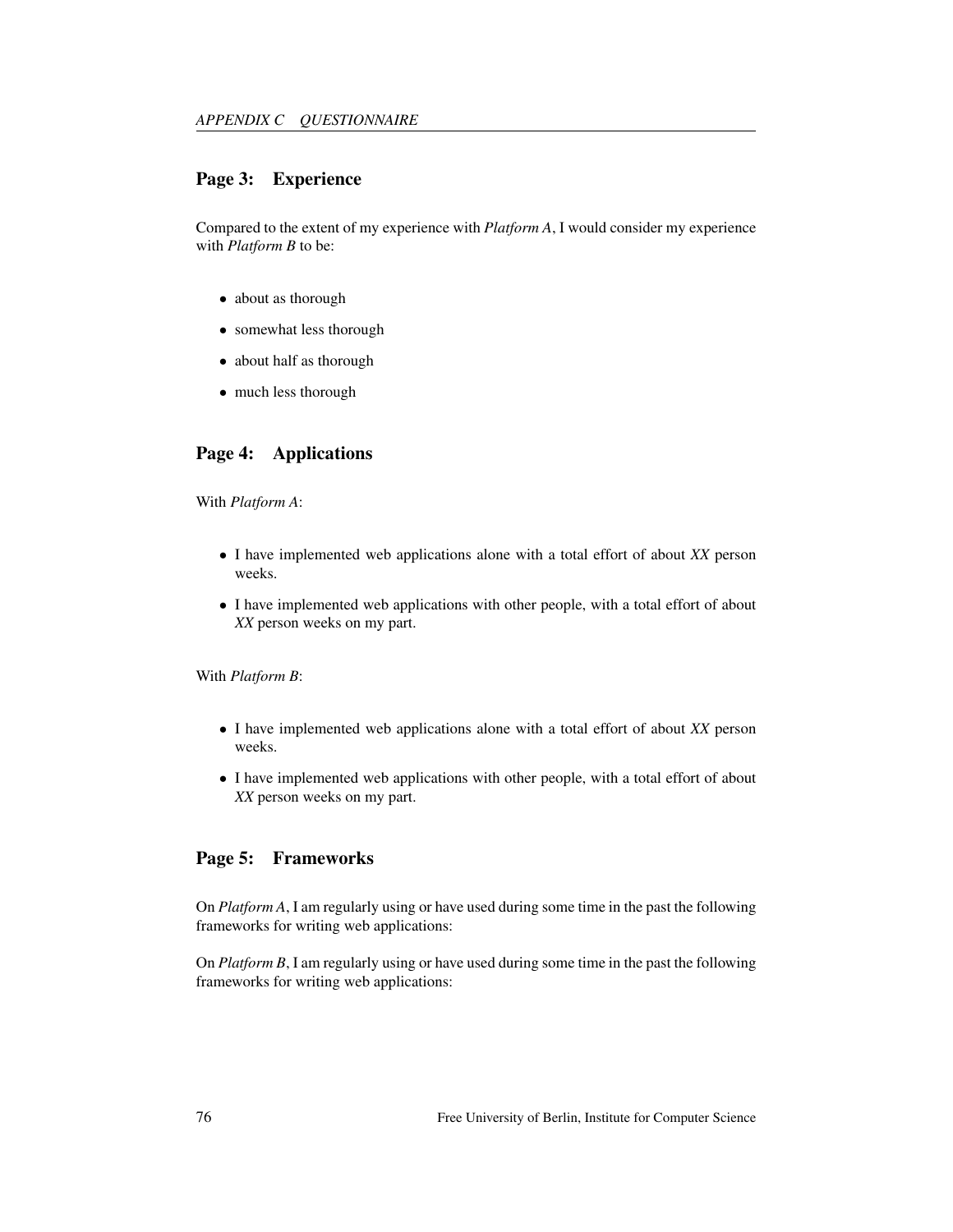## Page 3: Experience

Compared to the extent of my experience with *Platform A*, I would consider my experience with *Platform B* to be:

- about as thorough
- somewhat less thorough
- about half as thorough
- much less thorough

## Page 4: Applications

With *Platform A*:

- I have implemented web applications alone with a total effort of about *XX* person weeks.
- I have implemented web applications with other people, with a total effort of about *XX* person weeks on my part.

With *Platform B*:

- I have implemented web applications alone with a total effort of about *XX* person weeks.
- I have implemented web applications with other people, with a total effort of about *XX* person weeks on my part.

## Page 5: Frameworks

On *Platform A*, I am regularly using or have used during some time in the past the following frameworks for writing web applications:

On *Platform B*, I am regularly using or have used during some time in the past the following frameworks for writing web applications: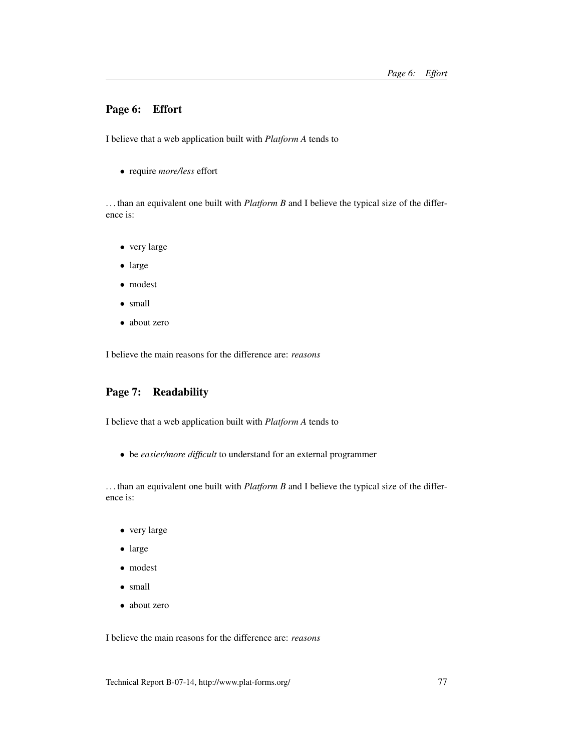## Page 6: Effort

I believe that a web application built with *Platform A* tends to

- require *more/less* effort

. . . than an equivalent one built with *Platform B* and I believe the typical size of the difference is:

- very large
- large
- modest
- small
- about zero

I believe the main reasons for the difference are: *reasons*

## Page 7: Readability

I believe that a web application built with *Platform A* tends to

- be *easier/more difficult* to understand for an external programmer

. . . than an equivalent one built with *Platform B* and I believe the typical size of the difference is:

- very large
- large
- modest
- small
- about zero

I believe the main reasons for the difference are: *reasons*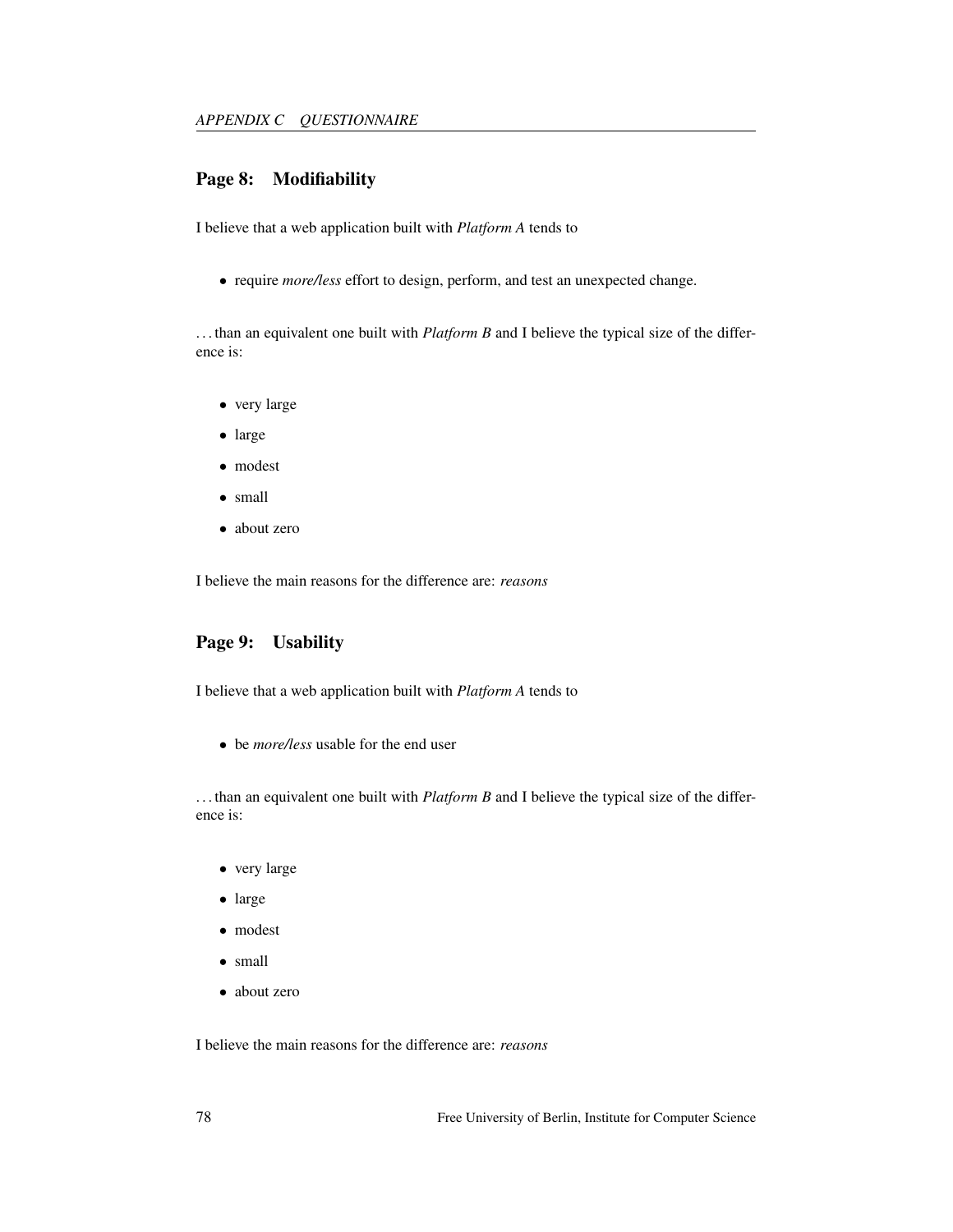## Page 8: Modifiability

I believe that a web application built with *Platform A* tends to

- require *more/less* effort to design, perform, and test an unexpected change.

… than an equivalent one built with *Platform B* and I believe the typical size of the difference is:

- very large
- large
- modest
- small
- about zero

I believe the main reasons for the difference are: *reasons*

## Page 9: Usability

I believe that a web application built with *Platform A* tends to

- be *more/less* usable for the end user

… than an equivalent one built with *Platform B* and I believe the typical size of the difference is:

- very large
- large
- modest
- small
- about zero

I believe the main reasons for the difference are: *reasons*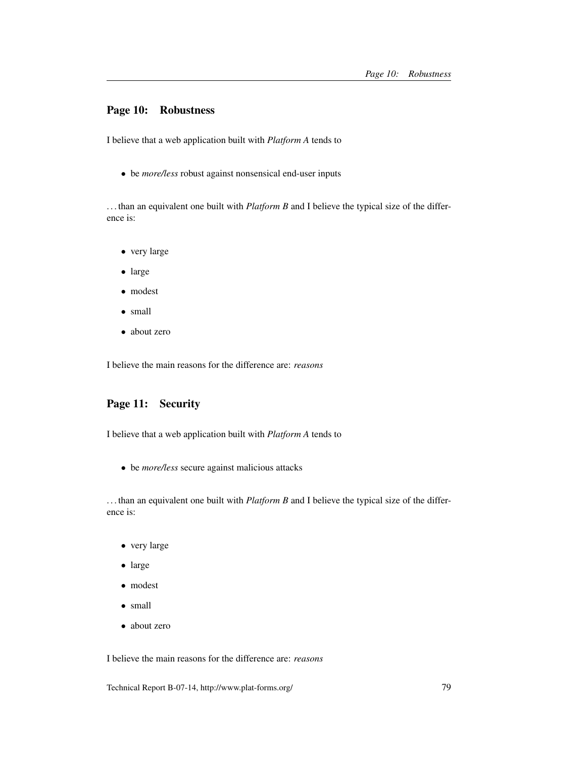## Page 10: Robustness

I believe that a web application built with *Platform A* tends to

- be *more/less* robust against nonsensical end-user inputs

. . . than an equivalent one built with *Platform B* and I believe the typical size of the difference is:

- very large
- large
- modest
- small
- about zero

I believe the main reasons for the difference are: *reasons*

## Page 11: Security

I believe that a web application built with *Platform A* tends to

- be *more/less* secure against malicious attacks

. . . than an equivalent one built with *Platform B* and I believe the typical size of the difference is:

- very large
- large
- modest
- small
- about zero

I believe the main reasons for the difference are: *reasons*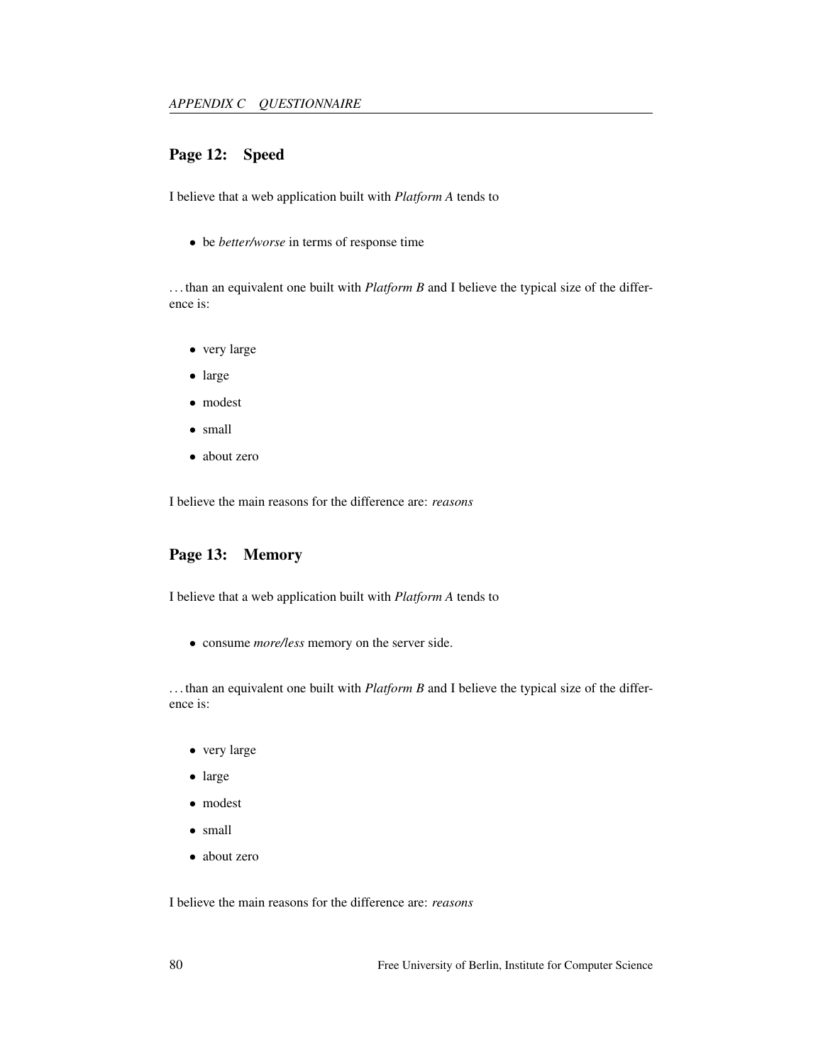## Page 12: Speed

I believe that a web application built with *Platform A* tends to

- be *better/worse* in terms of response time

. . . than an equivalent one built with *Platform B* and I believe the typical size of the difference is:

- very large
- large
- modest
- small
- about zero

I believe the main reasons for the difference are: *reasons*

## Page 13: Memory

I believe that a web application built with *Platform A* tends to

- consume *more/less* memory on the server side.

. . . than an equivalent one built with *Platform B* and I believe the typical size of the difference is:

- very large
- large
- modest
- small
- about zero

I believe the main reasons for the difference are: *reasons*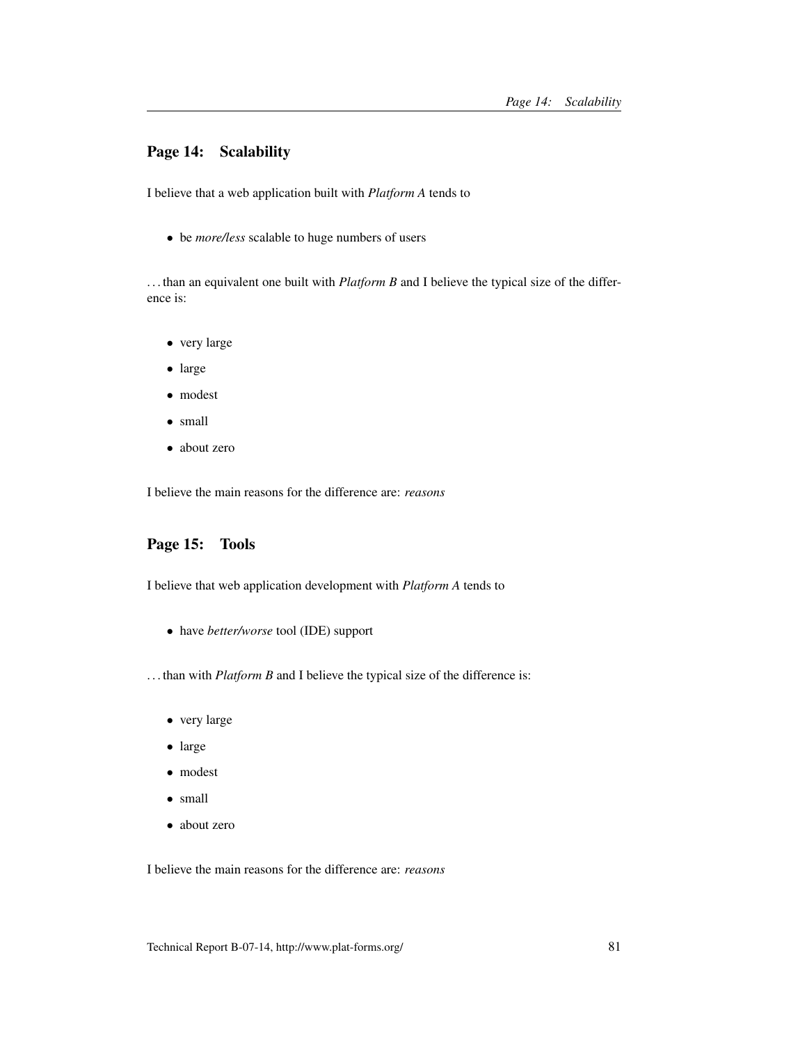## Page 14: Scalability

I believe that a web application built with *Platform A* tends to

- be *more/less* scalable to huge numbers of users

…than an equivalent one built with *Platform B* and I believe the typical size of the difference is:

- very large
- large
- modest
- small
- about zero

I believe the main reasons for the difference are: *reasons*

## Page 15: Tools

I believe that web application development with *Platform A* tends to

- have *better/worse* tool (IDE) support

…than with *Platform B* and I believe the typical size of the difference is:

- very large
- large
- modest
- small
- about zero

I believe the main reasons for the difference are: *reasons*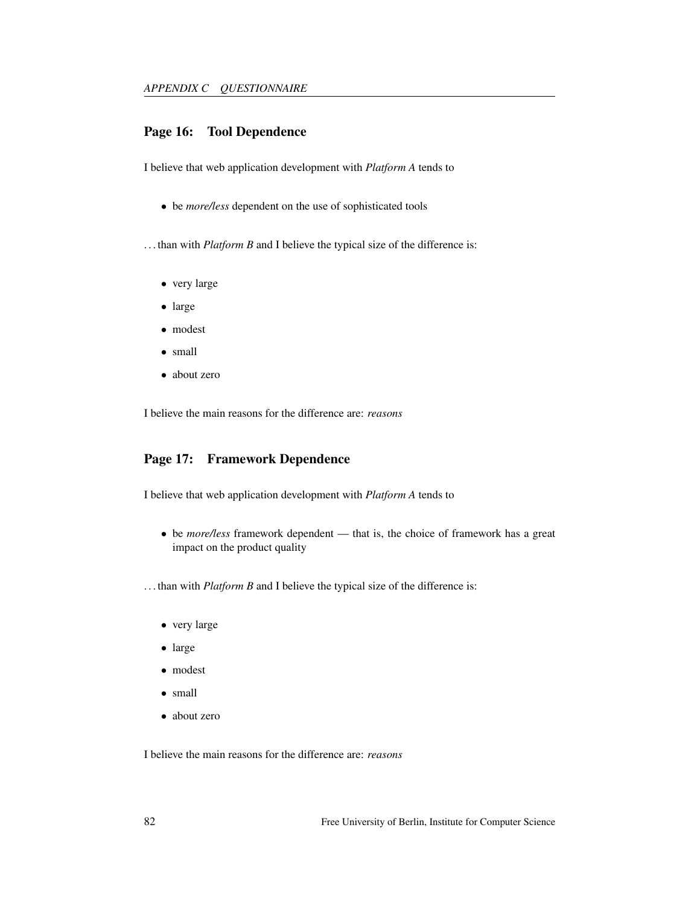## Page 16: Tool Dependence

I believe that web application development with *Platform A* tends to

- be *more/less* dependent on the use of sophisticated tools

. . . than with *Platform B* and I believe the typical size of the difference is:

- very large
- large
- modest
- small
- about zero

I believe the main reasons for the difference are: *reasons*

## Page 17: Framework Dependence

I believe that web application development with *Platform A* tends to

- be *more/less* framework dependent — that is, the choice of framework has a great impact on the product quality

. . . than with *Platform B* and I believe the typical size of the difference is:

- very large
- large
- modest
- small
- about zero

I believe the main reasons for the difference are: *reasons*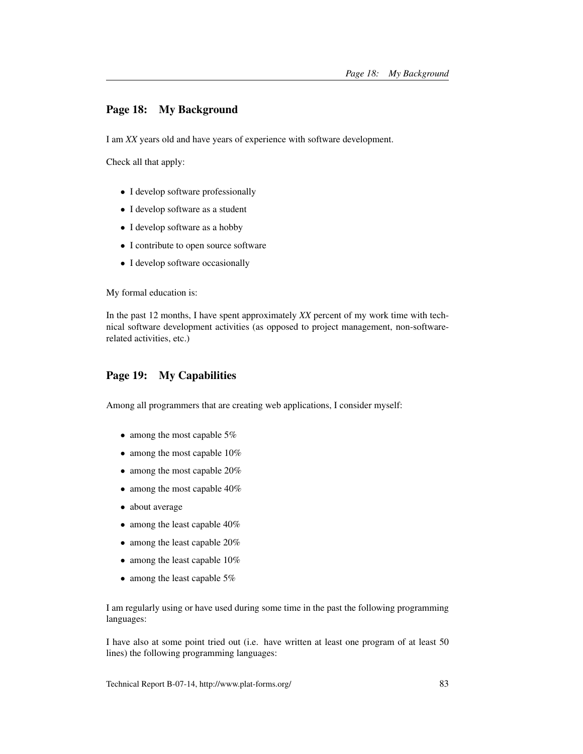## Page 18: My Background

I am *XX* years old and have years of experience with software development.

Check all that apply:

- I develop software professionally
- I develop software as a student
- I develop software as a hobby
- I contribute to open source software
- I develop software occasionally

My formal education is:

In the past 12 months, I have spent approximately *XX* percent of my work time with technical software development activities (as opposed to project management, non-software-related activities, etc.)

## Page 19: My Capabilities

Among all programmers that are creating web applications, I consider myself:

- among the most capable 5%
- among the most capable 10%
- among the most capable 20%
- among the most capable 40%
- about average
- among the least capable 40%
- among the least capable 20%
- among the least capable 10%
- among the least capable 5%

I am regularly using or have used during some time in the past the following programming languages:

I have also at some point tried out (i.e. have written at least one program of at least 50 lines) the following programming languages: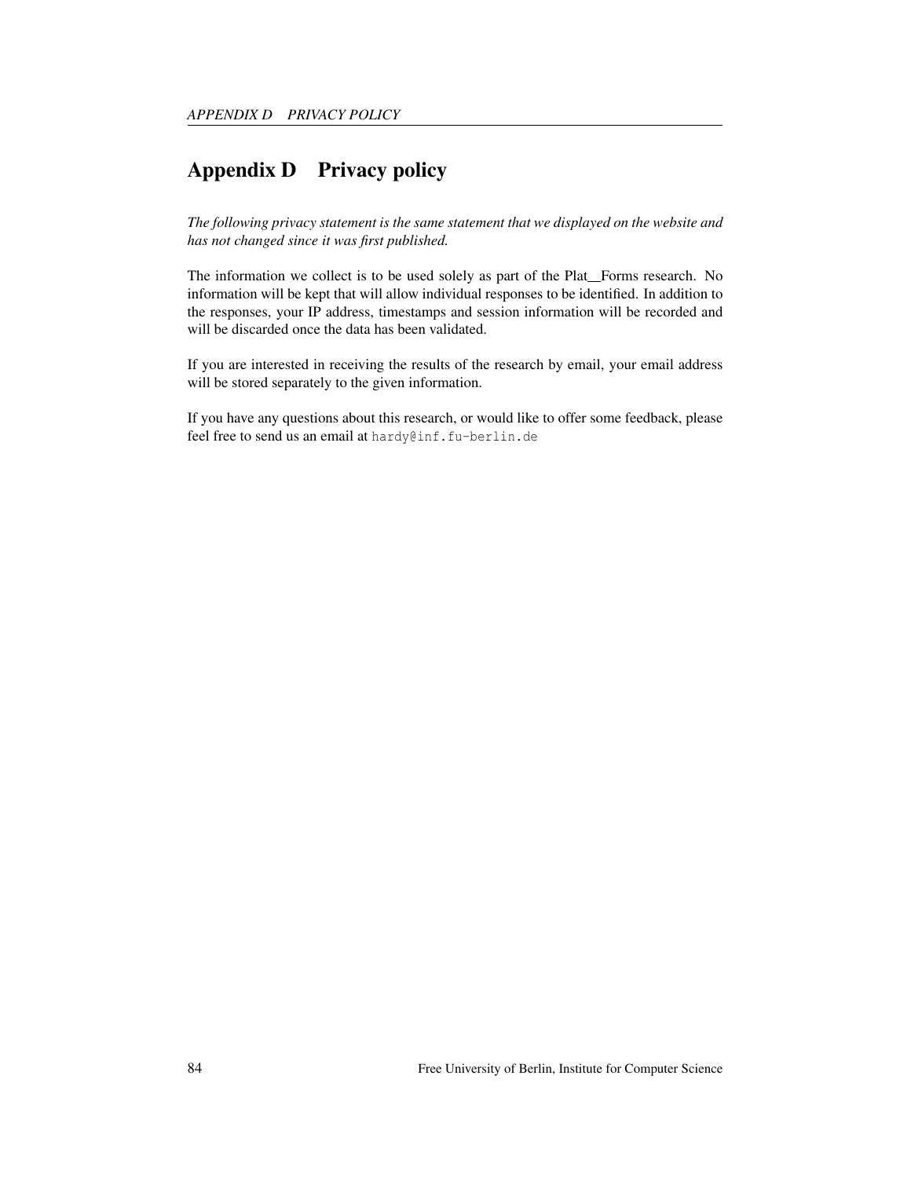# Appendix D Privacy policy

*The following privacy statement is the same statement that we displayed on the website and has not changed since it was first published.*

The information we collect is to be used solely as part of the Plat_Forms research. No information will be kept that will allow individual responses to be identified. In addition to the responses, your IP address, timestamps and session information will be recorded and will be discarded once the data has been validated.

If you are interested in receiving the results of the research by email, your email address will be stored separately to the given information.

If you have any questions about this research, or would like to offer some feedback, please feel free to send us an email at `hardy@inf.fu-berlin.de`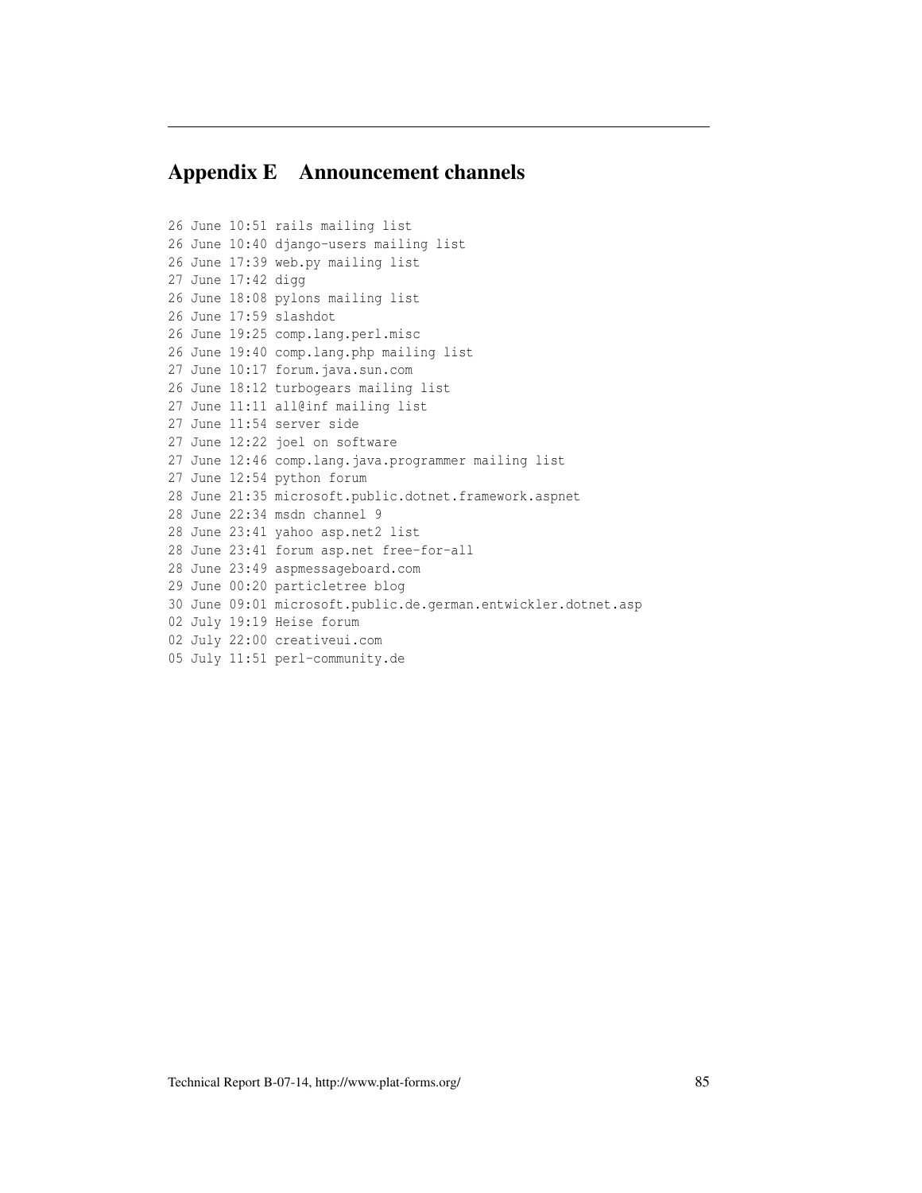# Appendix E Announcement channels

```
26 June 10:51 rails mailing list
26 June 10:40 django-users mailing list
26 June 17:39 web.py mailing list
27 June 17:42 digg
26 June 18:08 pylons mailing list
26 June 17:59 slashdot
26 June 19:25 comp.lang.perl.misc
26 June 19:40 comp.lang.php mailing list
27 June 10:17 forum.java.sun.com
26 June 18:12 turbogears mailing list
27 June 11:11 all@inf mailing list
27 June 11:54 server side
27 June 12:22 joel on software
27 June 12:46 comp.lang.java.programmer mailing list
27 June 12:54 python forum
28 June 21:35 microsoft.public.dotnet.framework.aspnet
28 June 22:34 msdn channel 9
28 June 23:41 yahoo asp.net2 list
28 June 23:41 forum asp.net free-for-all
28 June 23:49 aspmessageboard.com
29 June 00:20 particletree blog
30 June 09:01 microsoft.public.de.german.entwickler.dotnet.asp
02 July 19:19 Heise forum
02 July 22:00 creativeui.com
05 July 11:51 perl-community.de
```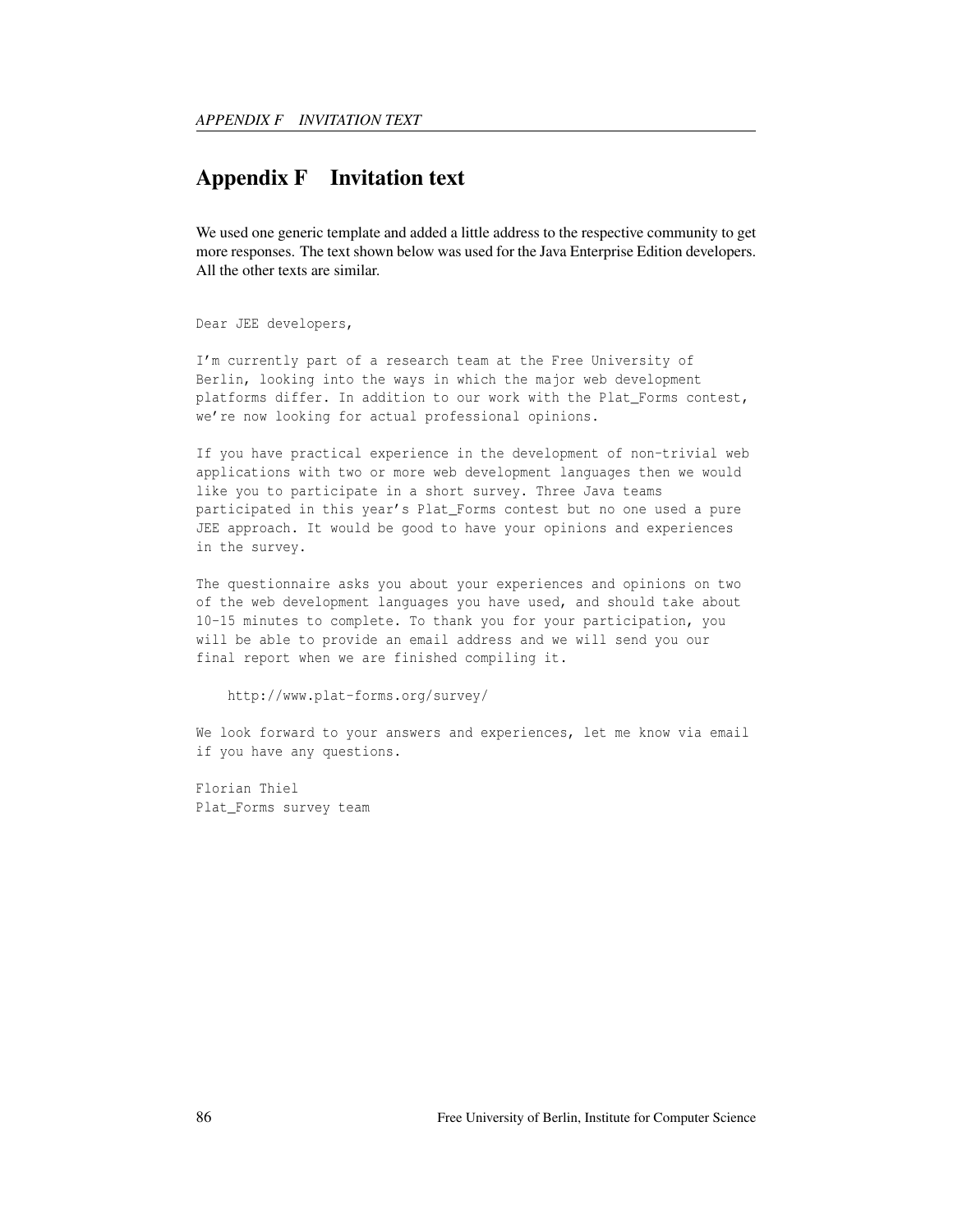# Appendix F Invitation text

We used one generic template and added a little address to the respective community to get more responses. The text shown below was used for the Java Enterprise Edition developers. All the other texts are similar.

```
Dear JEE developers,

I'm currently part of a research team at the Free University of
Berlin, looking into the ways in which the major web development
platforms differ. In addition to our work with the Plat_Forms contest,
we're now looking for actual professional opinions.

If you have practical experience in the development of non-trivial web
applications with two or more web development languages then we would
like you to participate in a short survey. Three Java teams
participated in this year's Plat_Forms contest but no one used a pure
JEE approach. It would be good to have your opinions and experiences
in the survey.

The questionnaire asks you about your experiences and opinions on two
of the web development languages you have used, and should take about
10-15 minutes to complete. To thank you for your participation, you
will be able to provide an email address and we will send you our
final report when we are finished compiling it.

    http://www.plat-forms.org/survey/

We look forward to your answers and experiences, let me know via email
if you have any questions.

Florian Thiel
Plat_Forms survey team
```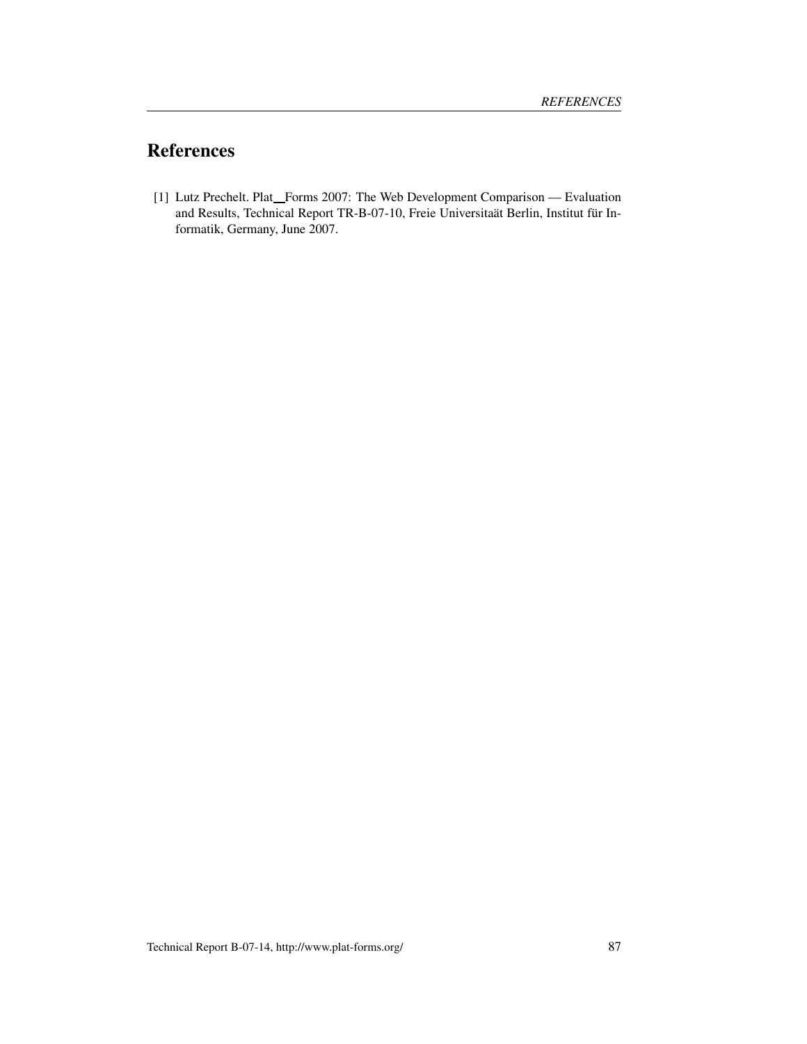# References

[1] Lutz Prechelt. Plat_Forms 2007: The Web Development Comparison — Evaluation and Results, Technical Report TR-B-07-10, Freie Universitaät Berlin, Institut für Informatik, Germany, June 2007.